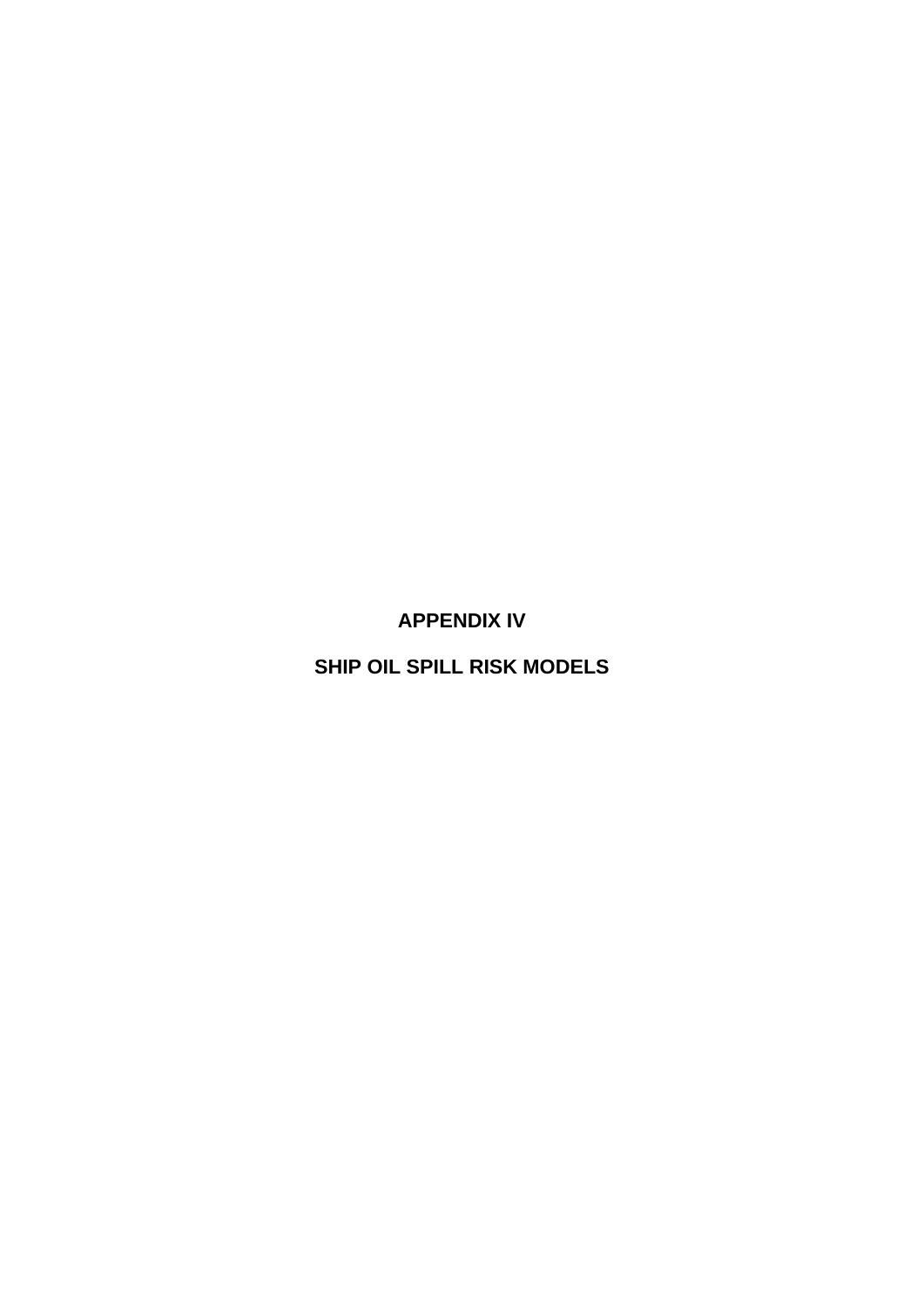# APPENDIX IV

# SHIP OIL SPILL RISK MODELS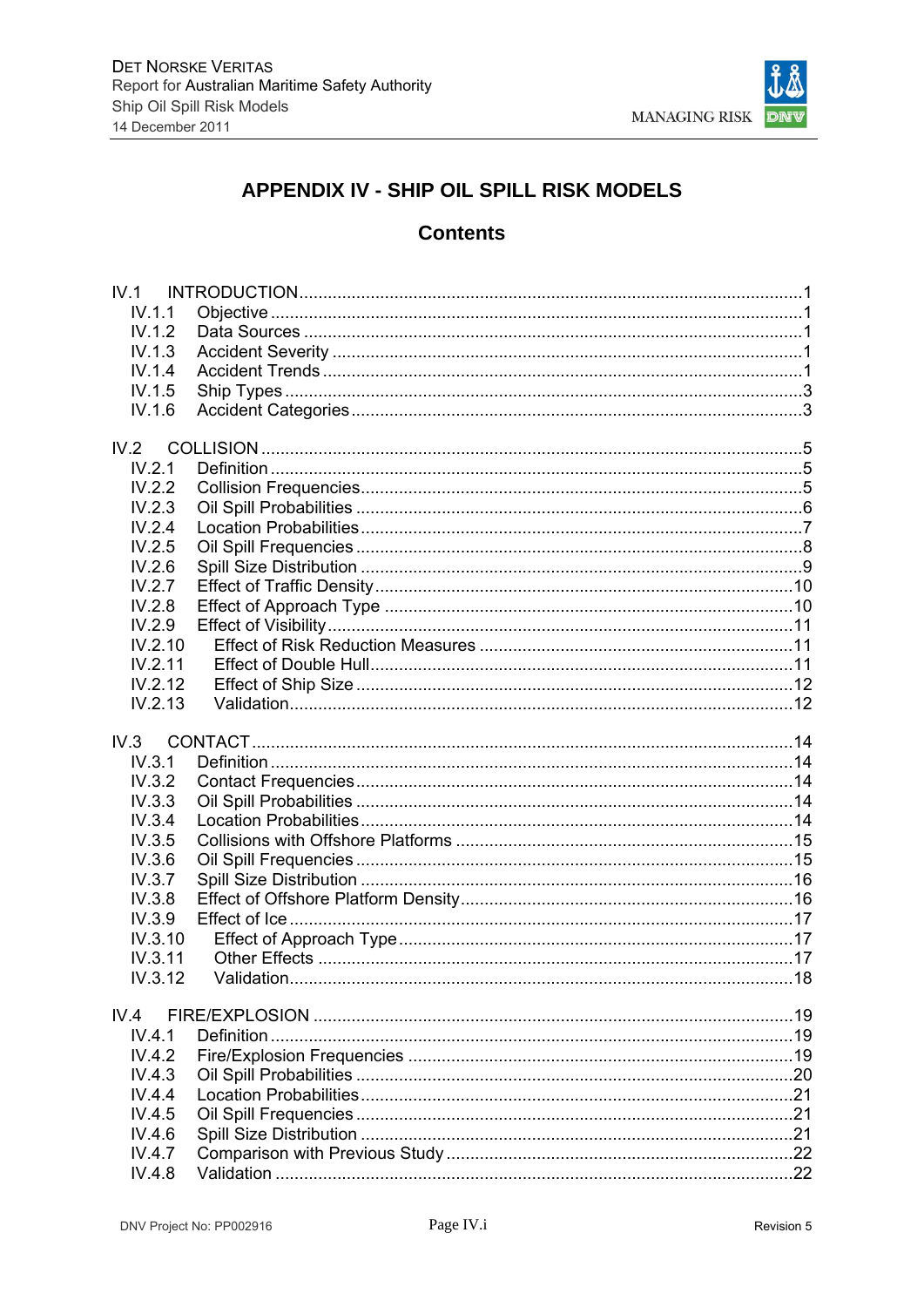# APPENDIX IV - SHIP OIL SPILL RISK MODELS

## Contents

IV.1 INTRODUCTION .......................................................... 1
- IV.1.1 Objective .......................................................... 1
- IV.1.2 Data Sources .......................................................... 1
- IV.1.3 Accident Severity .......................................................... 1
- IV.1.4 Accident Trends .......................................................... 1
- IV.1.5 Ship Types .......................................................... 3
- IV.1.6 Accident Categories .......................................................... 3

IV.2 COLLISION .......................................................... 5
- IV.2.1 Definition .......................................................... 5
- IV.2.2 Collision Frequencies .......................................................... 5
- IV.2.3 Oil Spill Probabilities .......................................................... 6
- IV.2.4 Location Probabilities .......................................................... 7
- IV.2.5 Oil Spill Frequencies .......................................................... 8
- IV.2.6 Spill Size Distribution .......................................................... 9
- IV.2.7 Effect of Traffic Density .......................................................... 10
- IV.2.8 Effect of Approach Type .......................................................... 10
- IV.2.9 Effect of Visibility .......................................................... 11
- IV.2.10 Effect of Risk Reduction Measures .......................................................... 11
- IV.2.11 Effect of Double Hull .......................................................... 11
- IV.2.12 Effect of Ship Size .......................................................... 12
- IV.2.13 Validation .......................................................... 12

IV.3 CONTACT .......................................................... 14
- IV.3.1 Definition .......................................................... 14
- IV.3.2 Contact Frequencies .......................................................... 14
- IV.3.3 Oil Spill Probabilities .......................................................... 14
- IV.3.4 Location Probabilities .......................................................... 14
- IV.3.5 Collisions with Offshore Platforms .......................................................... 15
- IV.3.6 Oil Spill Frequencies .......................................................... 15
- IV.3.7 Spill Size Distribution .......................................................... 16
- IV.3.8 Effect of Offshore Platform Density .......................................................... 16
- IV.3.9 Effect of Ice .......................................................... 17
- IV.3.10 Effect of Approach Type .......................................................... 17
- IV.3.11 Other Effects .......................................................... 17
- IV.3.12 Validation .......................................................... 18

IV.4 FIRE/EXPLOSION .......................................................... 19
- IV.4.1 Definition .......................................................... 19
- IV.4.2 Fire/Explosion Frequencies .......................................................... 19
- IV.4.3 Oil Spill Probabilities .......................................................... 20
- IV.4.4 Location Probabilities .......................................................... 21
- IV.4.5 Oil Spill Frequencies .......................................................... 21
- IV.4.6 Spill Size Distribution .......................................................... 21
- IV.4.7 Comparison with Previous Study .......................................................... 22
- IV.4.8 Validation .......................................................... 22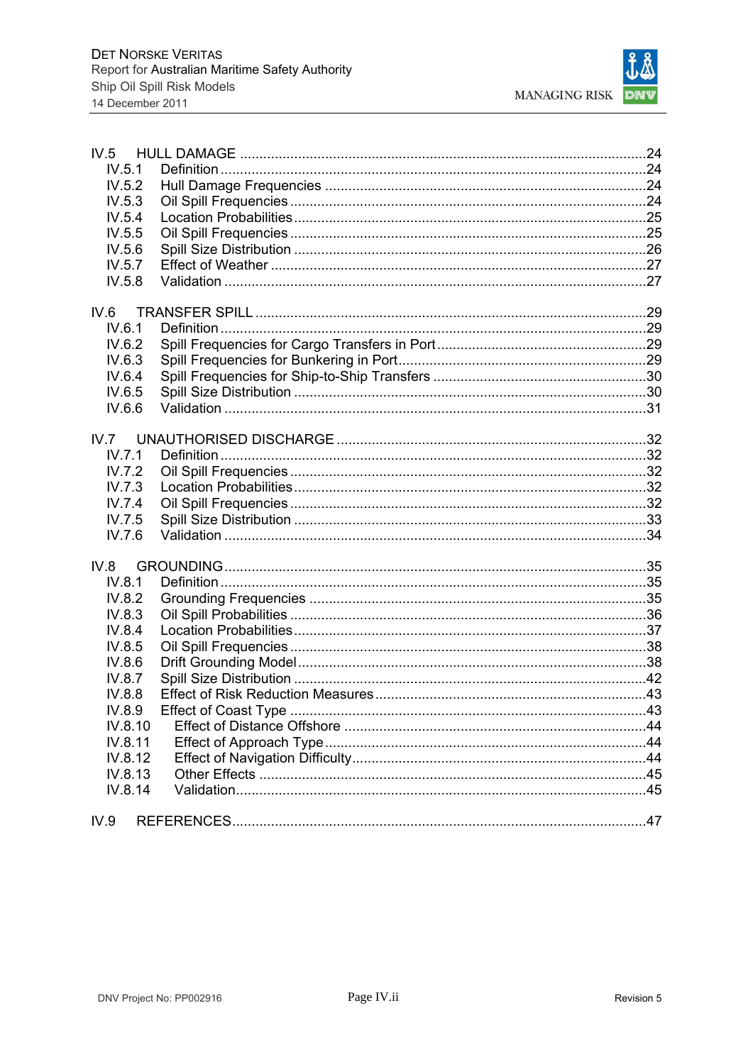IV.5 HULL DAMAGE ....................................................................................................24
  IV.5.1 Definition ........................................................................................................24
  IV.5.2 Hull Damage Frequencies ...............................................................................24
  IV.5.3 Oil Spill Frequencies .......................................................................................24
  IV.5.4 Location Probabilities ......................................................................................25
  IV.5.5 Oil Spill Frequencies .......................................................................................25
  IV.5.6 Spill Size Distribution ......................................................................................26
  IV.5.7 Effect of Weather .............................................................................................27
  IV.5.8 Validation .........................................................................................................27

IV.6 TRANSFER SPILL ................................................................................................29
  IV.6.1 Definition ........................................................................................................29
  IV.6.2 Spill Frequencies for Cargo Transfers in Port ..................................................29
  IV.6.3 Spill Frequencies for Bunkering in Port ...........................................................29
  IV.6.4 Spill Frequencies for Ship-to-Ship Transfers ...................................................30
  IV.6.5 Spill Size Distribution ......................................................................................30
  IV.6.6 Validation .........................................................................................................31

IV.7 UNAUTHORISED DISCHARGE ...........................................................................32
  IV.7.1 Definition ........................................................................................................32
  IV.7.2 Oil Spill Frequencies .......................................................................................32
  IV.7.3 Location Probabilities ......................................................................................32
  IV.7.4 Oil Spill Frequencies .......................................................................................32
  IV.7.5 Spill Size Distribution ......................................................................................33
  IV.7.6 Validation .........................................................................................................34

IV.8 GROUNDING .........................................................................................................35
  IV.8.1 Definition ........................................................................................................35
  IV.8.2 Grounding Frequencies ...................................................................................35
  IV.8.3 Oil Spill Probabilities .......................................................................................36
  IV.8.4 Location Probabilities ......................................................................................37
  IV.8.5 Oil Spill Frequencies .......................................................................................38
  IV.8.6 Drift Grounding Model .....................................................................................38
  IV.8.7 Spill Size Distribution ......................................................................................42
  IV.8.8 Effect of Risk Reduction Measures .................................................................43
  IV.8.9 Effect of Coast Type .......................................................................................43
  IV.8.10 Effect of Distance Offshore ..........................................................................44
  IV.8.11 Effect of Approach Type ...............................................................................44
  IV.8.12 Effect of Navigation Difficulty .......................................................................44
  IV.8.13 Other Effects ................................................................................................45
  IV.8.14 Validation ......................................................................................................45

IV.9 REFERENCES .......................................................................................................47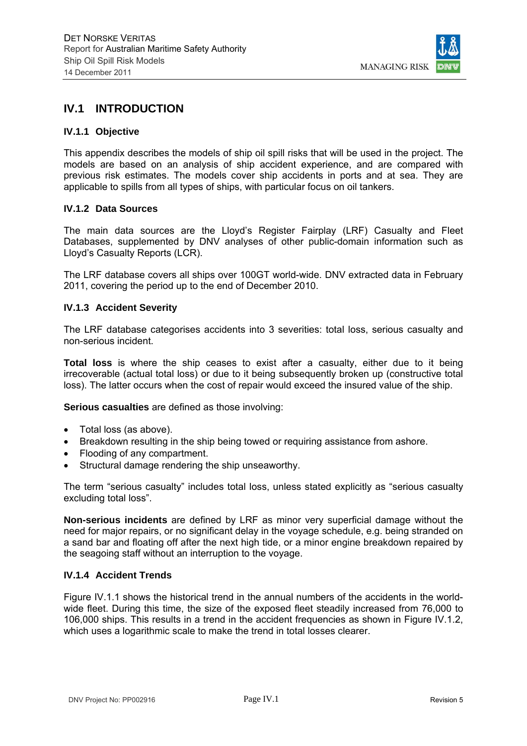## IV.1 INTRODUCTION

### IV.1.1 Objective

This appendix describes the models of ship oil spill risks that will be used in the project. The models are based on an analysis of ship accident experience, and are compared with previous risk estimates. The models cover ship accidents in ports and at sea. They are applicable to spills from all types of ships, with particular focus on oil tankers.

### IV.1.2 Data Sources

The main data sources are the Lloyd's Register Fairplay (LRF) Casualty and Fleet Databases, supplemented by DNV analyses of other public-domain information such as Lloyd's Casualty Reports (LCR).

The LRF database covers all ships over 100GT world-wide. DNV extracted data in February 2011, covering the period up to the end of December 2010.

### IV.1.3 Accident Severity

The LRF database categorises accidents into 3 severities: total loss, serious casualty and non-serious incident.

**Total loss** is where the ship ceases to exist after a casualty, either due to it being irrecoverable (actual total loss) or due to it being subsequently broken up (constructive total loss). The latter occurs when the cost of repair would exceed the insured value of the ship.

**Serious casualties** are defined as those involving:

- Total loss (as above).
- Breakdown resulting in the ship being towed or requiring assistance from ashore.
- Flooding of any compartment.
- Structural damage rendering the ship unseaworthy.

The term "serious casualty" includes total loss, unless stated explicitly as "serious casualty excluding total loss".

**Non-serious incidents** are defined by LRF as minor very superficial damage without the need for major repairs, or no significant delay in the voyage schedule, e.g. being stranded on a sand bar and floating off after the next high tide, or a minor engine breakdown repaired by the seagoing staff without an interruption to the voyage.

### IV.1.4 Accident Trends

Figure IV.1.1 shows the historical trend in the annual numbers of the accidents in the world-wide fleet. During this time, the size of the exposed fleet steadily increased from 76,000 to 106,000 ships. This results in a trend in the accident frequencies as shown in Figure IV.1.2, which uses a logarithmic scale to make the trend in total losses clearer.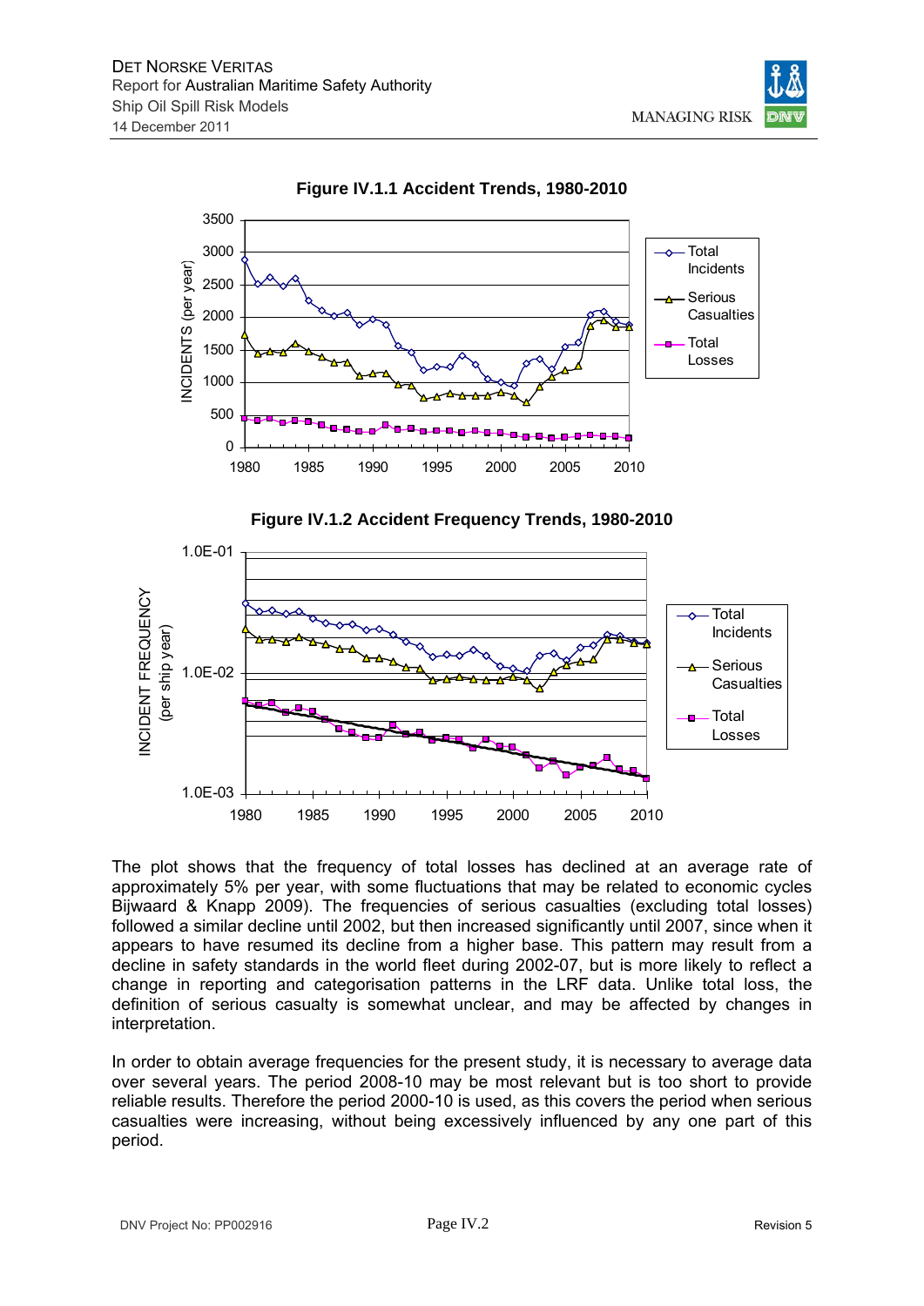**Figure IV.1.1 Accident Trends, 1980-2010**

**Figure IV.1.2 Accident Frequency Trends, 1980-2010**

The plot shows that the frequency of total losses has declined at an average rate of approximately 5% per year, with some fluctuations that may be related to economic cycles Bijwaard & Knapp 2009). The frequencies of serious casualties (excluding total losses) followed a similar decline until 2002, but then increased significantly until 2007, since when it appears to have resumed its decline from a higher base. This pattern may result from a decline in safety standards in the world fleet during 2002-07, but is more likely to reflect a change in reporting and categorisation patterns in the LRF data. Unlike total loss, the definition of serious casualty is somewhat unclear, and may be affected by changes in interpretation.

In order to obtain average frequencies for the present study, it is necessary to average data over several years. The period 2008-10 may be most relevant but is too short to provide reliable results. Therefore the period 2000-10 is used, as this covers the period when serious casualties were increasing, without being excessively influenced by any one part of this period.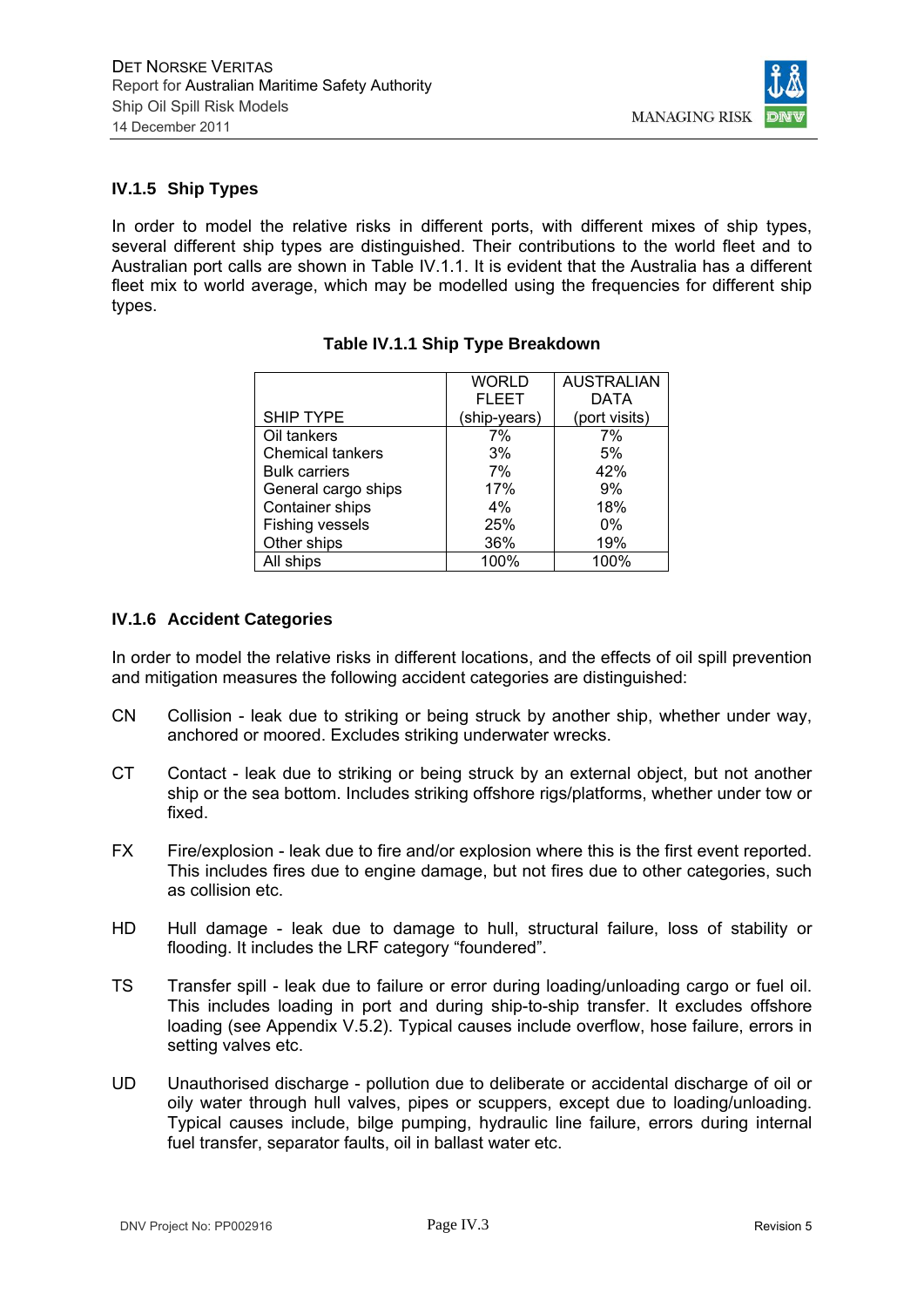## IV.1.5 Ship Types

In order to model the relative risks in different ports, with different mixes of ship types, several different ship types are distinguished. Their contributions to the world fleet and to Australian port calls are shown in Table IV.1.1. It is evident that the Australia has a different fleet mix to world average, which may be modelled using the frequencies for different ship types.

**Table IV.1.1 Ship Type Breakdown**

| SHIP TYPE | WORLD FLEET (ship-years) | AUSTRALIAN DATA (port visits) |
|---|---|---|
| Oil tankers | 7% | 7% |
| Chemical tankers | 3% | 5% |
| Bulk carriers | 7% | 42% |
| General cargo ships | 17% | 9% |
| Container ships | 4% | 18% |
| Fishing vessels | 25% | 0% |
| Other ships | 36% | 19% |
| All ships | 100% | 100% |

## IV.1.6 Accident Categories

In order to model the relative risks in different locations, and the effects of oil spill prevention and mitigation measures the following accident categories are distinguished:

CN Collision - leak due to striking or being struck by another ship, whether under way, anchored or moored. Excludes striking underwater wrecks.

CT Contact - leak due to striking or being struck by an external object, but not another ship or the sea bottom. Includes striking offshore rigs/platforms, whether under tow or fixed.

FX Fire/explosion - leak due to fire and/or explosion where this is the first event reported. This includes fires due to engine damage, but not fires due to other categories, such as collision etc.

HD Hull damage - leak due to damage to hull, structural failure, loss of stability or flooding. It includes the LRF category "foundered".

TS Transfer spill - leak due to failure or error during loading/unloading cargo or fuel oil. This includes loading in port and during ship-to-ship transfer. It excludes offshore loading (see Appendix V.5.2). Typical causes include overflow, hose failure, errors in setting valves etc.

UD Unauthorised discharge - pollution due to deliberate or accidental discharge of oil or oily water through hull valves, pipes or scuppers, except due to loading/unloading. Typical causes include, bilge pumping, hydraulic line failure, errors during internal fuel transfer, separator faults, oil in ballast water etc.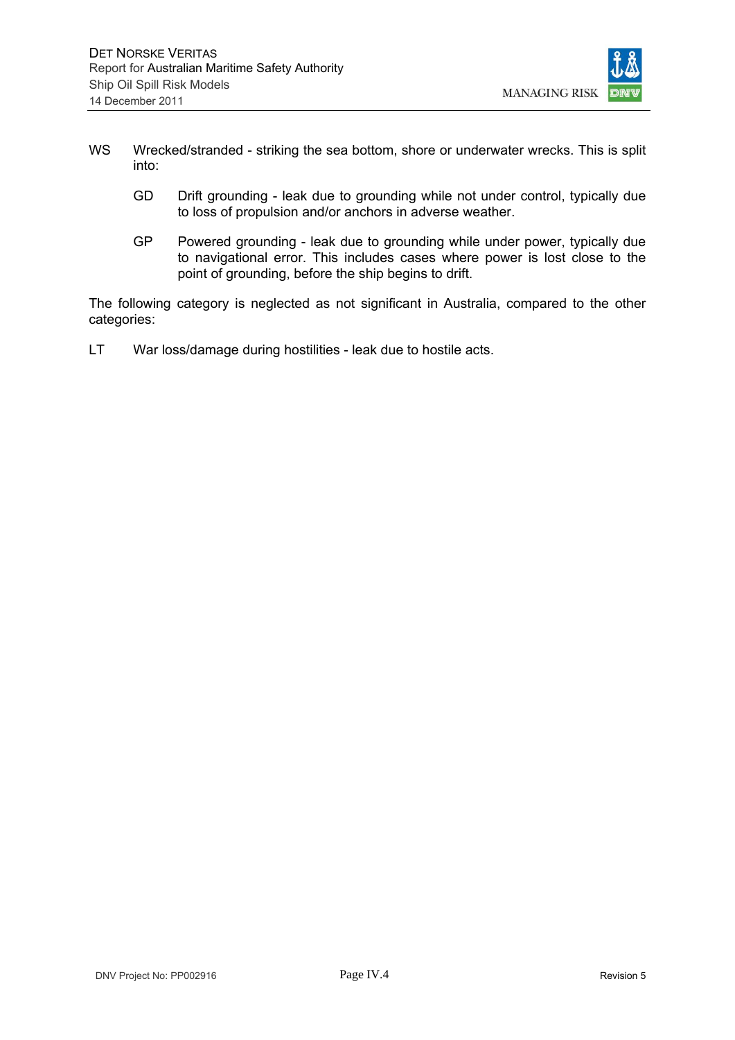WS Wrecked/stranded - striking the sea bottom, shore or underwater wrecks. This is split into:

- GD Drift grounding - leak due to grounding while not under control, typically due to loss of propulsion and/or anchors in adverse weather.
- GP Powered grounding - leak due to grounding while under power, typically due to navigational error. This includes cases where power is lost close to the point of grounding, before the ship begins to drift.

The following category is neglected as not significant in Australia, compared to the other categories:

LT War loss/damage during hostilities - leak due to hostile acts.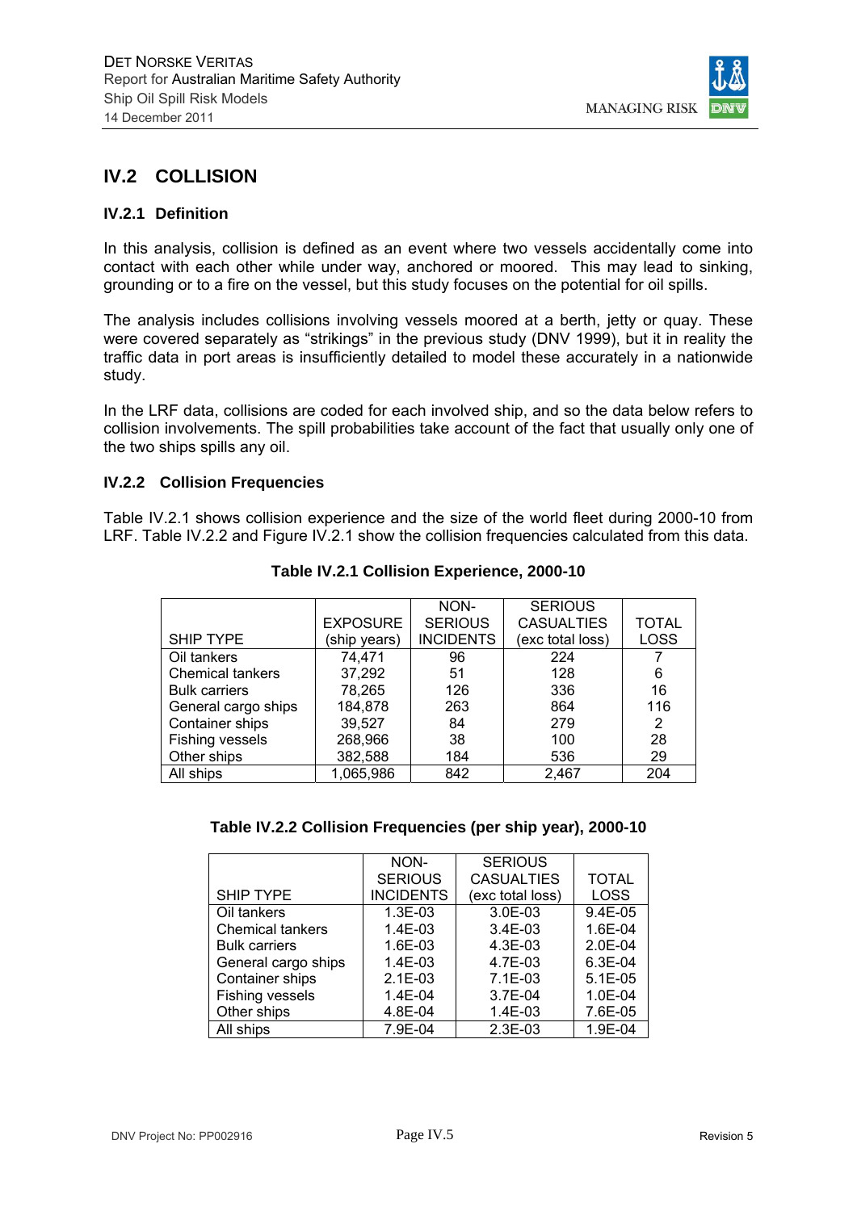## IV.2 COLLISION

### IV.2.1 Definition

In this analysis, collision is defined as an event where two vessels accidentally come into contact with each other while under way, anchored or moored. This may lead to sinking, grounding or to a fire on the vessel, but this study focuses on the potential for oil spills.

The analysis includes collisions involving vessels moored at a berth, jetty or quay. These were covered separately as "strikings" in the previous study (DNV 1999), but it in reality the traffic data in port areas is insufficiently detailed to model these accurately in a nationwide study.

In the LRF data, collisions are coded for each involved ship, and so the data below refers to collision involvements. The spill probabilities take account of the fact that usually only one of the two ships spills any oil.

### IV.2.2 Collision Frequencies

Table IV.2.1 shows collision experience and the size of the world fleet during 2000-10 from LRF. Table IV.2.2 and Figure IV.2.1 show the collision frequencies calculated from this data.

**Table IV.2.1 Collision Experience, 2000-10**

| SHIP TYPE | EXPOSURE (ship years) | NON-SERIOUS INCIDENTS | SERIOUS CASUALTIES (exc total loss) | TOTAL LOSS |
|---|---|---|---|---|
| Oil tankers | 74,471 | 96 | 224 | 7 |
| Chemical tankers | 37,292 | 51 | 128 | 6 |
| Bulk carriers | 78,265 | 126 | 336 | 16 |
| General cargo ships | 184,878 | 263 | 864 | 116 |
| Container ships | 39,527 | 84 | 279 | 2 |
| Fishing vessels | 268,966 | 38 | 100 | 28 |
| Other ships | 382,588 | 184 | 536 | 29 |
| All ships | 1,065,986 | 842 | 2,467 | 204 |

**Table IV.2.2 Collision Frequencies (per ship year), 2000-10**

| SHIP TYPE | NON-SERIOUS INCIDENTS | SERIOUS CASUALTIES (exc total loss) | TOTAL LOSS |
|---|---|---|---|
| Oil tankers | 1.3E-03 | 3.0E-03 | 9.4E-05 |
| Chemical tankers | 1.4E-03 | 3.4E-03 | 1.6E-04 |
| Bulk carriers | 1.6E-03 | 4.3E-03 | 2.0E-04 |
| General cargo ships | 1.4E-03 | 4.7E-03 | 6.3E-04 |
| Container ships | 2.1E-03 | 7.1E-03 | 5.1E-05 |
| Fishing vessels | 1.4E-04 | 3.7E-04 | 1.0E-04 |
| Other ships | 4.8E-04 | 1.4E-03 | 7.6E-05 |
| All ships | 7.9E-04 | 2.3E-03 | 1.9E-04 |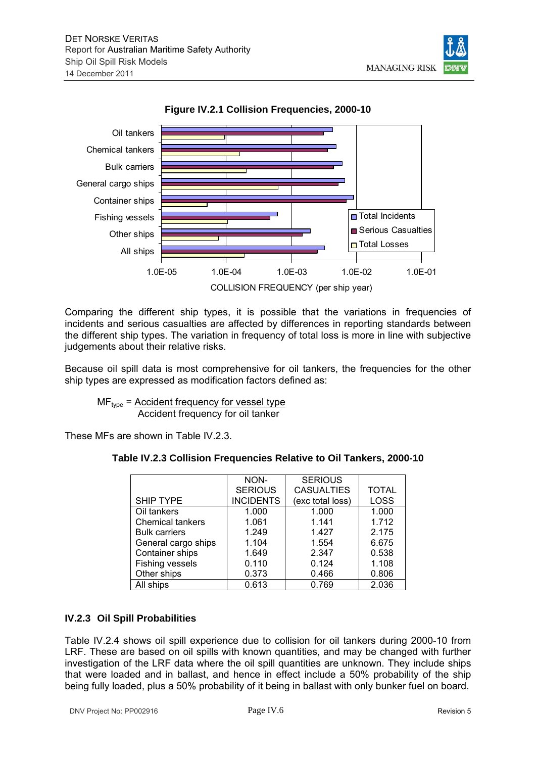**Figure IV.2.1 Collision Frequencies, 2000-10**

Comparing the different ship types, it is possible that the variations in frequencies of incidents and serious casualties are affected by differences in reporting standards between the different ship types. The variation in frequency of total loss is more in line with subjective judgements about their relative risks.

Because oil spill data is most comprehensive for oil tankers, the frequencies for the other ship types are expressed as modification factors defined as:

$$MF_{type} = \frac{\text{Accident frequency for vessel type}}{\text{Accident frequency for oil tanker}}$$

These MFs are shown in Table IV.2.3.

**Table IV.2.3 Collision Frequencies Relative to Oil Tankers, 2000-10**

| SHIP TYPE | NON-SERIOUS INCIDENTS | SERIOUS CASUALTIES (exc total loss) | TOTAL LOSS |
|---|---|---|---|
| Oil tankers | 1.000 | 1.000 | 1.000 |
| Chemical tankers | 1.061 | 1.141 | 1.712 |
| Bulk carriers | 1.249 | 1.427 | 2.175 |
| General cargo ships | 1.104 | 1.554 | 6.675 |
| Container ships | 1.649 | 2.347 | 0.538 |
| Fishing vessels | 0.110 | 0.124 | 1.108 |
| Other ships | 0.373 | 0.466 | 0.806 |
| All ships | 0.613 | 0.769 | 2.036 |

### IV.2.3 Oil Spill Probabilities

Table IV.2.4 shows oil spill experience due to collision for oil tankers during 2000-10 from LRF. These are based on oil spills with known quantities, and may be changed with further investigation of the LRF data where the oil spill quantities are unknown. They include ships that were loaded and in ballast, and hence in effect include a 50% probability of the ship being fully loaded, plus a 50% probability of it being in ballast with only bunker fuel on board.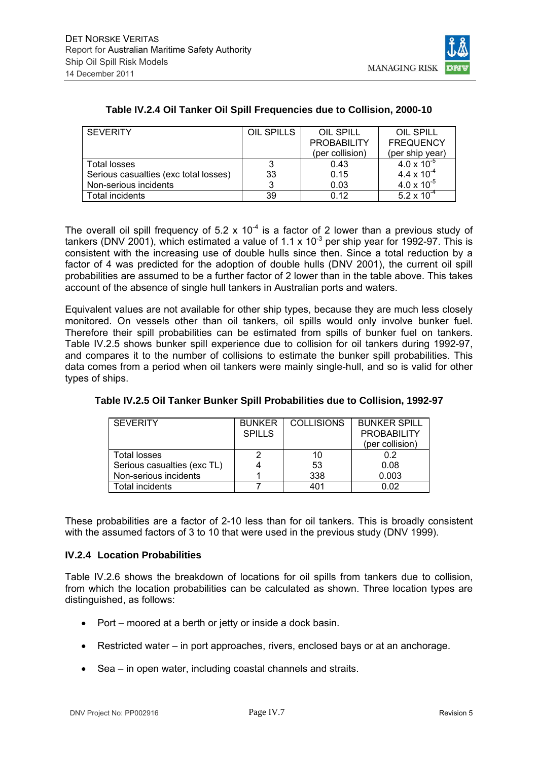**Table IV.2.4 Oil Tanker Oil Spill Frequencies due to Collision, 2000-10**

| SEVERITY | OIL SPILLS | OIL SPILL PROBABILITY (per collision) | OIL SPILL FREQUENCY (per ship year) |
|---|---|---|---|
| Total losses | 3 | 0.43 | $4.0 \times 10^{-5}$ |
| Serious casualties (exc total losses) | 33 | 0.15 | $4.4 \times 10^{-4}$ |
| Non-serious incidents | 3 | 0.03 | $4.0 \times 10^{-5}$ |
| Total incidents | 39 | 0.12 | $5.2 \times 10^{-4}$ |

The overall oil spill frequency of $5.2 \times 10^{-4}$ is a factor of 2 lower than a previous study of tankers (DNV 2001), which estimated a value of $1.1 \times 10^{-3}$ per ship year for 1992-97. This is consistent with the increasing use of double hulls since then. Since a total reduction by a factor of 4 was predicted for the adoption of double hulls (DNV 2001), the current oil spill probabilities are assumed to be a further factor of 2 lower than in the table above. This takes account of the absence of single hull tankers in Australian ports and waters.

Equivalent values are not available for other ship types, because they are much less closely monitored. On vessels other than oil tankers, oil spills would only involve bunker fuel. Therefore their spill probabilities can be estimated from spills of bunker fuel on tankers. Table IV.2.5 shows bunker spill experience due to collision for oil tankers during 1992-97, and compares it to the number of collisions to estimate the bunker spill probabilities. This data comes from a period when oil tankers were mainly single-hull, and so is valid for other types of ships.

**Table IV.2.5 Oil Tanker Bunker Spill Probabilities due to Collision, 1992-97**

| SEVERITY | BUNKER SPILLS | COLLISIONS | BUNKER SPILL PROBABILITY (per collision) |
|---|---|---|---|
| Total losses | 2 | 10 | 0.2 |
| Serious casualties (exc TL) | 4 | 53 | 0.08 |
| Non-serious incidents | 1 | 338 | 0.003 |
| Total incidents | 7 | 401 | 0.02 |

These probabilities are a factor of 2-10 less than for oil tankers. This is broadly consistent with the assumed factors of 3 to 10 that were used in the previous study (DNV 1999).

### IV.2.4 Location Probabilities

Table IV.2.6 shows the breakdown of locations for oil spills from tankers due to collision, from which the location probabilities can be calculated as shown. Three location types are distinguished, as follows:

- Port – moored at a berth or jetty or inside a dock basin.
- Restricted water – in port approaches, rivers, enclosed bays or at an anchorage.
- Sea – in open water, including coastal channels and straits.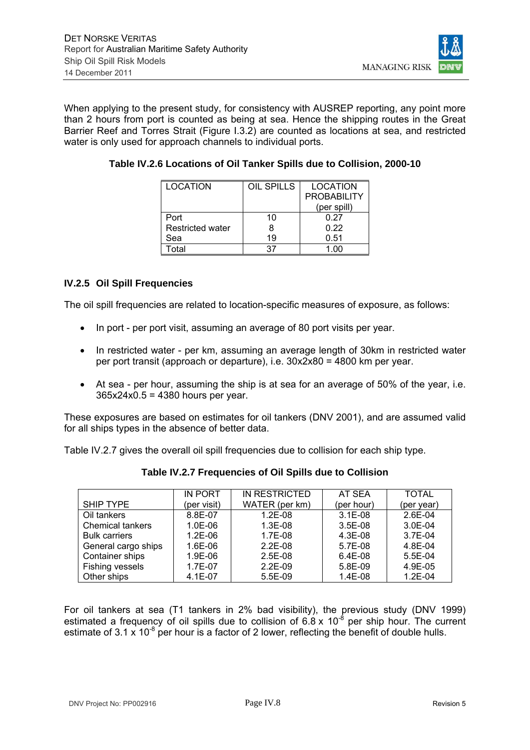When applying to the present study, for consistency with AUSREP reporting, any point more than 2 hours from port is counted as being at sea. Hence the shipping routes in the Great Barrier Reef and Torres Strait (Figure I.3.2) are counted as locations at sea, and restricted water is only used for approach channels to individual ports.

**Table IV.2.6 Locations of Oil Tanker Spills due to Collision, 2000-10**

| LOCATION | OIL SPILLS | LOCATION PROBABILITY (per spill) |
|---|---|---|
| Port | 10 | 0.27 |
| Restricted water | 8 | 0.22 |
| Sea | 19 | 0.51 |
| Total | 37 | 1.00 |

### IV.2.5 Oil Spill Frequencies

The oil spill frequencies are related to location-specific measures of exposure, as follows:

- In port - per port visit, assuming an average of 80 port visits per year.
- In restricted water - per km, assuming an average length of 30km in restricted water per port transit (approach or departure), i.e. 30x2x80 = 4800 km per year.
- At sea - per hour, assuming the ship is at sea for an average of 50% of the year, i.e. 365x24x0.5 = 4380 hours per year.

These exposures are based on estimates for oil tankers (DNV 2001), and are assumed valid for all ships types in the absence of better data.

Table IV.2.7 gives the overall oil spill frequencies due to collision for each ship type.

**Table IV.2.7 Frequencies of Oil Spills due to Collision**

| SHIP TYPE | IN PORT (per visit) | IN RESTRICTED WATER (per km) | AT SEA (per hour) | TOTAL (per year) |
|---|---|---|---|---|
| Oil tankers | 8.8E-07 | 1.2E-08 | 3.1E-08 | 2.6E-04 |
| Chemical tankers | 1.0E-06 | 1.3E-08 | 3.5E-08 | 3.0E-04 |
| Bulk carriers | 1.2E-06 | 1.7E-08 | 4.3E-08 | 3.7E-04 |
| General cargo ships | 1.6E-06 | 2.2E-08 | 5.7E-08 | 4.8E-04 |
| Container ships | 1.9E-06 | 2.5E-08 | 6.4E-08 | 5.5E-04 |
| Fishing vessels | 1.7E-07 | 2.2E-09 | 5.8E-09 | 4.9E-05 |
| Other ships | 4.1E-07 | 5.5E-09 | 1.4E-08 | 1.2E-04 |

For oil tankers at sea (T1 tankers in 2% bad visibility), the previous study (DNV 1999) estimated a frequency of oil spills due to collision of $6.8 \times 10^{-8}$ per ship hour. The current estimate of $3.1 \times 10^{-8}$ per hour is a factor of 2 lower, reflecting the benefit of double hulls.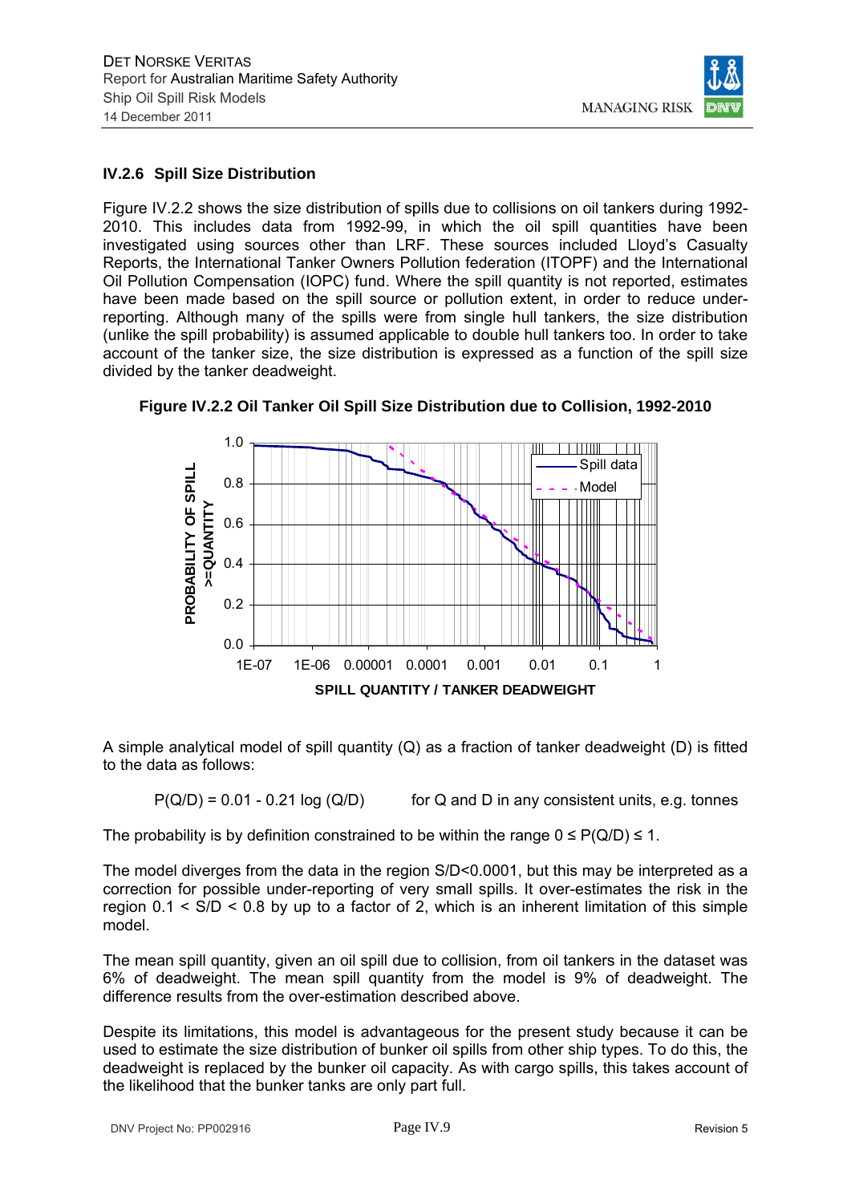### IV.2.6 Spill Size Distribution

Figure IV.2.2 shows the size distribution of spills due to collisions on oil tankers during 1992-2010. This includes data from 1992-99, in which the oil spill quantities have been investigated using sources other than LRF. These sources included Lloyd's Casualty Reports, the International Tanker Owners Pollution federation (ITOPF) and the International Oil Pollution Compensation (IOPC) fund. Where the spill quantity is not reported, estimates have been made based on the spill source or pollution extent, in order to reduce under-reporting. Although many of the spills were from single hull tankers, the size distribution (unlike the spill probability) is assumed applicable to double hull tankers too. In order to take account of the tanker size, the size distribution is expressed as a function of the spill size divided by the tanker deadweight.

**Figure IV.2.2 Oil Tanker Oil Spill Size Distribution due to Collision, 1992-2010**

A simple analytical model of spill quantity (Q) as a fraction of tanker deadweight (D) is fitted to the data as follows:

$$P(Q/D) = 0.01 - 0.21 \log (Q/D) \qquad \text{for Q and D in any consistent units, e.g. tonnes}$$

The probability is by definition constrained to be within the range $0 \le P(Q/D) \le 1$.

The model diverges from the data in the region S/D<0.0001, but this may be interpreted as a correction for possible under-reporting of very small spills. It over-estimates the risk in the region 0.1 < S/D < 0.8 by up to a factor of 2, which is an inherent limitation of this simple model.

The mean spill quantity, given an oil spill due to collision, from oil tankers in the dataset was 6% of deadweight. The mean spill quantity from the model is 9% of deadweight. The difference results from the over-estimation described above.

Despite its limitations, this model is advantageous for the present study because it can be used to estimate the size distribution of bunker oil spills from other ship types. To do this, the deadweight is replaced by the bunker oil capacity. As with cargo spills, this takes account of the likelihood that the bunker tanks are only part full.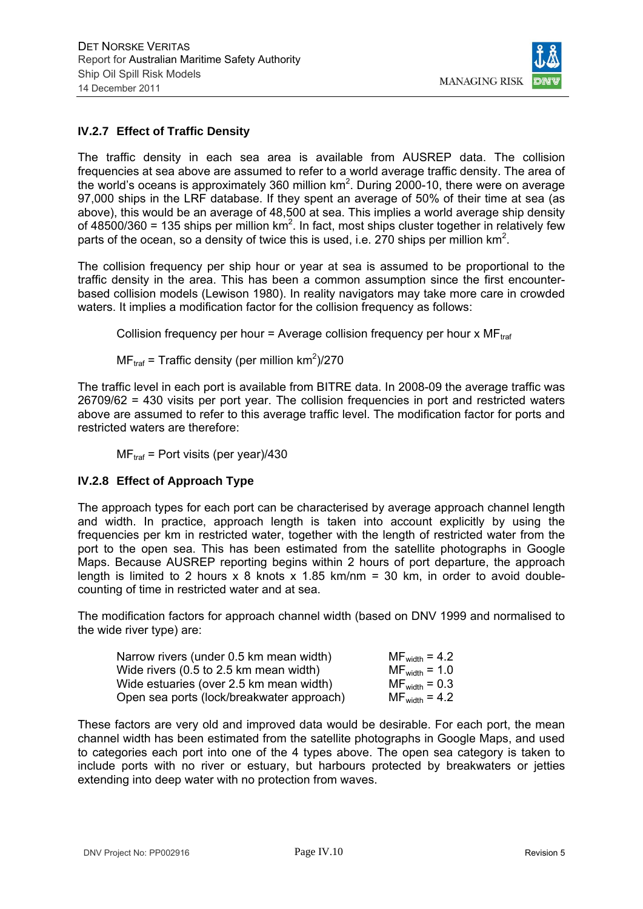### IV.2.7 Effect of Traffic Density

The traffic density in each sea area is available from AUSREP data. The collision frequencies at sea above are assumed to refer to a world average traffic density. The area of the world's oceans is approximately 360 million km$^2$. During 2000-10, there were on average 97,000 ships in the LRF database. If they spent an average of 50% of their time at sea (as above), this would be an average of 48,500 at sea. This implies a world average ship density of 48500/360 = 135 ships per million km$^2$. In fact, most ships cluster together in relatively few parts of the ocean, so a density of twice this is used, i.e. 270 ships per million km$^2$.

The collision frequency per ship hour or year at sea is assumed to be proportional to the traffic density in the area. This has been a common assumption since the first encounter-based collision models (Lewison 1980). In reality navigators may take more care in crowded waters. It implies a modification factor for the collision frequency as follows:

Collision frequency per hour = Average collision frequency per hour x $MF_{traf}$

$MF_{traf}$ = Traffic density (per million km$^2$)/270

The traffic level in each port is available from BITRE data. In 2008-09 the average traffic was 26709/62 = 430 visits per port year. The collision frequencies in port and restricted waters above are assumed to refer to this average traffic level. The modification factor for ports and restricted waters are therefore:

$MF_{traf}$ = Port visits (per year)/430

### IV.2.8 Effect of Approach Type

The approach types for each port can be characterised by average approach channel length and width. In practice, approach length is taken into account explicitly by using the frequencies per km in restricted water, together with the length of restricted water from the port to the open sea. This has been estimated from the satellite photographs in Google Maps. Because AUSREP reporting begins within 2 hours of port departure, the approach length is limited to 2 hours x 8 knots x 1.85 km/nm = 30 km, in order to avoid double-counting of time in restricted water and at sea.

The modification factors for approach channel width (based on DNV 1999 and normalised to the wide river type) are:

| | |
|---|---|
| Narrow rivers (under 0.5 km mean width) | $MF_{width} = 4.2$ |
| Wide rivers (0.5 to 2.5 km mean width) | $MF_{width} = 1.0$ |
| Wide estuaries (over 2.5 km mean width) | $MF_{width} = 0.3$ |
| Open sea ports (lock/breakwater approach) | $MF_{width} = 4.2$ |

These factors are very old and improved data would be desirable. For each port, the mean channel width has been estimated from the satellite photographs in Google Maps, and used to categories each port into one of the 4 types above. The open sea category is taken to include ports with no river or estuary, but harbours protected by breakwaters or jetties extending into deep water with no protection from waves.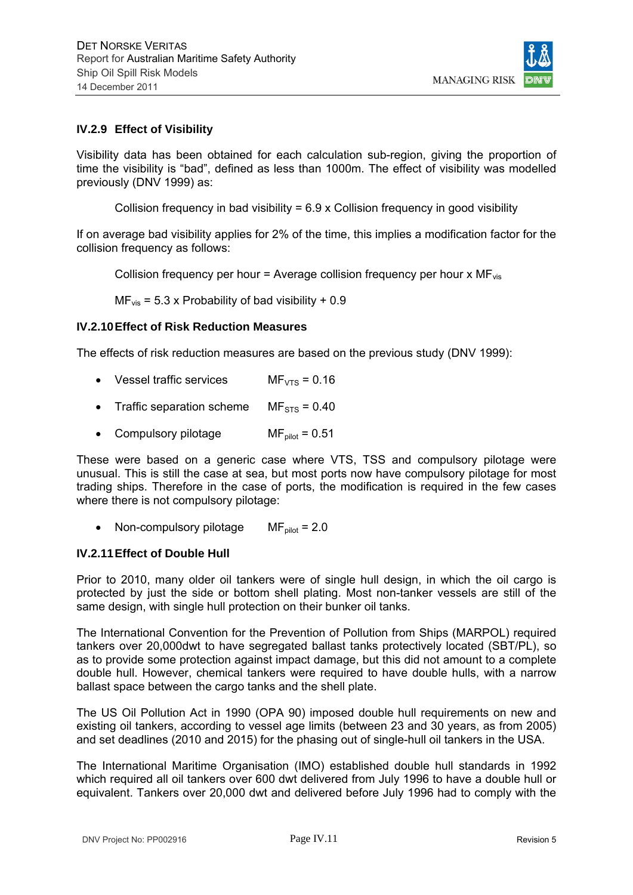### IV.2.9 Effect of Visibility

Visibility data has been obtained for each calculation sub-region, giving the proportion of time the visibility is "bad", defined as less than 1000m. The effect of visibility was modelled previously (DNV 1999) as:

Collision frequency in bad visibility = 6.9 x Collision frequency in good visibility

If on average bad visibility applies for 2% of the time, this implies a modification factor for the collision frequency as follows:

Collision frequency per hour = Average collision frequency per hour x $MF_{vis}$

$MF_{vis}$ = 5.3 x Probability of bad visibility + 0.9

### IV.2.10 Effect of Risk Reduction Measures

The effects of risk reduction measures are based on the previous study (DNV 1999):

- Vessel traffic services $MF_{VTS} = 0.16$
- Traffic separation scheme $MF_{STS} = 0.40$
- Compulsory pilotage $MF_{pilot} = 0.51$

These were based on a generic case where VTS, TSS and compulsory pilotage were unusual. This is still the case at sea, but most ports now have compulsory pilotage for most trading ships. Therefore in the case of ports, the modification is required in the few cases where there is not compulsory pilotage:

- Non-compulsory pilotage $MF_{pilot} = 2.0$

### IV.2.11 Effect of Double Hull

Prior to 2010, many older oil tankers were of single hull design, in which the oil cargo is protected by just the side or bottom shell plating. Most non-tanker vessels are still of the same design, with single hull protection on their bunker oil tanks.

The International Convention for the Prevention of Pollution from Ships (MARPOL) required tankers over 20,000dwt to have segregated ballast tanks protectively located (SBT/PL), so as to provide some protection against impact damage, but this did not amount to a complete double hull. However, chemical tankers were required to have double hulls, with a narrow ballast space between the cargo tanks and the shell plate.

The US Oil Pollution Act in 1990 (OPA 90) imposed double hull requirements on new and existing oil tankers, according to vessel age limits (between 23 and 30 years, as from 2005) and set deadlines (2010 and 2015) for the phasing out of single-hull oil tankers in the USA.

The International Maritime Organisation (IMO) established double hull standards in 1992 which required all oil tankers over 600 dwt delivered from July 1996 to have a double hull or equivalent. Tankers over 20,000 dwt and delivered before July 1996 had to comply with the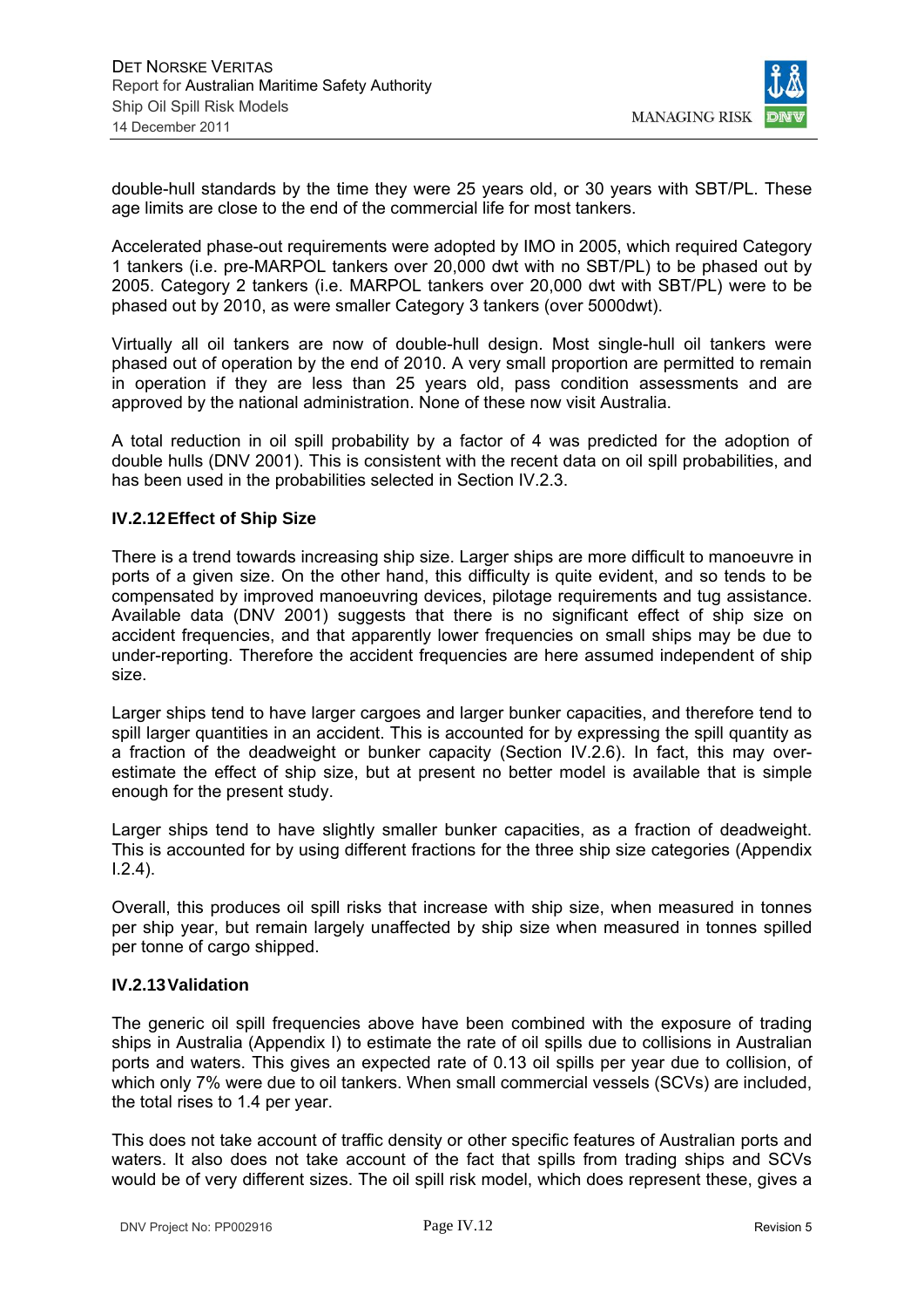double-hull standards by the time they were 25 years old, or 30 years with SBT/PL. These age limits are close to the end of the commercial life for most tankers.

Accelerated phase-out requirements were adopted by IMO in 2005, which required Category 1 tankers (i.e. pre-MARPOL tankers over 20,000 dwt with no SBT/PL) to be phased out by 2005. Category 2 tankers (i.e. MARPOL tankers over 20,000 dwt with SBT/PL) were to be phased out by 2010, as were smaller Category 3 tankers (over 5000dwt).

Virtually all oil tankers are now of double-hull design. Most single-hull oil tankers were phased out of operation by the end of 2010. A very small proportion are permitted to remain in operation if they are less than 25 years old, pass condition assessments and are approved by the national administration. None of these now visit Australia.

A total reduction in oil spill probability by a factor of 4 was predicted for the adoption of double hulls (DNV 2001). This is consistent with the recent data on oil spill probabilities, and has been used in the probabilities selected in Section IV.2.3.

### IV.2.12 Effect of Ship Size

There is a trend towards increasing ship size. Larger ships are more difficult to manoeuvre in ports of a given size. On the other hand, this difficulty is quite evident, and so tends to be compensated by improved manoeuvring devices, pilotage requirements and tug assistance. Available data (DNV 2001) suggests that there is no significant effect of ship size on accident frequencies, and that apparently lower frequencies on small ships may be due to under-reporting. Therefore the accident frequencies are here assumed independent of ship size.

Larger ships tend to have larger cargoes and larger bunker capacities, and therefore tend to spill larger quantities in an accident. This is accounted for by expressing the spill quantity as a fraction of the deadweight or bunker capacity (Section IV.2.6). In fact, this may over-estimate the effect of ship size, but at present no better model is available that is simple enough for the present study.

Larger ships tend to have slightly smaller bunker capacities, as a fraction of deadweight. This is accounted for by using different fractions for the three ship size categories (Appendix I.2.4).

Overall, this produces oil spill risks that increase with ship size, when measured in tonnes per ship year, but remain largely unaffected by ship size when measured in tonnes spilled per tonne of cargo shipped.

### IV.2.13 Validation

The generic oil spill frequencies above have been combined with the exposure of trading ships in Australia (Appendix I) to estimate the rate of oil spills due to collisions in Australian ports and waters. This gives an expected rate of 0.13 oil spills per year due to collision, of which only 7% were due to oil tankers. When small commercial vessels (SCVs) are included, the total rises to 1.4 per year.

This does not take account of traffic density or other specific features of Australian ports and waters. It also does not take account of the fact that spills from trading ships and SCVs would be of very different sizes. The oil spill risk model, which does represent these, gives a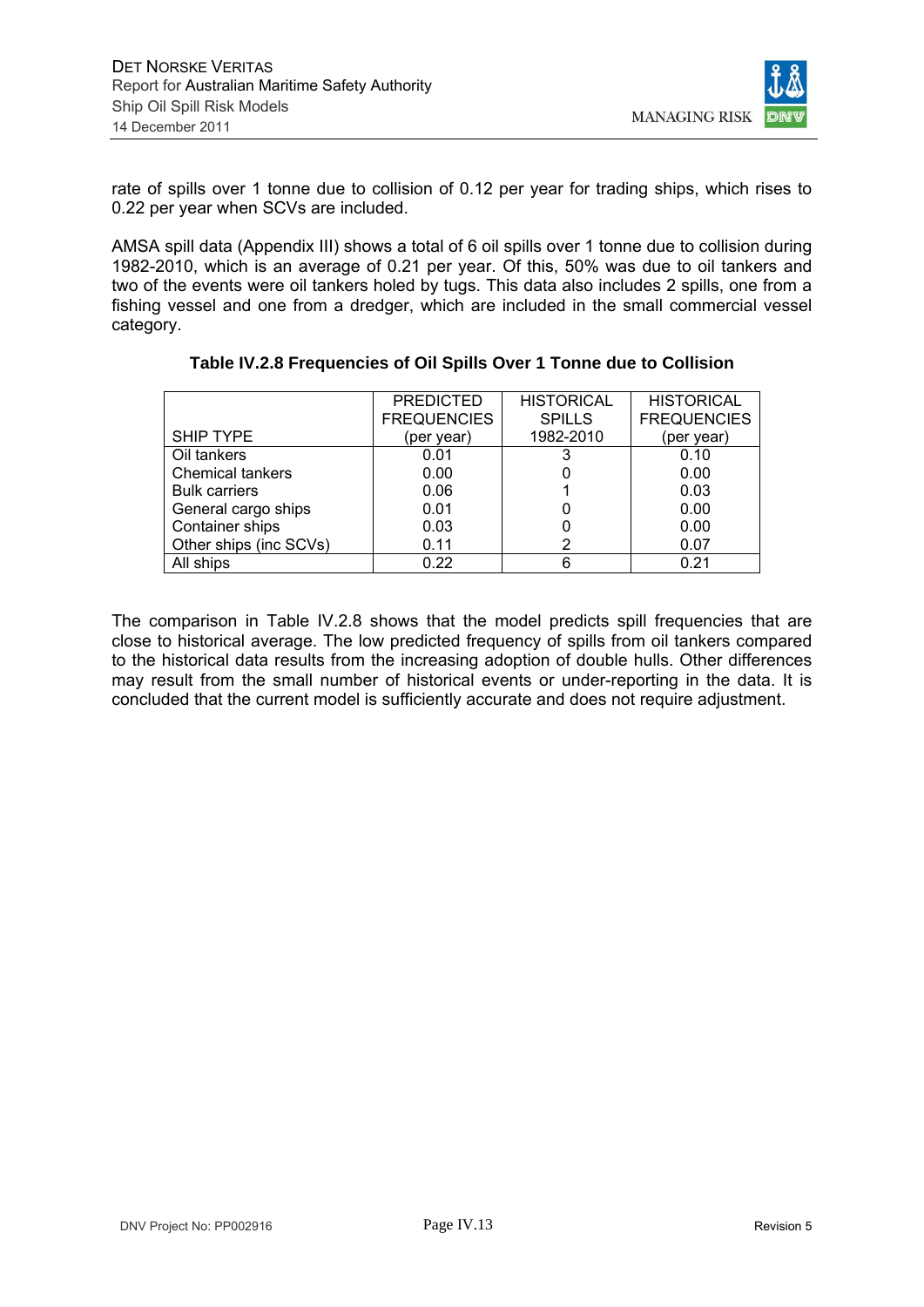rate of spills over 1 tonne due to collision of 0.12 per year for trading ships, which rises to 0.22 per year when SCVs are included.

AMSA spill data (Appendix III) shows a total of 6 oil spills over 1 tonne due to collision during 1982-2010, which is an average of 0.21 per year. Of this, 50% was due to oil tankers and two of the events were oil tankers holed by tugs. This data also includes 2 spills, one from a fishing vessel and one from a dredger, which are included in the small commercial vessel category.

**Table IV.2.8 Frequencies of Oil Spills Over 1 Tonne due to Collision**

| SHIP TYPE | PREDICTED FREQUENCIES (per year) | HISTORICAL SPILLS 1982-2010 | HISTORICAL FREQUENCIES (per year) |
|---|---|---|---|
| Oil tankers | 0.01 | 3 | 0.10 |
| Chemical tankers | 0.00 | 0 | 0.00 |
| Bulk carriers | 0.06 | 1 | 0.03 |
| General cargo ships | 0.01 | 0 | 0.00 |
| Container ships | 0.03 | 0 | 0.00 |
| Other ships (inc SCVs) | 0.11 | 2 | 0.07 |
| All ships | 0.22 | 6 | 0.21 |

The comparison in Table IV.2.8 shows that the model predicts spill frequencies that are close to historical average. The low predicted frequency of spills from oil tankers compared to the historical data results from the increasing adoption of double hulls. Other differences may result from the small number of historical events or under-reporting in the data. It is concluded that the current model is sufficiently accurate and does not require adjustment.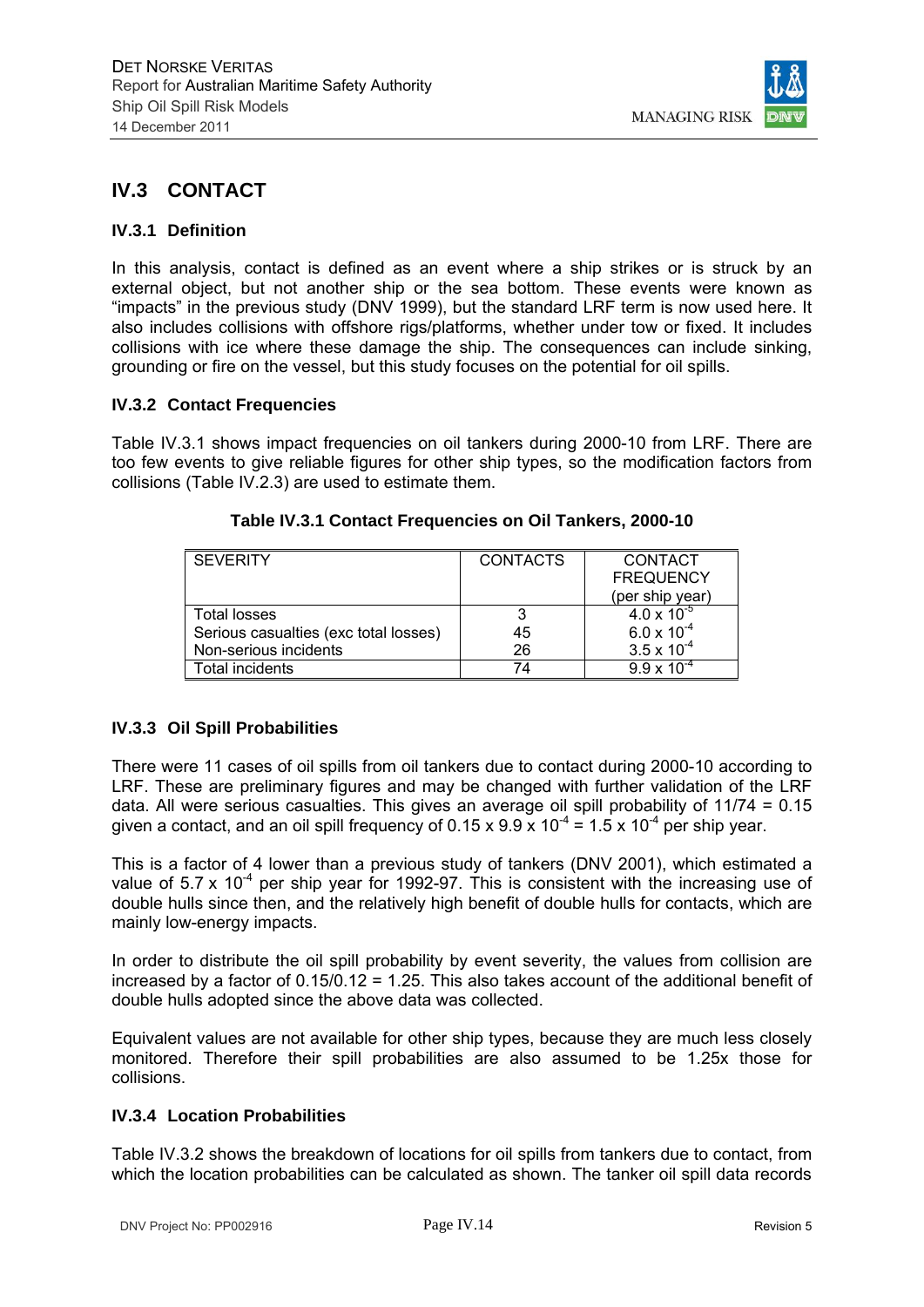## IV.3 CONTACT

### IV.3.1 Definition

In this analysis, contact is defined as an event where a ship strikes or is struck by an external object, but not another ship or the sea bottom. These events were known as "impacts" in the previous study (DNV 1999), but the standard LRF term is now used here. It also includes collisions with offshore rigs/platforms, whether under tow or fixed. It includes collisions with ice where these damage the ship. The consequences can include sinking, grounding or fire on the vessel, but this study focuses on the potential for oil spills.

### IV.3.2 Contact Frequencies

Table IV.3.1 shows impact frequencies on oil tankers during 2000-10 from LRF. There are too few events to give reliable figures for other ship types, so the modification factors from collisions (Table IV.2.3) are used to estimate them.

**Table IV.3.1 Contact Frequencies on Oil Tankers, 2000-10**

| SEVERITY | CONTACTS | CONTACT FREQUENCY (per ship year) |
|---|---|---|
| Total losses | 3 | $4.0 \times 10^{-5}$ |
| Serious casualties (exc total losses) | 45 | $6.0 \times 10^{-4}$ |
| Non-serious incidents | 26 | $3.5 \times 10^{-4}$ |
| Total incidents | 74 | $9.9 \times 10^{-4}$ |

### IV.3.3 Oil Spill Probabilities

There were 11 cases of oil spills from oil tankers due to contact during 2000-10 according to LRF. These are preliminary figures and may be changed with further validation of the LRF data. All were serious casualties. This gives an average oil spill probability of 11/74 = 0.15 given a contact, and an oil spill frequency of $0.15 \times 9.9 \times 10^{-4} = 1.5 \times 10^{-4}$ per ship year.

This is a factor of 4 lower than a previous study of tankers (DNV 2001), which estimated a value of $5.7 \times 10^{-4}$ per ship year for 1992-97. This is consistent with the increasing use of double hulls since then, and the relatively high benefit of double hulls for contacts, which are mainly low-energy impacts.

In order to distribute the oil spill probability by event severity, the values from collision are increased by a factor of 0.15/0.12 = 1.25. This also takes account of the additional benefit of double hulls adopted since the above data was collected.

Equivalent values are not available for other ship types, because they are much less closely monitored. Therefore their spill probabilities are also assumed to be 1.25x those for collisions.

### IV.3.4 Location Probabilities

Table IV.3.2 shows the breakdown of locations for oil spills from tankers due to contact, from which the location probabilities can be calculated as shown. The tanker oil spill data records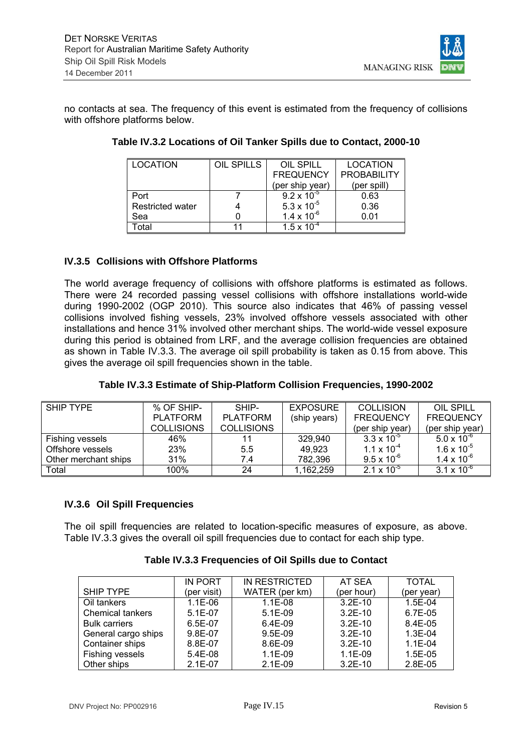no contacts at sea. The frequency of this event is estimated from the frequency of collisions with offshore platforms below.

**Table IV.3.2 Locations of Oil Tanker Spills due to Contact, 2000-10**

| LOCATION | OIL SPILLS | OIL SPILL FREQUENCY (per ship year) | LOCATION PROBABILITY (per spill) |
|---|---|---|---|
| Port | 7 | $9.2 \times 10^{-5}$ | 0.63 |
| Restricted water | 4 | $5.3 \times 10^{-5}$ | 0.36 |
| Sea | 0 | $1.4 \times 10^{-6}$ | 0.01 |
| Total | 11 | $1.5 \times 10^{-4}$ | |

### IV.3.5 Collisions with Offshore Platforms

The world average frequency of collisions with offshore platforms is estimated as follows. There were 24 recorded passing vessel collisions with offshore installations world-wide during 1990-2002 (OGP 2010). This source also indicates that 46% of passing vessel collisions involved fishing vessels, 23% involved offshore vessels associated with other installations and hence 31% involved other merchant ships. The world-wide vessel exposure during this period is obtained from LRF, and the average collision frequencies are obtained as shown in Table IV.3.3. The average oil spill probability is taken as 0.15 from above. This gives the average oil spill frequencies shown in the table.

**Table IV.3.3 Estimate of Ship-Platform Collision Frequencies, 1990-2002**

| SHIP TYPE | % OF SHIP-PLATFORM COLLISIONS | SHIP-PLATFORM COLLISIONS | EXPOSURE (ship years) | COLLISION FREQUENCY (per ship year) | OIL SPILL FREQUENCY (per ship year) |
|---|---|---|---|---|---|
| Fishing vessels | 46% | 11 | 329,940 | $3.3 \times 10^{-5}$ | $5.0 \times 10^{-6}$ |
| Offshore vessels | 23% | 5.5 | 49,923 | $1.1 \times 10^{-4}$ | $1.6 \times 10^{-5}$ |
| Other merchant ships | 31% | 7.4 | 782,396 | $9.5 \times 10^{-6}$ | $1.4 \times 10^{-6}$ |
| Total | 100% | 24 | 1,162,259 | $2.1 \times 10^{-5}$ | $3.1 \times 10^{-6}$ |

### IV.3.6 Oil Spill Frequencies

The oil spill frequencies are related to location-specific measures of exposure, as above. Table IV.3.3 gives the overall oil spill frequencies due to contact for each ship type.

**Table IV.3.3 Frequencies of Oil Spills due to Contact**

| SHIP TYPE | IN PORT (per visit) | IN RESTRICTED WATER (per km) | AT SEA (per hour) | TOTAL (per year) |
|---|---|---|---|---|
| Oil tankers | 1.1E-06 | 1.1E-08 | 3.2E-10 | 1.5E-04 |
| Chemical tankers | 5.1E-07 | 5.1E-09 | 3.2E-10 | 6.7E-05 |
| Bulk carriers | 6.5E-07 | 6.4E-09 | 3.2E-10 | 8.4E-05 |
| General cargo ships | 9.8E-07 | 9.5E-09 | 3.2E-10 | 1.3E-04 |
| Container ships | 8.8E-07 | 8.6E-09 | 3.2E-10 | 1.1E-04 |
| Fishing vessels | 5.4E-08 | 1.1E-09 | 1.1E-09 | 1.5E-05 |
| Other ships | 2.1E-07 | 2.1E-09 | 3.2E-10 | 2.8E-05 |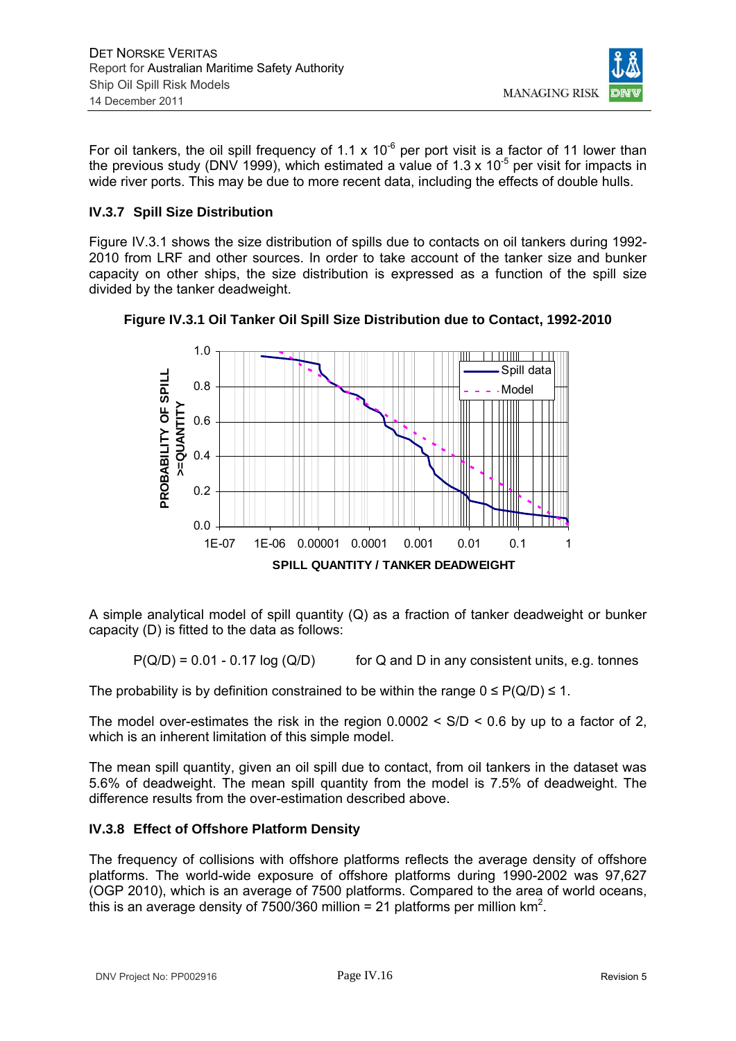For oil tankers, the oil spill frequency of $1.1 \times 10^{-6}$ per port visit is a factor of 11 lower than the previous study (DNV 1999), which estimated a value of $1.3 \times 10^{-5}$ per visit for impacts in wide river ports. This may be due to more recent data, including the effects of double hulls.

### IV.3.7 Spill Size Distribution

Figure IV.3.1 shows the size distribution of spills due to contacts on oil tankers during 1992-2010 from LRF and other sources. In order to take account of the tanker size and bunker capacity on other ships, the size distribution is expressed as a function of the spill size divided by the tanker deadweight.

**Figure IV.3.1 Oil Tanker Oil Spill Size Distribution due to Contact, 1992-2010**

A simple analytical model of spill quantity (Q) as a fraction of tanker deadweight or bunker capacity (D) is fitted to the data as follows:

$$P(Q/D) = 0.01 - 0.17 \log (Q/D) \qquad \text{for Q and D in any consistent units, e.g. tonnes}$$

The probability is by definition constrained to be within the range $0 \leq P(Q/D) \leq 1$.

The model over-estimates the risk in the region $0.0002 < S/D < 0.6$ by up to a factor of 2, which is an inherent limitation of this simple model.

The mean spill quantity, given an oil spill due to contact, from oil tankers in the dataset was 5.6% of deadweight. The mean spill quantity from the model is 7.5% of deadweight. The difference results from the over-estimation described above.

### IV.3.8 Effect of Offshore Platform Density

The frequency of collisions with offshore platforms reflects the average density of offshore platforms. The world-wide exposure of offshore platforms during 1990-2002 was 97,627 (OGP 2010), which is an average of 7500 platforms. Compared to the area of world oceans, this is an average density of 7500/360 million = 21 platforms per million $km^2$.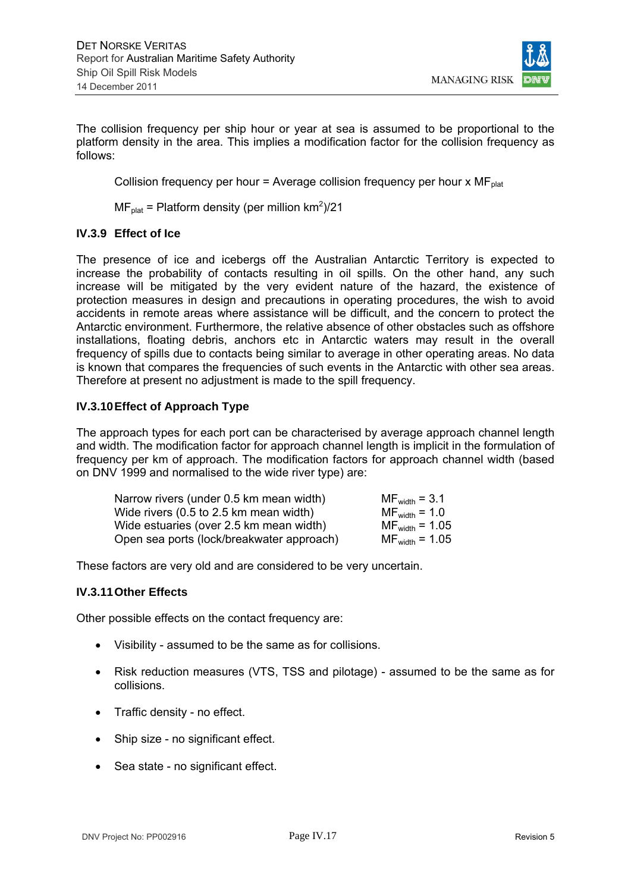The collision frequency per ship hour or year at sea is assumed to be proportional to the platform density in the area. This implies a modification factor for the collision frequency as follows:

Collision frequency per hour = Average collision frequency per hour x $MF_{plat}$

$MF_{plat}$ = Platform density (per million $km^2$)/21

### IV.3.9 Effect of Ice

The presence of ice and icebergs off the Australian Antarctic Territory is expected to increase the probability of contacts resulting in oil spills. On the other hand, any such increase will be mitigated by the very evident nature of the hazard, the existence of protection measures in design and precautions in operating procedures, the wish to avoid accidents in remote areas where assistance will be difficult, and the concern to protect the Antarctic environment. Furthermore, the relative absence of other obstacles such as offshore installations, floating debris, anchors etc in Antarctic waters may result in the overall frequency of spills due to contacts being similar to average in other operating areas. No data is known that compares the frequencies of such events in the Antarctic with other sea areas. Therefore at present no adjustment is made to the spill frequency.

### IV.3.10 Effect of Approach Type

The approach types for each port can be characterised by average approach channel length and width. The modification factor for approach channel length is implicit in the formulation of frequency per km of approach. The modification factors for approach channel width (based on DNV 1999 and normalised to the wide river type) are:

| | |
|---|---|
| Narrow rivers (under 0.5 km mean width) | $MF_{width}$ = 3.1 |
| Wide rivers (0.5 to 2.5 km mean width) | $MF_{width}$ = 1.0 |
| Wide estuaries (over 2.5 km mean width) | $MF_{width}$ = 1.05 |
| Open sea ports (lock/breakwater approach) | $MF_{width}$ = 1.05 |

These factors are very old and are considered to be very uncertain.

### IV.3.11 Other Effects

Other possible effects on the contact frequency are:

- Visibility - assumed to be the same as for collisions.
- Risk reduction measures (VTS, TSS and pilotage) - assumed to be the same as for collisions.
- Traffic density - no effect.
- Ship size - no significant effect.
- Sea state - no significant effect.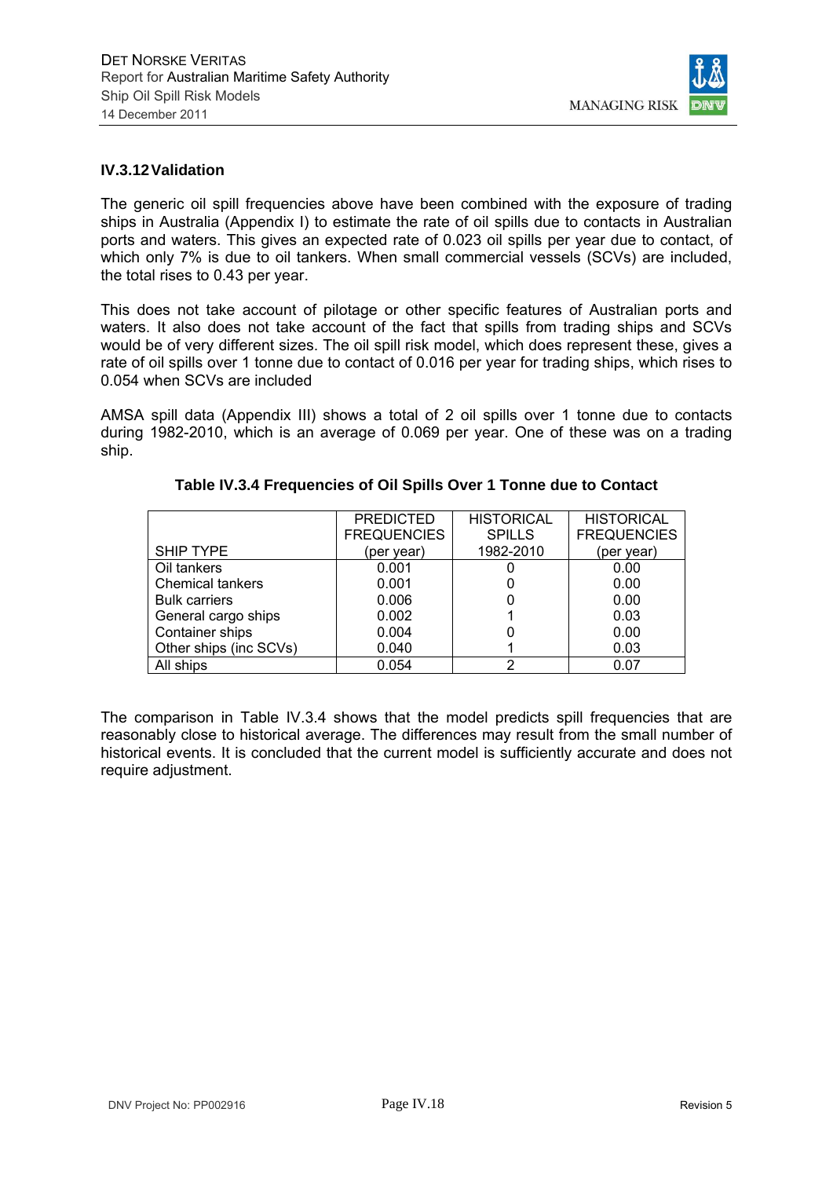### IV.3.12 Validation

The generic oil spill frequencies above have been combined with the exposure of trading ships in Australia (Appendix I) to estimate the rate of oil spills due to contacts in Australian ports and waters. This gives an expected rate of 0.023 oil spills per year due to contact, of which only 7% is due to oil tankers. When small commercial vessels (SCVs) are included, the total rises to 0.43 per year.

This does not take account of pilotage or other specific features of Australian ports and waters. It also does not take account of the fact that spills from trading ships and SCVs would be of very different sizes. The oil spill risk model, which does represent these, gives a rate of oil spills over 1 tonne due to contact of 0.016 per year for trading ships, which rises to 0.054 when SCVs are included

AMSA spill data (Appendix III) shows a total of 2 oil spills over 1 tonne due to contacts during 1982-2010, which is an average of 0.069 per year. One of these was on a trading ship.

**Table IV.3.4 Frequencies of Oil Spills Over 1 Tonne due to Contact**

| SHIP TYPE | PREDICTED FREQUENCIES (per year) | HISTORICAL SPILLS 1982-2010 | HISTORICAL FREQUENCIES (per year) |
|---|---|---|---|
| Oil tankers | 0.001 | 0 | 0.00 |
| Chemical tankers | 0.001 | 0 | 0.00 |
| Bulk carriers | 0.006 | 0 | 0.00 |
| General cargo ships | 0.002 | 1 | 0.03 |
| Container ships | 0.004 | 0 | 0.00 |
| Other ships (inc SCVs) | 0.040 | 1 | 0.03 |
| All ships | 0.054 | 2 | 0.07 |

The comparison in Table IV.3.4 shows that the model predicts spill frequencies that are reasonably close to historical average. The differences may result from the small number of historical events. It is concluded that the current model is sufficiently accurate and does not require adjustment.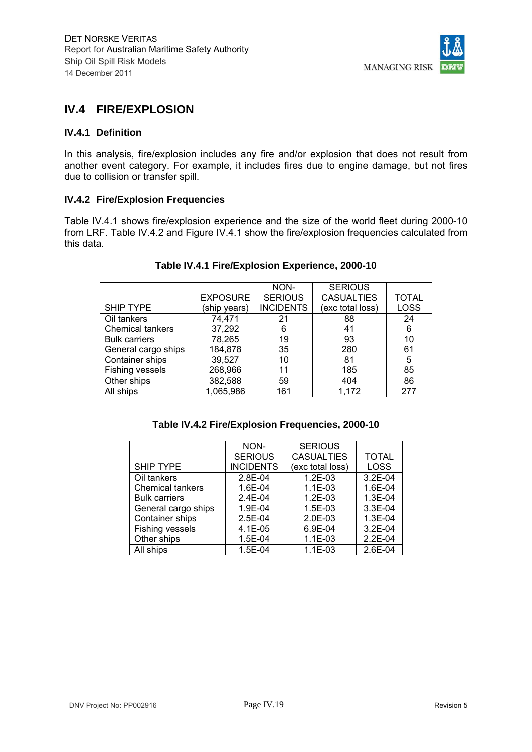## IV.4 FIRE/EXPLOSION

### IV.4.1 Definition

In this analysis, fire/explosion includes any fire and/or explosion that does not result from another event category. For example, it includes fires due to engine damage, but not fires due to collision or transfer spill.

### IV.4.2 Fire/Explosion Frequencies

Table IV.4.1 shows fire/explosion experience and the size of the world fleet during 2000-10 from LRF. Table IV.4.2 and Figure IV.4.1 show the fire/explosion frequencies calculated from this data.

**Table IV.4.1 Fire/Explosion Experience, 2000-10**

| SHIP TYPE | EXPOSURE (ship years) | NON-SERIOUS INCIDENTS | SERIOUS CASUALTIES (exc total loss) | TOTAL LOSS |
|---|---|---|---|---|
| Oil tankers | 74,471 | 21 | 88 | 24 |
| Chemical tankers | 37,292 | 6 | 41 | 6 |
| Bulk carriers | 78,265 | 19 | 93 | 10 |
| General cargo ships | 184,878 | 35 | 280 | 61 |
| Container ships | 39,527 | 10 | 81 | 5 |
| Fishing vessels | 268,966 | 11 | 185 | 85 |
| Other ships | 382,588 | 59 | 404 | 86 |
| All ships | 1,065,986 | 161 | 1,172 | 277 |

**Table IV.4.2 Fire/Explosion Frequencies, 2000-10**

| SHIP TYPE | NON-SERIOUS INCIDENTS | SERIOUS CASUALTIES (exc total loss) | TOTAL LOSS |
|---|---|---|---|
| Oil tankers | 2.8E-04 | 1.2E-03 | 3.2E-04 |
| Chemical tankers | 1.6E-04 | 1.1E-03 | 1.6E-04 |
| Bulk carriers | 2.4E-04 | 1.2E-03 | 1.3E-04 |
| General cargo ships | 1.9E-04 | 1.5E-03 | 3.3E-04 |
| Container ships | 2.5E-04 | 2.0E-03 | 1.3E-04 |
| Fishing vessels | 4.1E-05 | 6.9E-04 | 3.2E-04 |
| Other ships | 1.5E-04 | 1.1E-03 | 2.2E-04 |
| All ships | 1.5E-04 | 1.1E-03 | 2.6E-04 |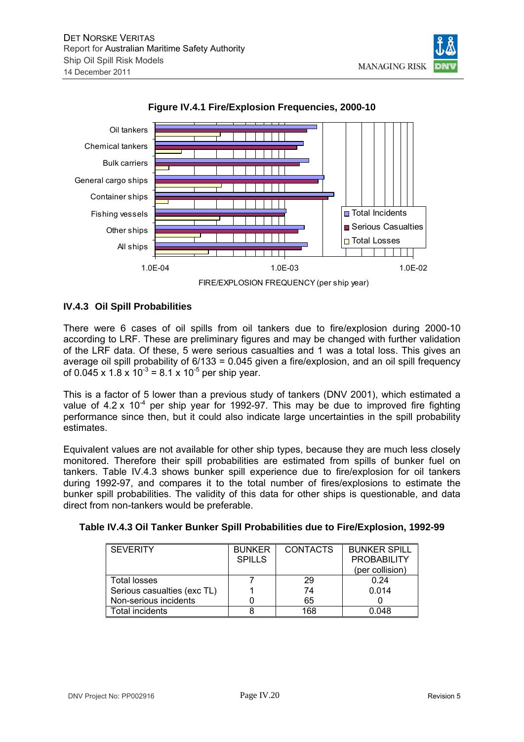**Figure IV.4.1 Fire/Explosion Frequencies, 2000-10**

### IV.4.3 Oil Spill Probabilities

There were 6 cases of oil spills from oil tankers due to fire/explosion during 2000-10 according to LRF. These are preliminary figures and may be changed with further validation of the LRF data. Of these, 5 were serious casualties and 1 was a total loss. This gives an average oil spill probability of 6/133 = 0.045 given a fire/explosion, and an oil spill frequency of $0.045 \times 1.8 \times 10^{-3} = 8.1 \times 10^{-5}$ per ship year.

This is a factor of 5 lower than a previous study of tankers (DNV 2001), which estimated a value of $4.2 \times 10^{-4}$ per ship year for 1992-97. This may be due to improved fire fighting performance since then, but it could also indicate large uncertainties in the spill probability estimates.

Equivalent values are not available for other ship types, because they are much less closely monitored. Therefore their spill probabilities are estimated from spills of bunker fuel on tankers. Table IV.4.3 shows bunker spill experience due to fire/explosion for oil tankers during 1992-97, and compares it to the total number of fires/explosions to estimate the bunker spill probabilities. The validity of this data for other ships is questionable, and data direct from non-tankers would be preferable.

**Table IV.4.3 Oil Tanker Bunker Spill Probabilities due to Fire/Explosion, 1992-99**

| SEVERITY | BUNKER SPILLS | CONTACTS | BUNKER SPILL PROBABILITY (per collision) |
|---|---|---|---|
| Total losses | 7 | 29 | 0.24 |
| Serious casualties (exc TL) | 1 | 74 | 0.014 |
| Non-serious incidents | 0 | 65 | 0 |
| Total incidents | 8 | 168 | 0.048 |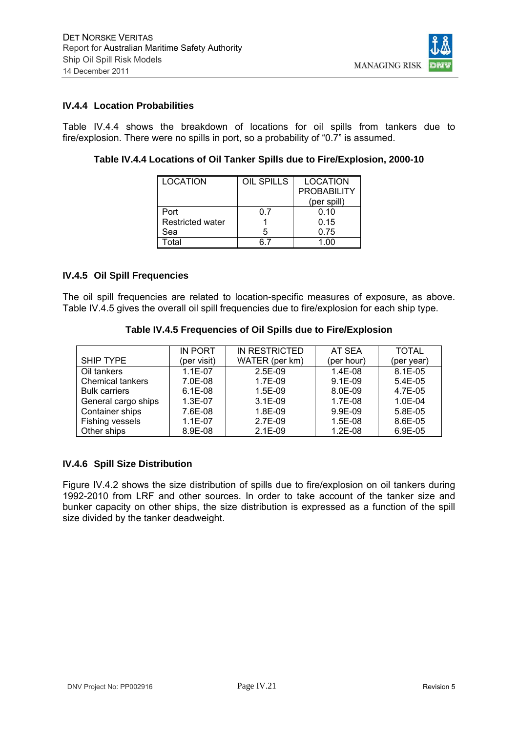### IV.4.4 Location Probabilities

Table IV.4.4 shows the breakdown of locations for oil spills from tankers due to fire/explosion. There were no spills in port, so a probability of "0.7" is assumed.

**Table IV.4.4 Locations of Oil Tanker Spills due to Fire/Explosion, 2000-10**

| LOCATION | OIL SPILLS | LOCATION PROBABILITY (per spill) |
|---|---|---|
| Port | 0.7 | 0.10 |
| Restricted water | 1 | 0.15 |
| Sea | 5 | 0.75 |
| Total | 6.7 | 1.00 |

### IV.4.5 Oil Spill Frequencies

The oil spill frequencies are related to location-specific measures of exposure, as above. Table IV.4.5 gives the overall oil spill frequencies due to fire/explosion for each ship type.

**Table IV.4.5 Frequencies of Oil Spills due to Fire/Explosion**

| SHIP TYPE | IN PORT (per visit) | IN RESTRICTED WATER (per km) | AT SEA (per hour) | TOTAL (per year) |
|---|---|---|---|---|
| Oil tankers | 1.1E-07 | 2.5E-09 | 1.4E-08 | 8.1E-05 |
| Chemical tankers | 7.0E-08 | 1.7E-09 | 9.1E-09 | 5.4E-05 |
| Bulk carriers | 6.1E-08 | 1.5E-09 | 8.0E-09 | 4.7E-05 |
| General cargo ships | 1.3E-07 | 3.1E-09 | 1.7E-08 | 1.0E-04 |
| Container ships | 7.6E-08 | 1.8E-09 | 9.9E-09 | 5.8E-05 |
| Fishing vessels | 1.1E-07 | 2.7E-09 | 1.5E-08 | 8.6E-05 |
| Other ships | 8.9E-08 | 2.1E-09 | 1.2E-08 | 6.9E-05 |

### IV.4.6 Spill Size Distribution

Figure IV.4.2 shows the size distribution of spills due to fire/explosion on oil tankers during 1992-2010 from LRF and other sources. In order to take account of the tanker size and bunker capacity on other ships, the size distribution is expressed as a function of the spill size divided by the tanker deadweight.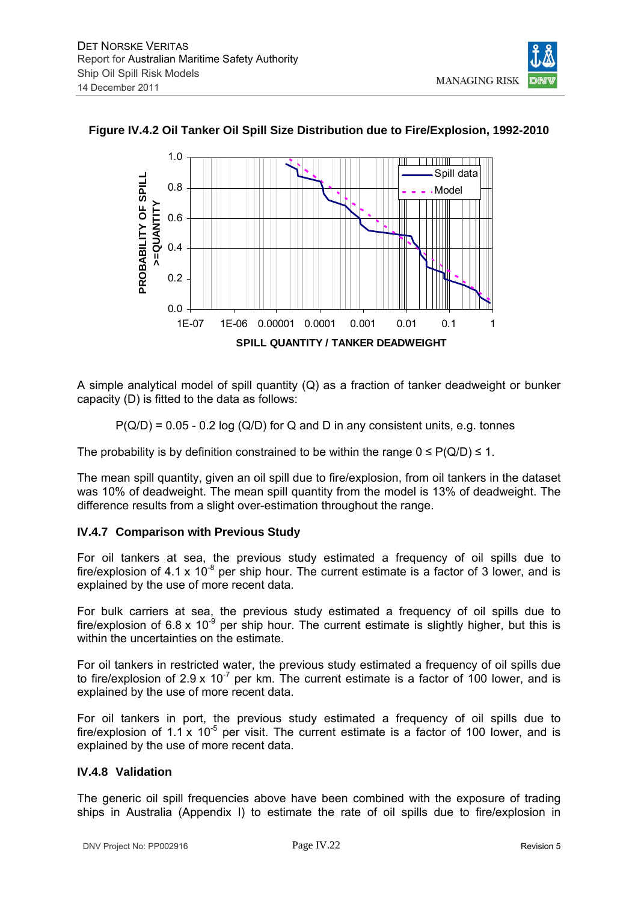**Figure IV.4.2 Oil Tanker Oil Spill Size Distribution due to Fire/Explosion, 1992-2010**

A simple analytical model of spill quantity (Q) as a fraction of tanker deadweight or bunker capacity (D) is fitted to the data as follows:

$$P(Q/D) = 0.05 - 0.2 \log (Q/D) \text{ for Q and D in any consistent units, e.g. tonnes}$$

The probability is by definition constrained to be within the range $0 \leq P(Q/D) \leq 1$.

The mean spill quantity, given an oil spill due to fire/explosion, from oil tankers in the dataset was 10% of deadweight. The mean spill quantity from the model is 13% of deadweight. The difference results from a slight over-estimation throughout the range.

### IV.4.7 Comparison with Previous Study

For oil tankers at sea, the previous study estimated a frequency of oil spills due to fire/explosion of $4.1 \times 10^{-8}$ per ship hour. The current estimate is a factor of 3 lower, and is explained by the use of more recent data.

For bulk carriers at sea, the previous study estimated a frequency of oil spills due to fire/explosion of $6.8 \times 10^{-9}$ per ship hour. The current estimate is slightly higher, but this is within the uncertainties on the estimate.

For oil tankers in restricted water, the previous study estimated a frequency of oil spills due to fire/explosion of $2.9 \times 10^{-7}$ per km. The current estimate is a factor of 100 lower, and is explained by the use of more recent data.

For oil tankers in port, the previous study estimated a frequency of oil spills due to fire/explosion of $1.1 \times 10^{-5}$ per visit. The current estimate is a factor of 100 lower, and is explained by the use of more recent data.

### IV.4.8 Validation

The generic oil spill frequencies above have been combined with the exposure of trading ships in Australia (Appendix I) to estimate the rate of oil spills due to fire/explosion in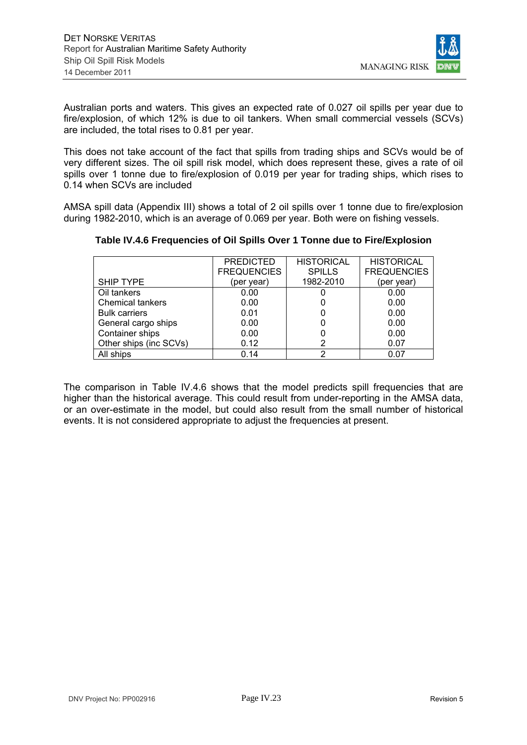Australian ports and waters. This gives an expected rate of 0.027 oil spills per year due to fire/explosion, of which 12% is due to oil tankers. When small commercial vessels (SCVs) are included, the total rises to 0.81 per year.

This does not take account of the fact that spills from trading ships and SCVs would be of very different sizes. The oil spill risk model, which does represent these, gives a rate of oil spills over 1 tonne due to fire/explosion of 0.019 per year for trading ships, which rises to 0.14 when SCVs are included

AMSA spill data (Appendix III) shows a total of 2 oil spills over 1 tonne due to fire/explosion during 1982-2010, which is an average of 0.069 per year. Both were on fishing vessels.

**Table IV.4.6 Frequencies of Oil Spills Over 1 Tonne due to Fire/Explosion**

| SHIP TYPE | PREDICTED FREQUENCIES (per year) | HISTORICAL SPILLS 1982-2010 | HISTORICAL FREQUENCIES (per year) |
|---|---|---|---|
| Oil tankers | 0.00 | 0 | 0.00 |
| Chemical tankers | 0.00 | 0 | 0.00 |
| Bulk carriers | 0.01 | 0 | 0.00 |
| General cargo ships | 0.00 | 0 | 0.00 |
| Container ships | 0.00 | 0 | 0.00 |
| Other ships (inc SCVs) | 0.12 | 2 | 0.07 |
| All ships | 0.14 | 2 | 0.07 |

The comparison in Table IV.4.6 shows that the model predicts spill frequencies that are higher than the historical average. This could result from under-reporting in the AMSA data, or an over-estimate in the model, but could also result from the small number of historical events. It is not considered appropriate to adjust the frequencies at present.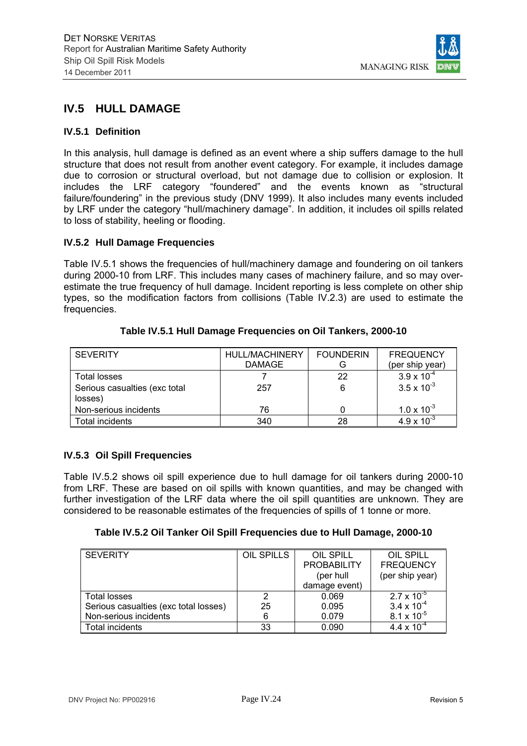## IV.5 HULL DAMAGE

### IV.5.1 Definition

In this analysis, hull damage is defined as an event where a ship suffers damage to the hull structure that does not result from another event category. For example, it includes damage due to corrosion or structural overload, but not damage due to collision or explosion. It includes the LRF category "foundered" and the events known as "structural failure/foundering" in the previous study (DNV 1999). It also includes many events included by LRF under the category "hull/machinery damage". In addition, it includes oil spills related to loss of stability, heeling or flooding.

### IV.5.2 Hull Damage Frequencies

Table IV.5.1 shows the frequencies of hull/machinery damage and foundering on oil tankers during 2000-10 from LRF. This includes many cases of machinery failure, and so may over-estimate the true frequency of hull damage. Incident reporting is less complete on other ship types, so the modification factors from collisions (Table IV.2.3) are used to estimate the frequencies.

**Table IV.5.1 Hull Damage Frequencies on Oil Tankers, 2000-10**

| SEVERITY | HULL/MACHINERY DAMAGE | FOUNDERING | FREQUENCY (per ship year) |
|---|---|---|---|
| Total losses | 7 | 22 | $3.9 \times 10^{-4}$ |
| Serious casualties (exc total losses) | 257 | 6 | $3.5 \times 10^{-3}$ |
| Non-serious incidents | 76 | 0 | $1.0 \times 10^{-3}$ |
| Total incidents | 340 | 28 | $4.9 \times 10^{-3}$ |

### IV.5.3 Oil Spill Frequencies

Table IV.5.2 shows oil spill experience due to hull damage for oil tankers during 2000-10 from LRF. These are based on oil spills with known quantities, and may be changed with further investigation of the LRF data where the oil spill quantities are unknown. They are considered to be reasonable estimates of the frequencies of spills of 1 tonne or more.

**Table IV.5.2 Oil Tanker Oil Spill Frequencies due to Hull Damage, 2000-10**

| SEVERITY | OIL SPILLS | OIL SPILL PROBABILITY (per hull damage event) | OIL SPILL FREQUENCY (per ship year) |
|---|---|---|---|
| Total losses | 2 | 0.069 | $2.7 \times 10^{-5}$ |
| Serious casualties (exc total losses) | 25 | 0.095 | $3.4 \times 10^{-4}$ |
| Non-serious incidents | 6 | 0.079 | $8.1 \times 10^{-5}$ |
| Total incidents | 33 | 0.090 | $4.4 \times 10^{-4}$ |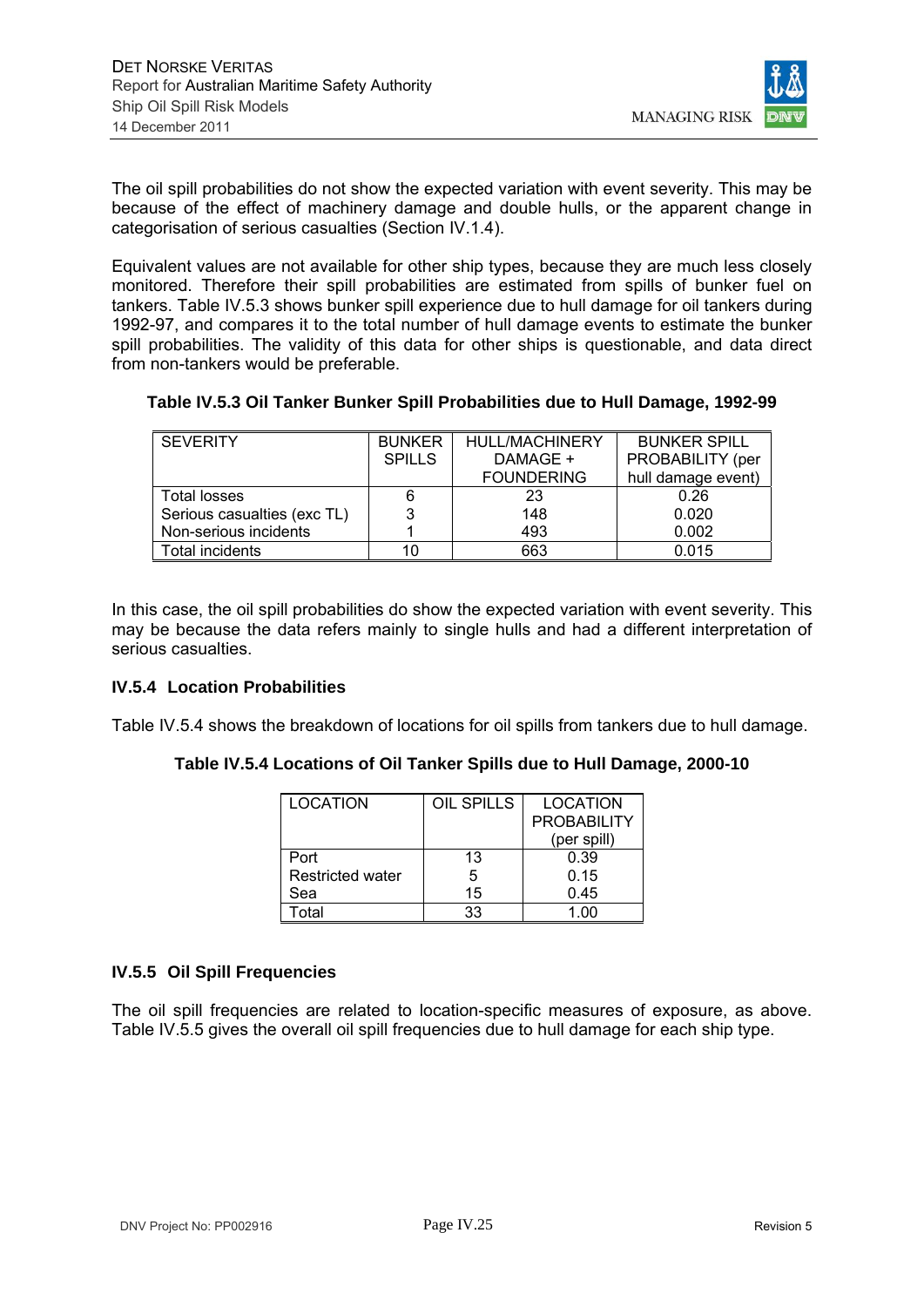The oil spill probabilities do not show the expected variation with event severity. This may be because of the effect of machinery damage and double hulls, or the apparent change in categorisation of serious casualties (Section IV.1.4).

Equivalent values are not available for other ship types, because they are much less closely monitored. Therefore their spill probabilities are estimated from spills of bunker fuel on tankers. Table IV.5.3 shows bunker spill experience due to hull damage for oil tankers during 1992-97, and compares it to the total number of hull damage events to estimate the bunker spill probabilities. The validity of this data for other ships is questionable, and data direct from non-tankers would be preferable.

**Table IV.5.3 Oil Tanker Bunker Spill Probabilities due to Hull Damage, 1992-99**

| SEVERITY | BUNKER SPILLS | HULL/MACHINERY DAMAGE + FOUNDERING | BUNKER SPILL PROBABILITY (per hull damage event) |
|---|---|---|---|
| Total losses | 6 | 23 | 0.26 |
| Serious casualties (exc TL) | 3 | 148 | 0.020 |
| Non-serious incidents | 1 | 493 | 0.002 |
| Total incidents | 10 | 663 | 0.015 |

In this case, the oil spill probabilities do show the expected variation with event severity. This may be because the data refers mainly to single hulls and had a different interpretation of serious casualties.

### IV.5.4 Location Probabilities

Table IV.5.4 shows the breakdown of locations for oil spills from tankers due to hull damage.

**Table IV.5.4 Locations of Oil Tanker Spills due to Hull Damage, 2000-10**

| LOCATION | OIL SPILLS | LOCATION PROBABILITY (per spill) |
|---|---|---|
| Port | 13 | 0.39 |
| Restricted water | 5 | 0.15 |
| Sea | 15 | 0.45 |
| Total | 33 | 1.00 |

### IV.5.5 Oil Spill Frequencies

The oil spill frequencies are related to location-specific measures of exposure, as above. Table IV.5.5 gives the overall oil spill frequencies due to hull damage for each ship type.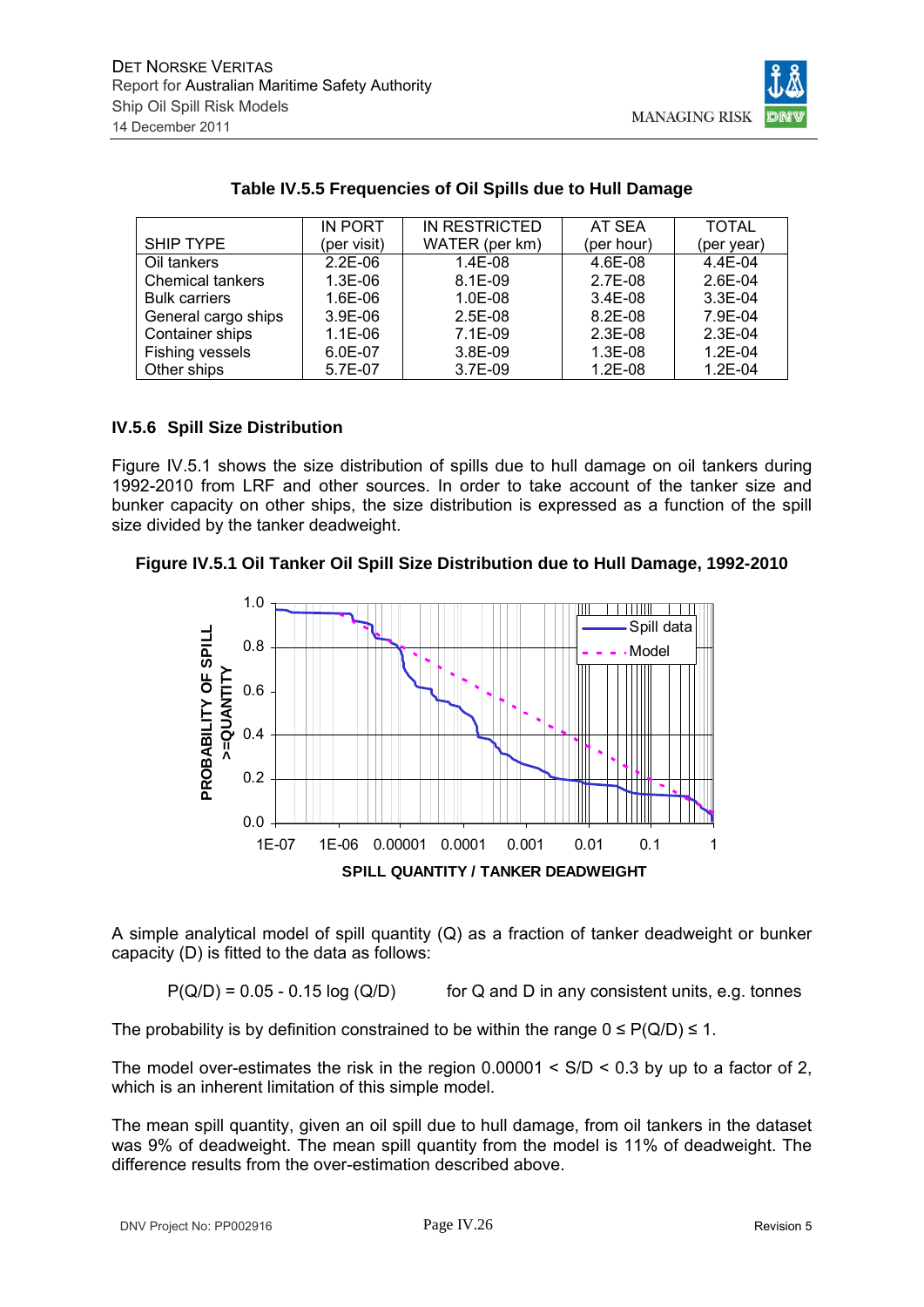**Table IV.5.5 Frequencies of Oil Spills due to Hull Damage**

| SHIP TYPE | IN PORT (per visit) | IN RESTRICTED WATER (per km) | AT SEA (per hour) | TOTAL (per year) |
|---|---|---|---|---|
| Oil tankers | 2.2E-06 | 1.4E-08 | 4.6E-08 | 4.4E-04 |
| Chemical tankers | 1.3E-06 | 8.1E-09 | 2.7E-08 | 2.6E-04 |
| Bulk carriers | 1.6E-06 | 1.0E-08 | 3.4E-08 | 3.3E-04 |
| General cargo ships | 3.9E-06 | 2.5E-08 | 8.2E-08 | 7.9E-04 |
| Container ships | 1.1E-06 | 7.1E-09 | 2.3E-08 | 2.3E-04 |
| Fishing vessels | 6.0E-07 | 3.8E-09 | 1.3E-08 | 1.2E-04 |
| Other ships | 5.7E-07 | 3.7E-09 | 1.2E-08 | 1.2E-04 |

### IV.5.6 Spill Size Distribution

Figure IV.5.1 shows the size distribution of spills due to hull damage on oil tankers during 1992-2010 from LRF and other sources. In order to take account of the tanker size and bunker capacity on other ships, the size distribution is expressed as a function of the spill size divided by the tanker deadweight.

**Figure IV.5.1 Oil Tanker Oil Spill Size Distribution due to Hull Damage, 1992-2010**

A simple analytical model of spill quantity (Q) as a fraction of tanker deadweight or bunker capacity (D) is fitted to the data as follows:

$$P(Q/D) = 0.05 - 0.15 \log (Q/D) \qquad \text{for Q and D in any consistent units, e.g. tonnes}$$

The probability is by definition constrained to be within the range $0 \leq P(Q/D) \leq 1$.

The model over-estimates the risk in the region $0.00001 < S/D < 0.3$ by up to a factor of 2, which is an inherent limitation of this simple model.

The mean spill quantity, given an oil spill due to hull damage, from oil tankers in the dataset was 9% of deadweight. The mean spill quantity from the model is 11% of deadweight. The difference results from the over-estimation described above.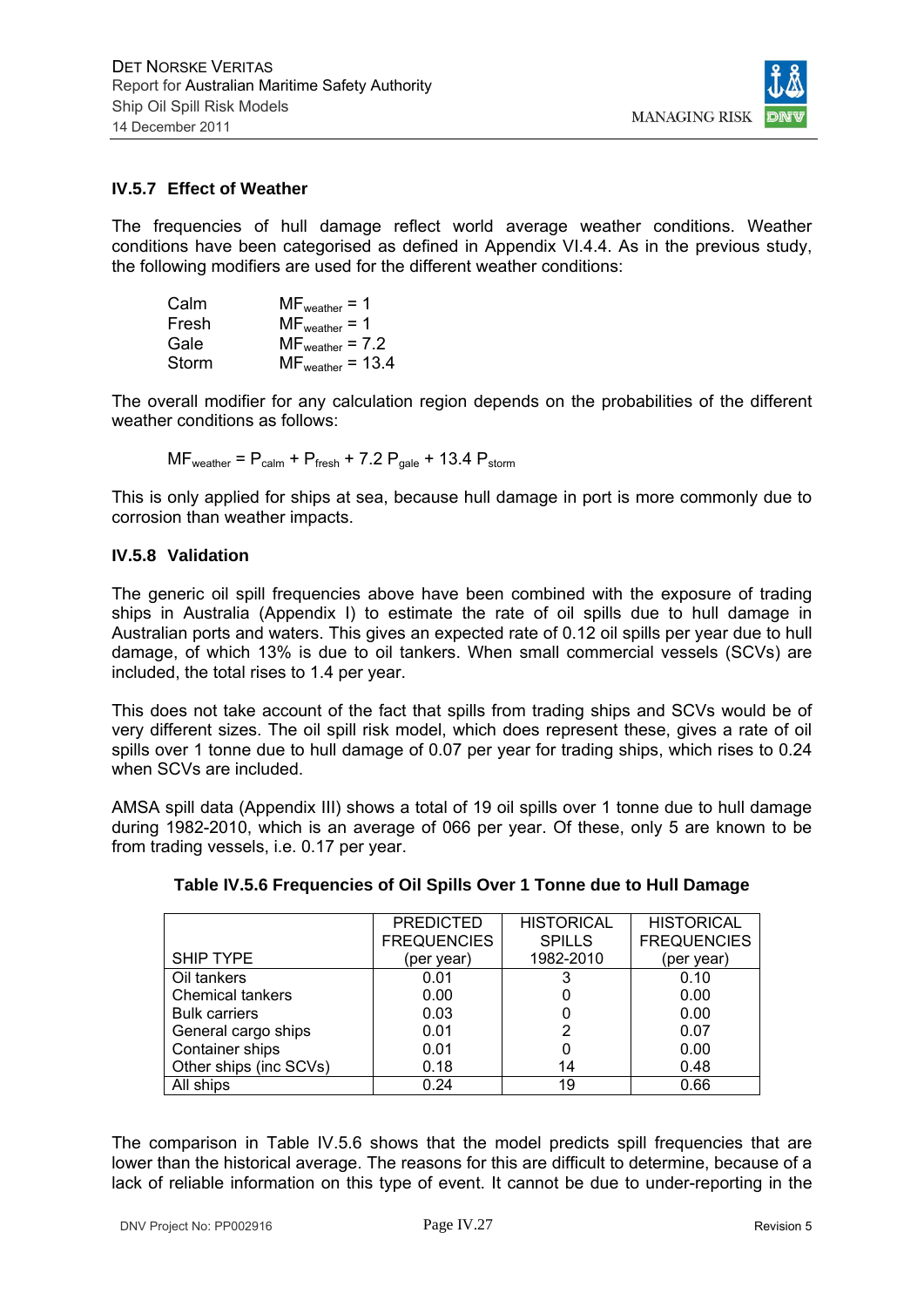### IV.5.7 Effect of Weather

The frequencies of hull damage reflect world average weather conditions. Weather conditions have been categorised as defined in Appendix VI.4.4. As in the previous study, the following modifiers are used for the different weather conditions:

| | |
|---|---|
| Calm | $MF_{weather} = 1$ |
| Fresh | $MF_{weather} = 1$ |
| Gale | $MF_{weather} = 7.2$ |
| Storm | $MF_{weather} = 13.4$ |

The overall modifier for any calculation region depends on the probabilities of the different weather conditions as follows:

$$MF_{weather} = P_{calm} + P_{fresh} + 7.2\, P_{gale} + 13.4\, P_{storm}$$

This is only applied for ships at sea, because hull damage in port is more commonly due to corrosion than weather impacts.

### IV.5.8 Validation

The generic oil spill frequencies above have been combined with the exposure of trading ships in Australia (Appendix I) to estimate the rate of oil spills due to hull damage in Australian ports and waters. This gives an expected rate of 0.12 oil spills per year due to hull damage, of which 13% is due to oil tankers. When small commercial vessels (SCVs) are included, the total rises to 1.4 per year.

This does not take account of the fact that spills from trading ships and SCVs would be of very different sizes. The oil spill risk model, which does represent these, gives a rate of oil spills over 1 tonne due to hull damage of 0.07 per year for trading ships, which rises to 0.24 when SCVs are included.

AMSA spill data (Appendix III) shows a total of 19 oil spills over 1 tonne due to hull damage during 1982-2010, which is an average of 066 per year. Of these, only 5 are known to be from trading vessels, i.e. 0.17 per year.

**Table IV.5.6 Frequencies of Oil Spills Over 1 Tonne due to Hull Damage**

| SHIP TYPE | PREDICTED FREQUENCIES (per year) | HISTORICAL SPILLS 1982-2010 | HISTORICAL FREQUENCIES (per year) |
|---|---|---|---|
| Oil tankers | 0.01 | 3 | 0.10 |
| Chemical tankers | 0.00 | 0 | 0.00 |
| Bulk carriers | 0.03 | 0 | 0.00 |
| General cargo ships | 0.01 | 2 | 0.07 |
| Container ships | 0.01 | 0 | 0.00 |
| Other ships (inc SCVs) | 0.18 | 14 | 0.48 |
| All ships | 0.24 | 19 | 0.66 |

The comparison in Table IV.5.6 shows that the model predicts spill frequencies that are lower than the historical average. The reasons for this are difficult to determine, because of a lack of reliable information on this type of event. It cannot be due to under-reporting in the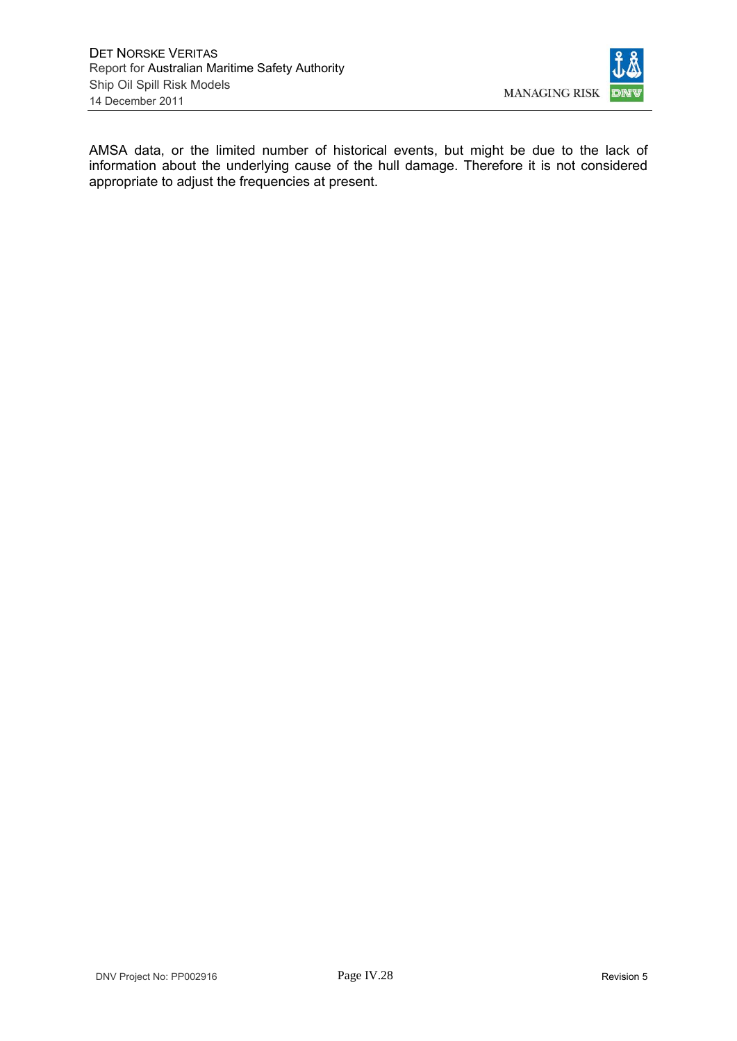AMSA data, or the limited number of historical events, but might be due to the lack of information about the underlying cause of the hull damage. Therefore it is not considered appropriate to adjust the frequencies at present.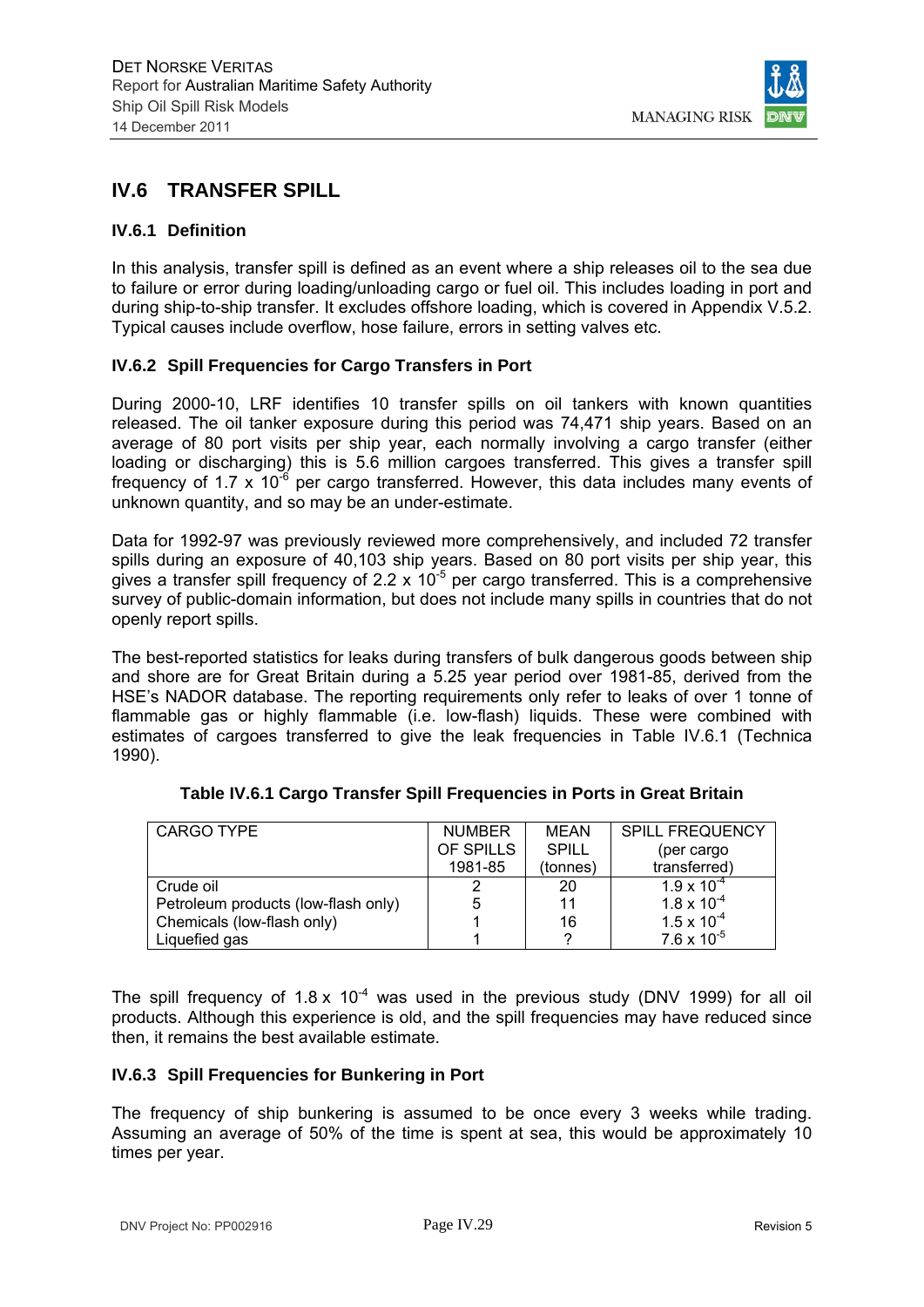## IV.6 TRANSFER SPILL

### IV.6.1 Definition

In this analysis, transfer spill is defined as an event where a ship releases oil to the sea due to failure or error during loading/unloading cargo or fuel oil. This includes loading in port and during ship-to-ship transfer. It excludes offshore loading, which is covered in Appendix V.5.2. Typical causes include overflow, hose failure, errors in setting valves etc.

### IV.6.2 Spill Frequencies for Cargo Transfers in Port

During 2000-10, LRF identifies 10 transfer spills on oil tankers with known quantities released. The oil tanker exposure during this period was 74,471 ship years. Based on an average of 80 port visits per ship year, each normally involving a cargo transfer (either loading or discharging) this is 5.6 million cargoes transferred. This gives a transfer spill frequency of $1.7 \times 10^{-6}$ per cargo transferred. However, this data includes many events of unknown quantity, and so may be an under-estimate.

Data for 1992-97 was previously reviewed more comprehensively, and included 72 transfer spills during an exposure of 40,103 ship years. Based on 80 port visits per ship year, this gives a transfer spill frequency of $2.2 \times 10^{-5}$ per cargo transferred. This is a comprehensive survey of public-domain information, but does not include many spills in countries that do not openly report spills.

The best-reported statistics for leaks during transfers of bulk dangerous goods between ship and shore are for Great Britain during a 5.25 year period over 1981-85, derived from the HSE's NADOR database. The reporting requirements only refer to leaks of over 1 tonne of flammable gas or highly flammable (i.e. low-flash) liquids. These were combined with estimates of cargoes transferred to give the leak frequencies in Table IV.6.1 (Technica 1990).

**Table IV.6.1 Cargo Transfer Spill Frequencies in Ports in Great Britain**

| CARGO TYPE | NUMBER OF SPILLS 1981-85 | MEAN SPILL (tonnes) | SPILL FREQUENCY (per cargo transferred) |
|---|---|---|---|
| Crude oil | 2 | 20 | $1.9 \times 10^{-4}$ |
| Petroleum products (low-flash only) | 5 | 11 | $1.8 \times 10^{-4}$ |
| Chemicals (low-flash only) | 1 | 16 | $1.5 \times 10^{-4}$ |
| Liquefied gas | 1 | ? | $7.6 \times 10^{-5}$ |

The spill frequency of $1.8 \times 10^{-4}$ was used in the previous study (DNV 1999) for all oil products. Although this experience is old, and the spill frequencies may have reduced since then, it remains the best available estimate.

### IV.6.3 Spill Frequencies for Bunkering in Port

The frequency of ship bunkering is assumed to be once every 3 weeks while trading. Assuming an average of 50% of the time is spent at sea, this would be approximately 10 times per year.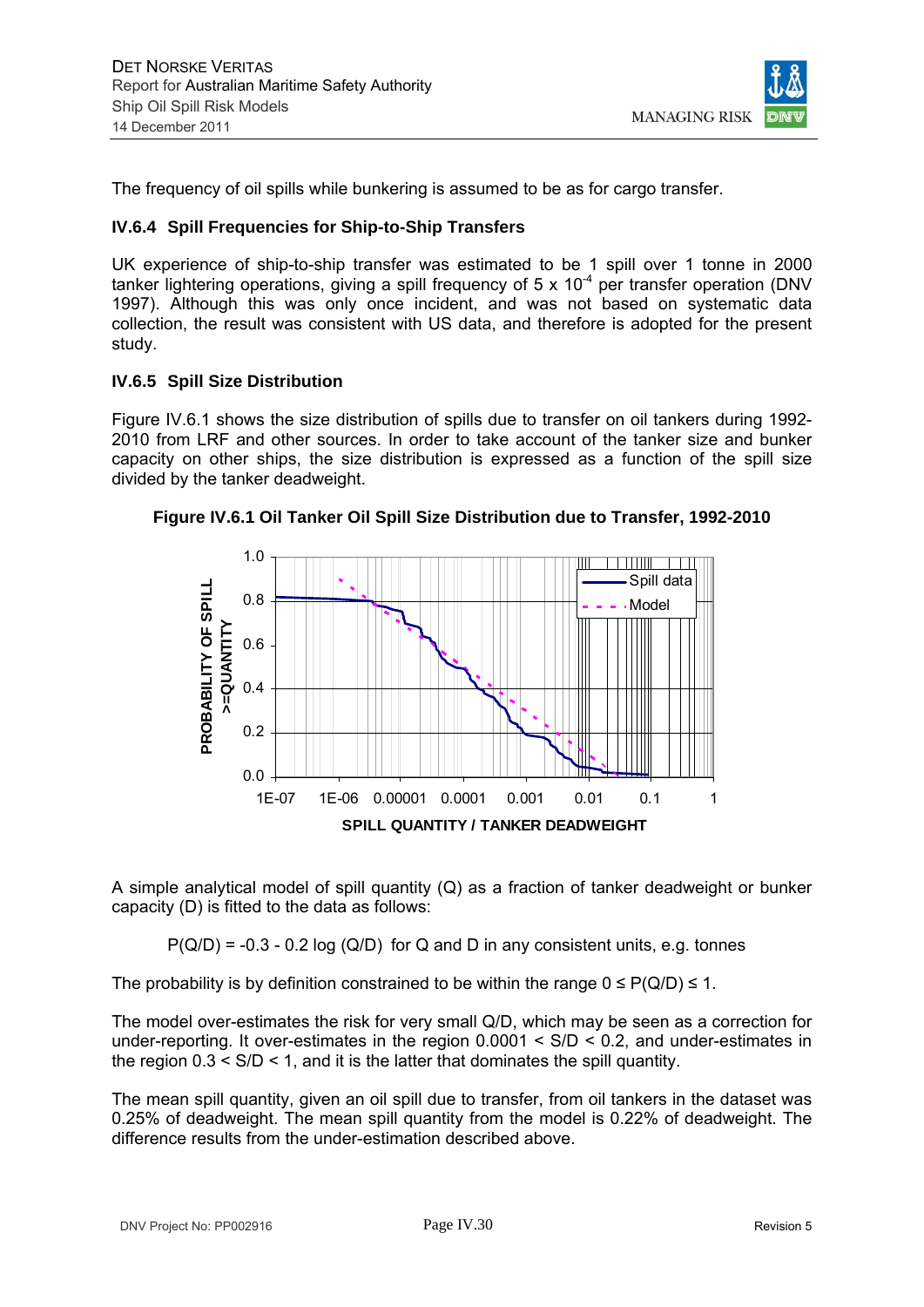The frequency of oil spills while bunkering is assumed to be as for cargo transfer.

### IV.6.4 Spill Frequencies for Ship-to-Ship Transfers

UK experience of ship-to-ship transfer was estimated to be 1 spill over 1 tonne in 2000 tanker lightering operations, giving a spill frequency of $5 \times 10^{-4}$ per transfer operation (DNV 1997). Although this was only once incident, and was not based on systematic data collection, the result was consistent with US data, and therefore is adopted for the present study.

### IV.6.5 Spill Size Distribution

Figure IV.6.1 shows the size distribution of spills due to transfer on oil tankers during 1992-2010 from LRF and other sources. In order to take account of the tanker size and bunker capacity on other ships, the size distribution is expressed as a function of the spill size divided by the tanker deadweight.

**Figure IV.6.1 Oil Tanker Oil Spill Size Distribution due to Transfer, 1992-2010**

A simple analytical model of spill quantity (Q) as a fraction of tanker deadweight or bunker capacity (D) is fitted to the data as follows:

$$P(Q/D) = -0.3 - 0.2 \log (Q/D) \quad \text{for Q and D in any consistent units, e.g. tonnes}$$

The probability is by definition constrained to be within the range $0 \leq P(Q/D) \leq 1$.

The model over-estimates the risk for very small Q/D, which may be seen as a correction for under-reporting. It over-estimates in the region $0.0001 < S/D < 0.2$, and under-estimates in the region $0.3 < S/D < 1$, and it is the latter that dominates the spill quantity.

The mean spill quantity, given an oil spill due to transfer, from oil tankers in the dataset was 0.25% of deadweight. The mean spill quantity from the model is 0.22% of deadweight. The difference results from the under-estimation described above.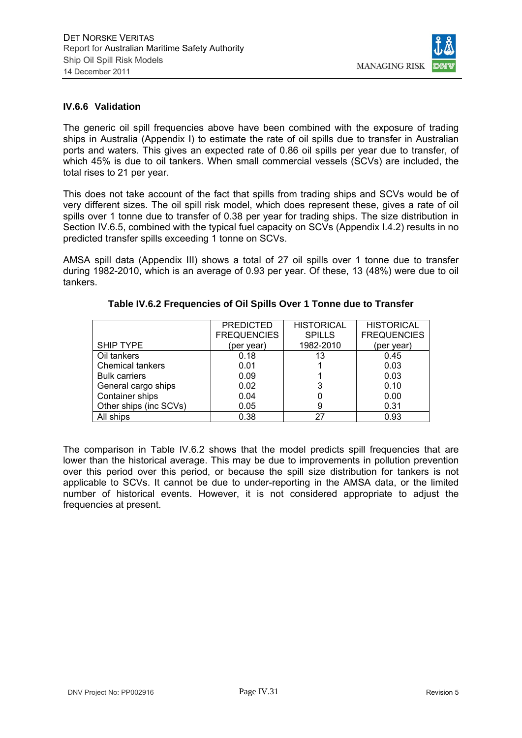### IV.6.6 Validation

The generic oil spill frequencies above have been combined with the exposure of trading ships in Australia (Appendix I) to estimate the rate of oil spills due to transfer in Australian ports and waters. This gives an expected rate of 0.86 oil spills per year due to transfer, of which 45% is due to oil tankers. When small commercial vessels (SCVs) are included, the total rises to 21 per year.

This does not take account of the fact that spills from trading ships and SCVs would be of very different sizes. The oil spill risk model, which does represent these, gives a rate of oil spills over 1 tonne due to transfer of 0.38 per year for trading ships. The size distribution in Section IV.6.5, combined with the typical fuel capacity on SCVs (Appendix I.4.2) results in no predicted transfer spills exceeding 1 tonne on SCVs.

AMSA spill data (Appendix III) shows a total of 27 oil spills over 1 tonne due to transfer during 1982-2010, which is an average of 0.93 per year. Of these, 13 (48%) were due to oil tankers.

**Table IV.6.2 Frequencies of Oil Spills Over 1 Tonne due to Transfer**

| SHIP TYPE | PREDICTED FREQUENCIES (per year) | HISTORICAL SPILLS 1982-2010 | HISTORICAL FREQUENCIES (per year) |
|---|---|---|---|
| Oil tankers | 0.18 | 13 | 0.45 |
| Chemical tankers | 0.01 | 1 | 0.03 |
| Bulk carriers | 0.09 | 1 | 0.03 |
| General cargo ships | 0.02 | 3 | 0.10 |
| Container ships | 0.04 | 0 | 0.00 |
| Other ships (inc SCVs) | 0.05 | 9 | 0.31 |
| All ships | 0.38 | 27 | 0.93 |

The comparison in Table IV.6.2 shows that the model predicts spill frequencies that are lower than the historical average. This may be due to improvements in pollution prevention over this period, or because the spill size distribution for tankers is not applicable to SCVs. It cannot be due to under-reporting in the AMSA data, or the limited number of historical events. However, it is not considered appropriate to adjust the frequencies at present.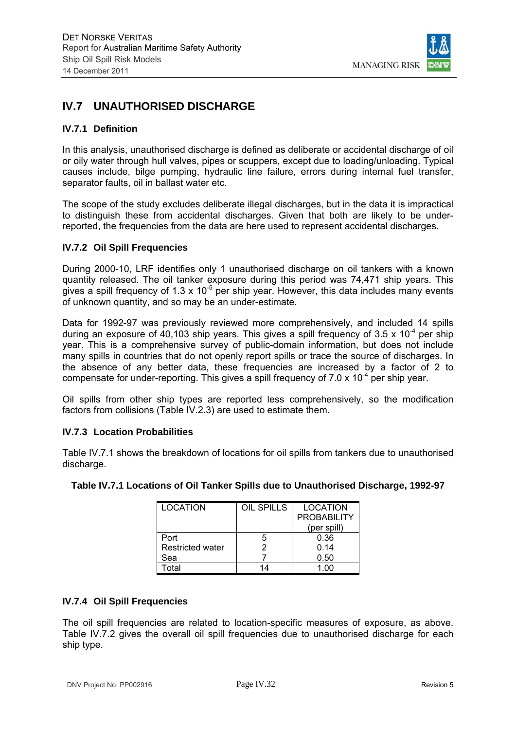## IV.7 UNAUTHORISED DISCHARGE

### IV.7.1 Definition

In this analysis, unauthorised discharge is defined as deliberate or accidental discharge of oil or oily water through hull valves, pipes or scuppers, except due to loading/unloading. Typical causes include, bilge pumping, hydraulic line failure, errors during internal fuel transfer, separator faults, oil in ballast water etc.

The scope of the study excludes deliberate illegal discharges, but in the data it is impractical to distinguish these from accidental discharges. Given that both are likely to be under-reported, the frequencies from the data are here used to represent accidental discharges.

### IV.7.2 Oil Spill Frequencies

During 2000-10, LRF identifies only 1 unauthorised discharge on oil tankers with a known quantity released. The oil tanker exposure during this period was 74,471 ship years. This gives a spill frequency of $1.3 \times 10^{-5}$ per ship year. However, this data includes many events of unknown quantity, and so may be an under-estimate.

Data for 1992-97 was previously reviewed more comprehensively, and included 14 spills during an exposure of 40,103 ship years. This gives a spill frequency of $3.5 \times 10^{-4}$ per ship year. This is a comprehensive survey of public-domain information, but does not include many spills in countries that do not openly report spills or trace the source of discharges. In the absence of any better data, these frequencies are increased by a factor of 2 to compensate for under-reporting. This gives a spill frequency of $7.0 \times 10^{-4}$ per ship year.

Oil spills from other ship types are reported less comprehensively, so the modification factors from collisions (Table IV.2.3) are used to estimate them.

### IV.7.3 Location Probabilities

Table IV.7.1 shows the breakdown of locations for oil spills from tankers due to unauthorised discharge.

**Table IV.7.1 Locations of Oil Tanker Spills due to Unauthorised Discharge, 1992-97**

| LOCATION | OIL SPILLS | LOCATION PROBABILITY (per spill) |
|---|---|---|
| Port | 5 | 0.36 |
| Restricted water | 2 | 0.14 |
| Sea | 7 | 0.50 |
| Total | 14 | 1.00 |

### IV.7.4 Oil Spill Frequencies

The oil spill frequencies are related to location-specific measures of exposure, as above. Table IV.7.2 gives the overall oil spill frequencies due to unauthorised discharge for each ship type.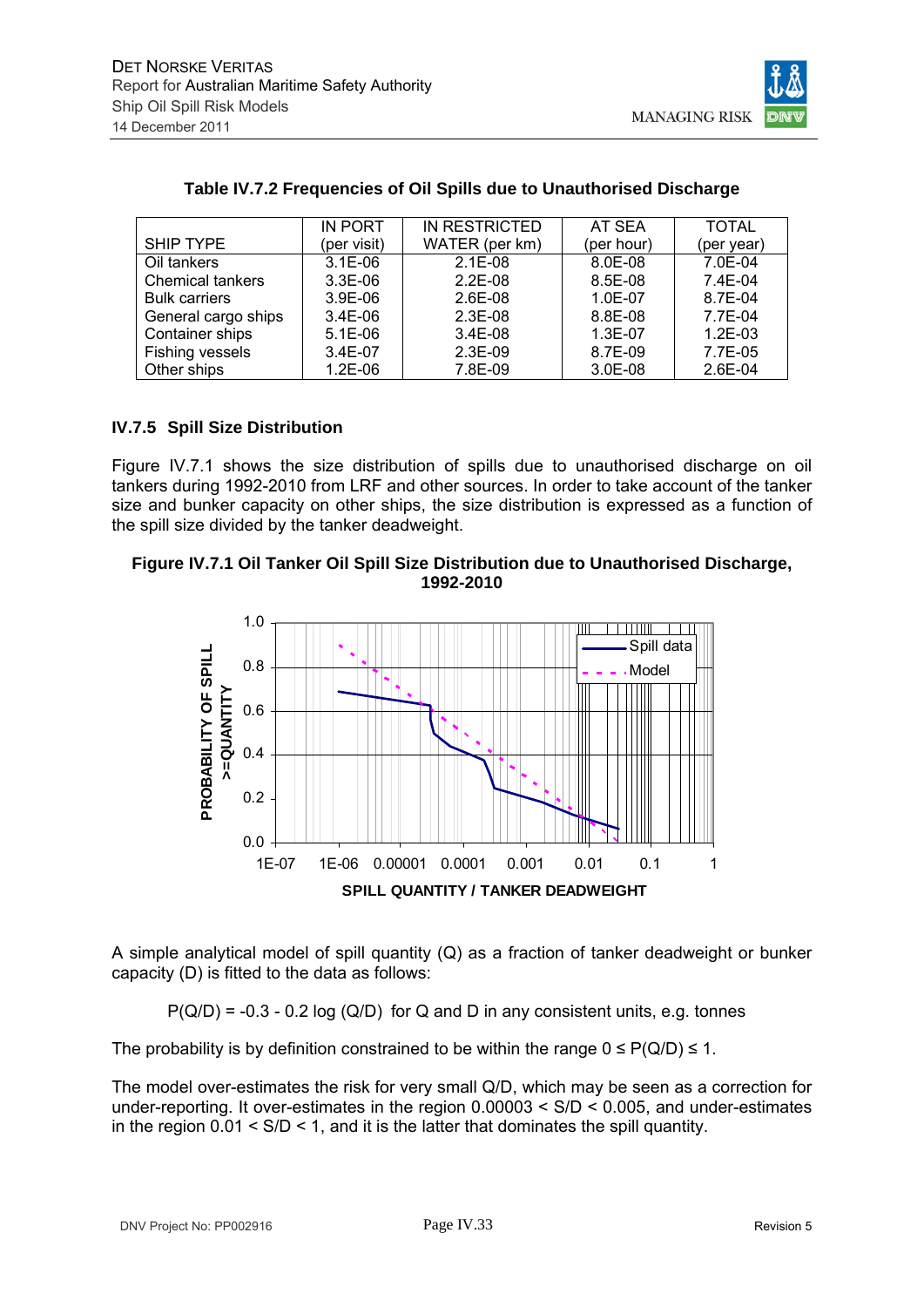**Table IV.7.2 Frequencies of Oil Spills due to Unauthorised Discharge**

| SHIP TYPE | IN PORT (per visit) | IN RESTRICTED WATER (per km) | AT SEA (per hour) | TOTAL (per year) |
|---|---|---|---|---|
| Oil tankers | 3.1E-06 | 2.1E-08 | 8.0E-08 | 7.0E-04 |
| Chemical tankers | 3.3E-06 | 2.2E-08 | 8.5E-08 | 7.4E-04 |
| Bulk carriers | 3.9E-06 | 2.6E-08 | 1.0E-07 | 8.7E-04 |
| General cargo ships | 3.4E-06 | 2.3E-08 | 8.8E-08 | 7.7E-04 |
| Container ships | 5.1E-06 | 3.4E-08 | 1.3E-07 | 1.2E-03 |
| Fishing vessels | 3.4E-07 | 2.3E-09 | 8.7E-09 | 7.7E-05 |
| Other ships | 1.2E-06 | 7.8E-09 | 3.0E-08 | 2.6E-04 |

### IV.7.5 Spill Size Distribution

Figure IV.7.1 shows the size distribution of spills due to unauthorised discharge on oil tankers during 1992-2010 from LRF and other sources. In order to take account of the tanker size and bunker capacity on other ships, the size distribution is expressed as a function of the spill size divided by the tanker deadweight.

**Figure IV.7.1 Oil Tanker Oil Spill Size Distribution due to Unauthorised Discharge, 1992-2010**

A simple analytical model of spill quantity (Q) as a fraction of tanker deadweight or bunker capacity (D) is fitted to the data as follows:

$$P(Q/D) = -0.3 - 0.2 \log (Q/D)$$ for Q and D in any consistent units, e.g. tonnes

The probability is by definition constrained to be within the range $0 \leq P(Q/D) \leq 1$.

The model over-estimates the risk for very small Q/D, which may be seen as a correction for under-reporting. It over-estimates in the region $0.00003 < S/D < 0.005$, and under-estimates in the region $0.01 < S/D < 1$, and it is the latter that dominates the spill quantity.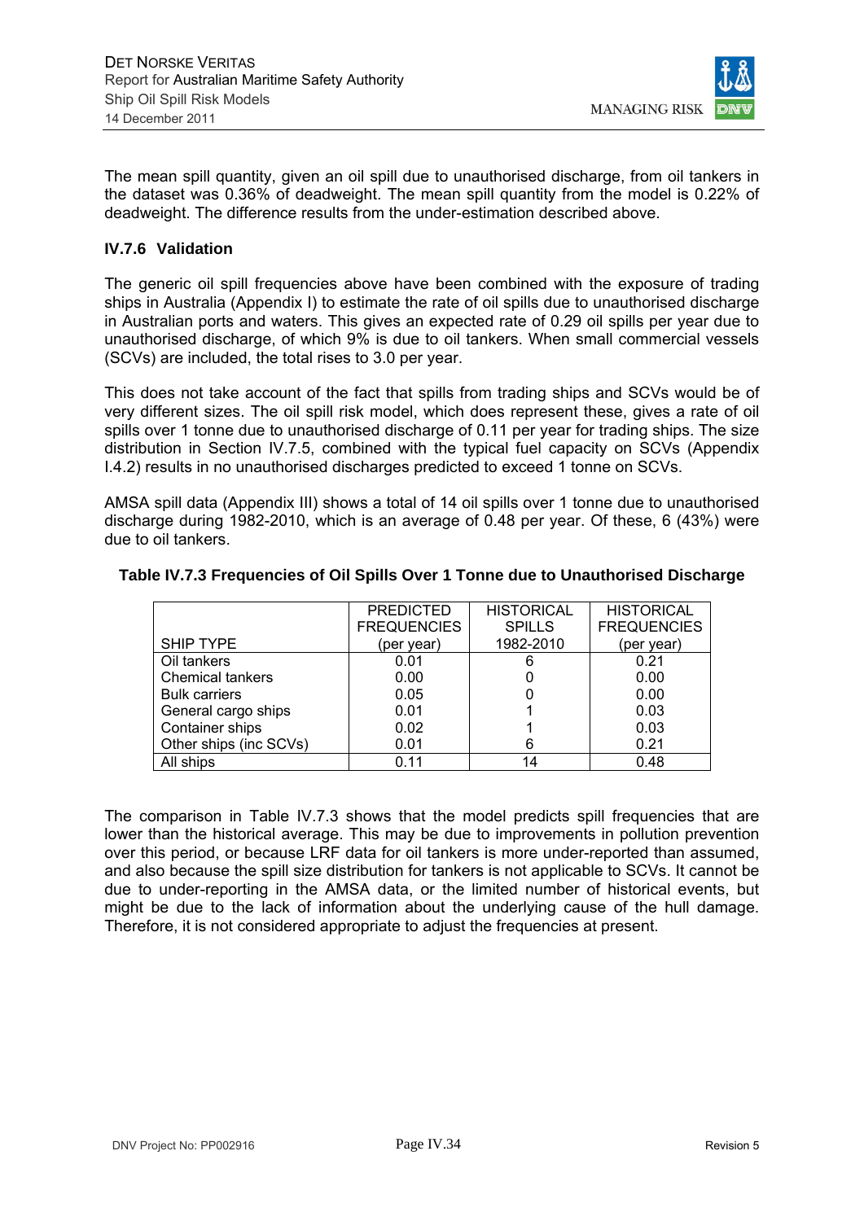The mean spill quantity, given an oil spill due to unauthorised discharge, from oil tankers in the dataset was 0.36% of deadweight. The mean spill quantity from the model is 0.22% of deadweight. The difference results from the under-estimation described above.

### IV.7.6 Validation

The generic oil spill frequencies above have been combined with the exposure of trading ships in Australia (Appendix I) to estimate the rate of oil spills due to unauthorised discharge in Australian ports and waters. This gives an expected rate of 0.29 oil spills per year due to unauthorised discharge, of which 9% is due to oil tankers. When small commercial vessels (SCVs) are included, the total rises to 3.0 per year.

This does not take account of the fact that spills from trading ships and SCVs would be of very different sizes. The oil spill risk model, which does represent these, gives a rate of oil spills over 1 tonne due to unauthorised discharge of 0.11 per year for trading ships. The size distribution in Section IV.7.5, combined with the typical fuel capacity on SCVs (Appendix I.4.2) results in no unauthorised discharges predicted to exceed 1 tonne on SCVs.

AMSA spill data (Appendix III) shows a total of 14 oil spills over 1 tonne due to unauthorised discharge during 1982-2010, which is an average of 0.48 per year. Of these, 6 (43%) were due to oil tankers.

**Table IV.7.3 Frequencies of Oil Spills Over 1 Tonne due to Unauthorised Discharge**

| SHIP TYPE | PREDICTED FREQUENCIES (per year) | HISTORICAL SPILLS 1982-2010 | HISTORICAL FREQUENCIES (per year) |
|---|---|---|---|
| Oil tankers | 0.01 | 6 | 0.21 |
| Chemical tankers | 0.00 | 0 | 0.00 |
| Bulk carriers | 0.05 | 0 | 0.00 |
| General cargo ships | 0.01 | 1 | 0.03 |
| Container ships | 0.02 | 1 | 0.03 |
| Other ships (inc SCVs) | 0.01 | 6 | 0.21 |
| All ships | 0.11 | 14 | 0.48 |

The comparison in Table IV.7.3 shows that the model predicts spill frequencies that are lower than the historical average. This may be due to improvements in pollution prevention over this period, or because LRF data for oil tankers is more under-reported than assumed, and also because the spill size distribution for tankers is not applicable to SCVs. It cannot be due to under-reporting in the AMSA data, or the limited number of historical events, but might be due to the lack of information about the underlying cause of the hull damage. Therefore, it is not considered appropriate to adjust the frequencies at present.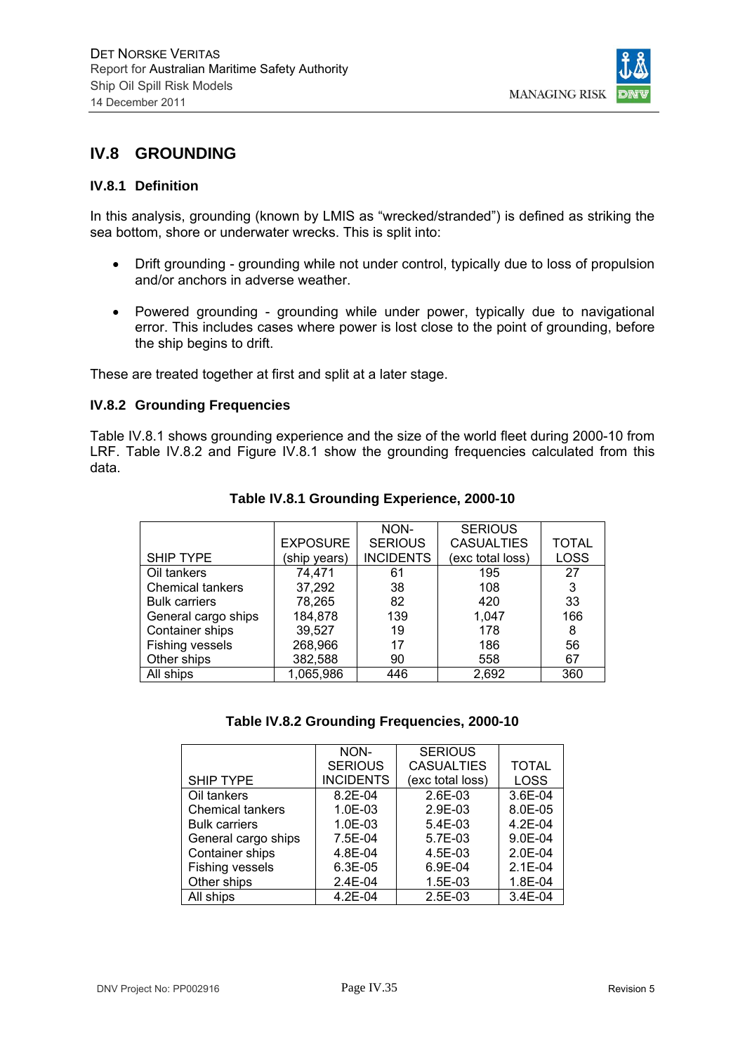## IV.8 GROUNDING

### IV.8.1 Definition

In this analysis, grounding (known by LMIS as "wrecked/stranded") is defined as striking the sea bottom, shore or underwater wrecks. This is split into:

- Drift grounding - grounding while not under control, typically due to loss of propulsion and/or anchors in adverse weather.
- Powered grounding - grounding while under power, typically due to navigational error. This includes cases where power is lost close to the point of grounding, before the ship begins to drift.

These are treated together at first and split at a later stage.

### IV.8.2 Grounding Frequencies

Table IV.8.1 shows grounding experience and the size of the world fleet during 2000-10 from LRF. Table IV.8.2 and Figure IV.8.1 show the grounding frequencies calculated from this data.

**Table IV.8.1 Grounding Experience, 2000-10**

| SHIP TYPE | EXPOSURE (ship years) | NON-SERIOUS INCIDENTS | SERIOUS CASUALTIES (exc total loss) | TOTAL LOSS |
|---|---|---|---|---|
| Oil tankers | 74,471 | 61 | 195 | 27 |
| Chemical tankers | 37,292 | 38 | 108 | 3 |
| Bulk carriers | 78,265 | 82 | 420 | 33 |
| General cargo ships | 184,878 | 139 | 1,047 | 166 |
| Container ships | 39,527 | 19 | 178 | 8 |
| Fishing vessels | 268,966 | 17 | 186 | 56 |
| Other ships | 382,588 | 90 | 558 | 67 |
| All ships | 1,065,986 | 446 | 2,692 | 360 |

**Table IV.8.2 Grounding Frequencies, 2000-10**

| SHIP TYPE | NON-SERIOUS INCIDENTS | SERIOUS CASUALTIES (exc total loss) | TOTAL LOSS |
|---|---|---|---|
| Oil tankers | 8.2E-04 | 2.6E-03 | 3.6E-04 |
| Chemical tankers | 1.0E-03 | 2.9E-03 | 8.0E-05 |
| Bulk carriers | 1.0E-03 | 5.4E-03 | 4.2E-04 |
| General cargo ships | 7.5E-04 | 5.7E-03 | 9.0E-04 |
| Container ships | 4.8E-04 | 4.5E-03 | 2.0E-04 |
| Fishing vessels | 6.3E-05 | 6.9E-04 | 2.1E-04 |
| Other ships | 2.4E-04 | 1.5E-03 | 1.8E-04 |
| All ships | 4.2E-04 | 2.5E-03 | 3.4E-04 |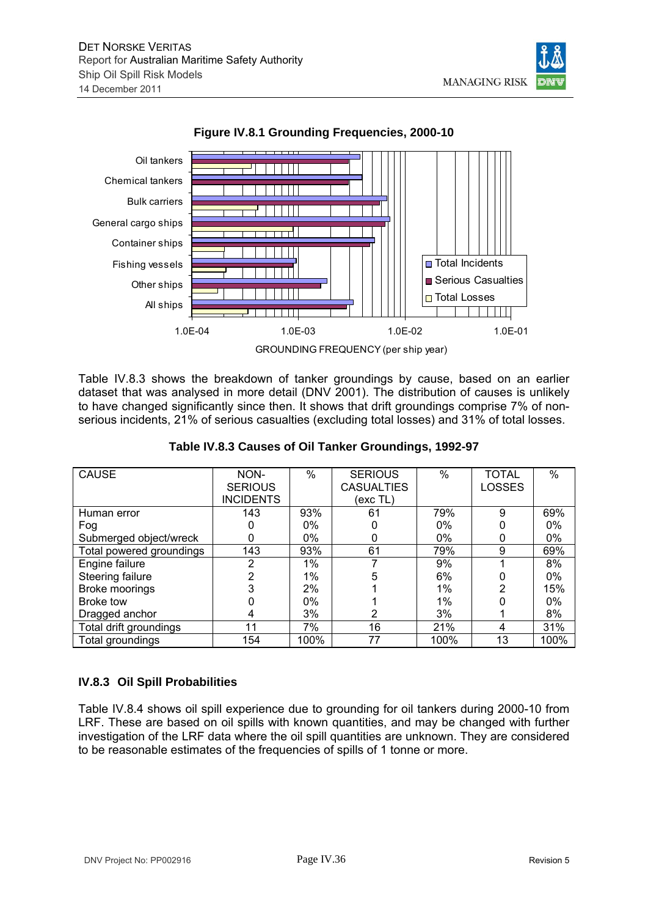**Figure IV.8.1 Grounding Frequencies, 2000-10**

Table IV.8.3 shows the breakdown of tanker groundings by cause, based on an earlier dataset that was analysed in more detail (DNV 2001). The distribution of causes is unlikely to have changed significantly since then. It shows that drift groundings comprise 7% of non-serious incidents, 21% of serious casualties (excluding total losses) and 31% of total losses.

**Table IV.8.3 Causes of Oil Tanker Groundings, 1992-97**

| CAUSE | NON-SERIOUS INCIDENTS | % | SERIOUS CASUALTIES (exc TL) | % | TOTAL LOSSES | % |
|---|---|---|---|---|---|---|
| Human error | 143 | 93% | 61 | 79% | 9 | 69% |
| Fog | 0 | 0% | 0 | 0% | 0 | 0% |
| Submerged object/wreck | 0 | 0% | 0 | 0% | 0 | 0% |
| Total powered groundings | 143 | 93% | 61 | 79% | 9 | 69% |
| Engine failure | 2 | 1% | 7 | 9% | 1 | 8% |
| Steering failure | 2 | 1% | 5 | 6% | 0 | 0% |
| Broke moorings | 3 | 2% | 1 | 1% | 2 | 15% |
| Broke tow | 0 | 0% | 1 | 1% | 0 | 0% |
| Dragged anchor | 4 | 3% | 2 | 3% | 1 | 8% |
| Total drift groundings | 11 | 7% | 16 | 21% | 4 | 31% |
| Total groundings | 154 | 100% | 77 | 100% | 13 | 100% |

### IV.8.3 Oil Spill Probabilities

Table IV.8.4 shows oil spill experience due to grounding for oil tankers during 2000-10 from LRF. These are based on oil spills with known quantities, and may be changed with further investigation of the LRF data where the oil spill quantities are unknown. They are considered to be reasonable estimates of the frequencies of spills of 1 tonne or more.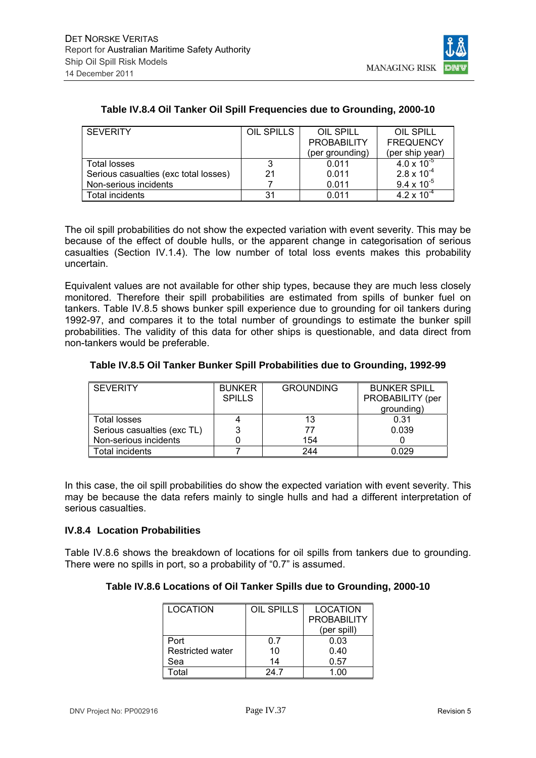**Table IV.8.4 Oil Tanker Oil Spill Frequencies due to Grounding, 2000-10**

| SEVERITY | OIL SPILLS | OIL SPILL PROBABILITY (per grounding) | OIL SPILL FREQUENCY (per ship year) |
|---|---|---|---|
| Total losses | 3 | 0.011 | $4.0 \times 10^{-5}$ |
| Serious casualties (exc total losses) | 21 | 0.011 | $2.8 \times 10^{-4}$ |
| Non-serious incidents | 7 | 0.011 | $9.4 \times 10^{-5}$ |
| Total incidents | 31 | 0.011 | $4.2 \times 10^{-4}$ |

The oil spill probabilities do not show the expected variation with event severity. This may be because of the effect of double hulls, or the apparent change in categorisation of serious casualties (Section IV.1.4). The low number of total loss events makes this probability uncertain.

Equivalent values are not available for other ship types, because they are much less closely monitored. Therefore their spill probabilities are estimated from spills of bunker fuel on tankers. Table IV.8.5 shows bunker spill experience due to grounding for oil tankers during 1992-97, and compares it to the total number of groundings to estimate the bunker spill probabilities. The validity of this data for other ships is questionable, and data direct from non-tankers would be preferable.

**Table IV.8.5 Oil Tanker Bunker Spill Probabilities due to Grounding, 1992-99**

| SEVERITY | BUNKER SPILLS | GROUNDING | BUNKER SPILL PROBABILITY (per grounding) |
|---|---|---|---|
| Total losses | 4 | 13 | 0.31 |
| Serious casualties (exc TL) | 3 | 77 | 0.039 |
| Non-serious incidents | 0 | 154 | 0 |
| Total incidents | 7 | 244 | 0.029 |

In this case, the oil spill probabilities do show the expected variation with event severity. This may be because the data refers mainly to single hulls and had a different interpretation of serious casualties.

### IV.8.4 Location Probabilities

Table IV.8.6 shows the breakdown of locations for oil spills from tankers due to grounding. There were no spills in port, so a probability of "0.7" is assumed.

**Table IV.8.6 Locations of Oil Tanker Spills due to Grounding, 2000-10**

| LOCATION | OIL SPILLS | LOCATION PROBABILITY (per spill) |
|---|---|---|
| Port | 0.7 | 0.03 |
| Restricted water | 10 | 0.40 |
| Sea | 14 | 0.57 |
| Total | 24.7 | 1.00 |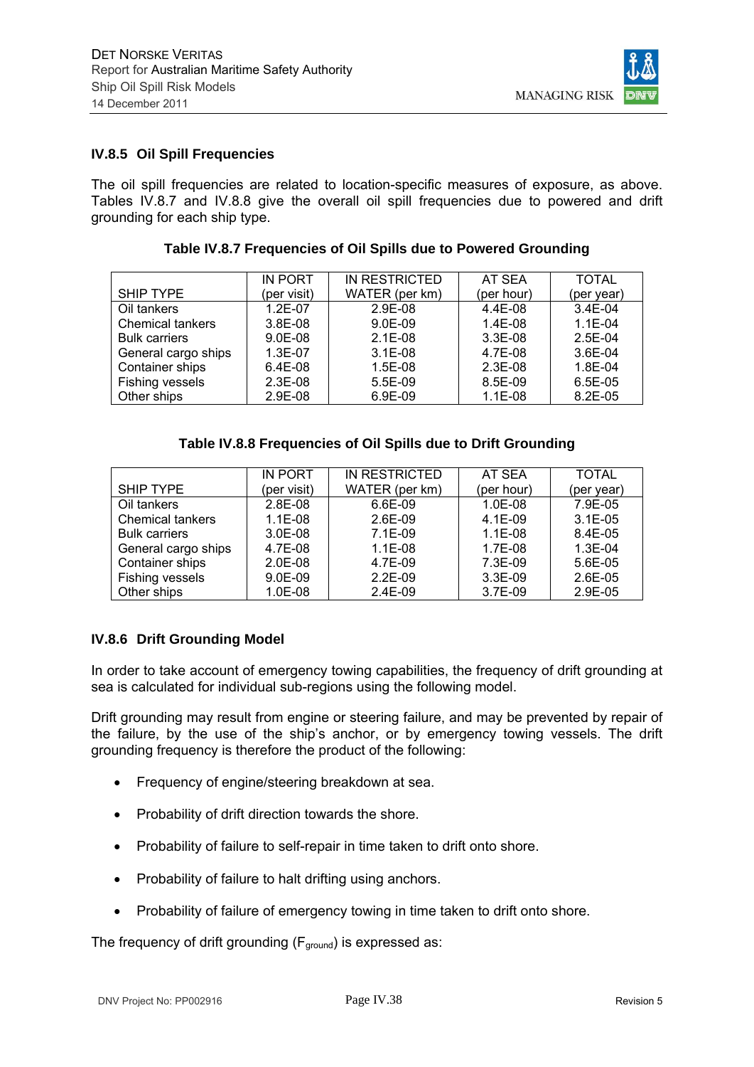### IV.8.5 Oil Spill Frequencies

The oil spill frequencies are related to location-specific measures of exposure, as above. Tables IV.8.7 and IV.8.8 give the overall oil spill frequencies due to powered and drift grounding for each ship type.

**Table IV.8.7 Frequencies of Oil Spills due to Powered Grounding**

| SHIP TYPE | IN PORT (per visit) | IN RESTRICTED WATER (per km) | AT SEA (per hour) | TOTAL (per year) |
|---|---|---|---|---|
| Oil tankers | 1.2E-07 | 2.9E-08 | 4.4E-08 | 3.4E-04 |
| Chemical tankers | 3.8E-08 | 9.0E-09 | 1.4E-08 | 1.1E-04 |
| Bulk carriers | 9.0E-08 | 2.1E-08 | 3.3E-08 | 2.5E-04 |
| General cargo ships | 1.3E-07 | 3.1E-08 | 4.7E-08 | 3.6E-04 |
| Container ships | 6.4E-08 | 1.5E-08 | 2.3E-08 | 1.8E-04 |
| Fishing vessels | 2.3E-08 | 5.5E-09 | 8.5E-09 | 6.5E-05 |
| Other ships | 2.9E-08 | 6.9E-09 | 1.1E-08 | 8.2E-05 |

**Table IV.8.8 Frequencies of Oil Spills due to Drift Grounding**

| SHIP TYPE | IN PORT (per visit) | IN RESTRICTED WATER (per km) | AT SEA (per hour) | TOTAL (per year) |
|---|---|---|---|---|
| Oil tankers | 2.8E-08 | 6.6E-09 | 1.0E-08 | 7.9E-05 |
| Chemical tankers | 1.1E-08 | 2.6E-09 | 4.1E-09 | 3.1E-05 |
| Bulk carriers | 3.0E-08 | 7.1E-09 | 1.1E-08 | 8.4E-05 |
| General cargo ships | 4.7E-08 | 1.1E-08 | 1.7E-08 | 1.3E-04 |
| Container ships | 2.0E-08 | 4.7E-09 | 7.3E-09 | 5.6E-05 |
| Fishing vessels | 9.0E-09 | 2.2E-09 | 3.3E-09 | 2.6E-05 |
| Other ships | 1.0E-08 | 2.4E-09 | 3.7E-09 | 2.9E-05 |

### IV.8.6 Drift Grounding Model

In order to take account of emergency towing capabilities, the frequency of drift grounding at sea is calculated for individual sub-regions using the following model.

Drift grounding may result from engine or steering failure, and may be prevented by repair of the failure, by the use of the ship's anchor, or by emergency towing vessels. The drift grounding frequency is therefore the product of the following:

- Frequency of engine/steering breakdown at sea.
- Probability of drift direction towards the shore.
- Probability of failure to self-repair in time taken to drift onto shore.
- Probability of failure to halt drifting using anchors.
- Probability of failure of emergency towing in time taken to drift onto shore.

The frequency of drift grounding ($F_{ground}$) is expressed as: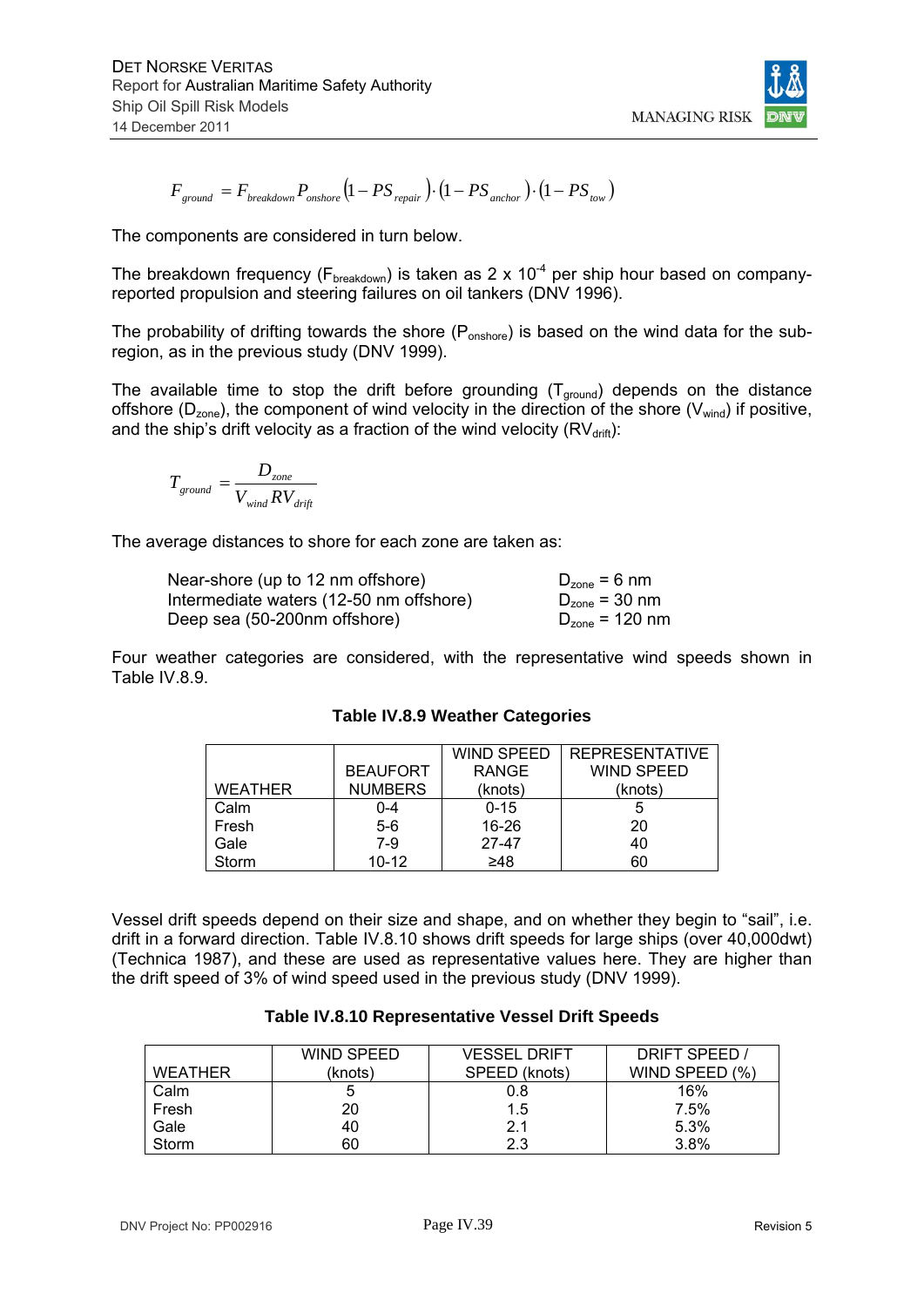$$F_{ground} = F_{breakdown} P_{onshore} (1 - PS_{repair}) \cdot (1 - PS_{anchor}) \cdot (1 - PS_{tow})$$

The components are considered in turn below.

The breakdown frequency ($F_{breakdown}$) is taken as 2 x $10^{-4}$ per ship hour based on company-reported propulsion and steering failures on oil tankers (DNV 1996).

The probability of drifting towards the shore ($P_{onshore}$) is based on the wind data for the sub-region, as in the previous study (DNV 1999).

The available time to stop the drift before grounding ($T_{ground}$) depends on the distance offshore ($D_{zone}$), the component of wind velocity in the direction of the shore ($V_{wind}$) if positive, and the ship's drift velocity as a fraction of the wind velocity ($RV_{drift}$):

$$T_{ground} = \frac{D_{zone}}{V_{wind} RV_{drift}}$$

The average distances to shore for each zone are taken as:

| | |
|---|---|
| Near-shore (up to 12 nm offshore) | $D_{zone}$ = 6 nm |
| Intermediate waters (12-50 nm offshore) | $D_{zone}$ = 30 nm |
| Deep sea (50-200nm offshore) | $D_{zone}$ = 120 nm |

Four weather categories are considered, with the representative wind speeds shown in Table IV.8.9.

**Table IV.8.9 Weather Categories**

| WEATHER | BEAUFORT NUMBERS | WIND SPEED RANGE (knots) | REPRESENTATIVE WIND SPEED (knots) |
|---|---|---|---|
| Calm | 0-4 | 0-15 | 5 |
| Fresh | 5-6 | 16-26 | 20 |
| Gale | 7-9 | 27-47 | 40 |
| Storm | 10-12 | ≥48 | 60 |

Vessel drift speeds depend on their size and shape, and on whether they begin to "sail", i.e. drift in a forward direction. Table IV.8.10 shows drift speeds for large ships (over 40,000dwt) (Technica 1987), and these are used as representative values here. They are higher than the drift speed of 3% of wind speed used in the previous study (DNV 1999).

**Table IV.8.10 Representative Vessel Drift Speeds**

| WEATHER | WIND SPEED (knots) | VESSEL DRIFT SPEED (knots) | DRIFT SPEED / WIND SPEED (%) |
|---|---|---|---|
| Calm | 5 | 0.8 | 16% |
| Fresh | 20 | 1.5 | 7.5% |
| Gale | 40 | 2.1 | 5.3% |
| Storm | 60 | 2.3 | 3.8% |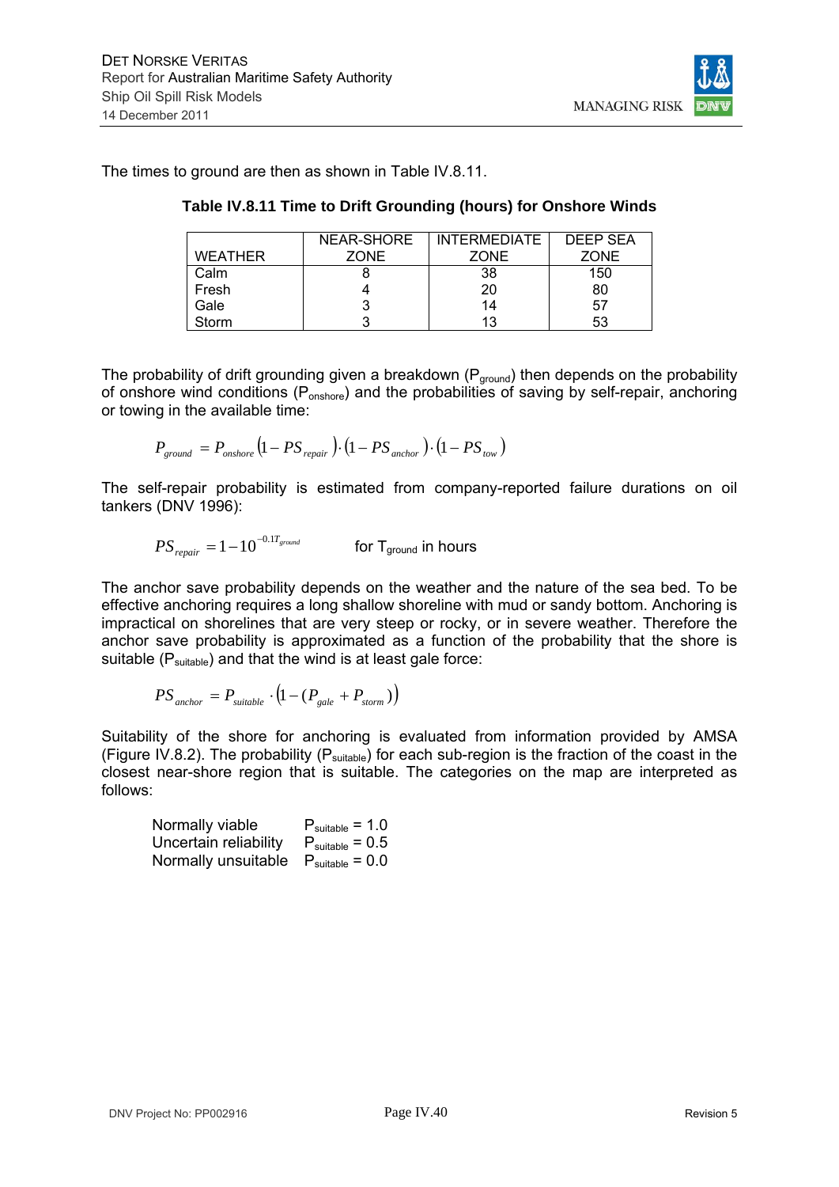The times to ground are then as shown in Table IV.8.11.

**Table IV.8.11 Time to Drift Grounding (hours) for Onshore Winds**

| WEATHER | NEAR-SHORE ZONE | INTERMEDIATE ZONE | DEEP SEA ZONE |
|---|---|---|---|
| Calm | 8 | 38 | 150 |
| Fresh | 4 | 20 | 80 |
| Gale | 3 | 14 | 57 |
| Storm | 3 | 13 | 53 |

The probability of drift grounding given a breakdown ($P_{ground}$) then depends on the probability of onshore wind conditions ($P_{onshore}$) and the probabilities of saving by self-repair, anchoring or towing in the available time:

$$P_{ground} = P_{onshore}\left(1 - PS_{repair}\right)\cdot\left(1 - PS_{anchor}\right)\cdot\left(1 - PS_{tow}\right)$$

The self-repair probability is estimated from company-reported failure durations on oil tankers (DNV 1996):

$$PS_{repair} = 1 - 10^{-0.1T_{ground}} \qquad \text{for } T_{ground} \text{ in hours}$$

The anchor save probability depends on the weather and the nature of the sea bed. To be effective anchoring requires a long shallow shoreline with mud or sandy bottom. Anchoring is impractical on shorelines that are very steep or rocky, or in severe weather. Therefore the anchor save probability is approximated as a function of the probability that the shore is suitable ($P_{suitable}$) and that the wind is at least gale force:

$$PS_{anchor} = P_{suitable}\cdot\left(1 - (P_{gale} + P_{storm})\right)$$

Suitability of the shore for anchoring is evaluated from information provided by AMSA (Figure IV.8.2). The probability ($P_{suitable}$) for each sub-region is the fraction of the coast in the closest near-shore region that is suitable. The categories on the map are interpreted as follows:

- Normally viable $P_{suitable} = 1.0$
- Uncertain reliability $P_{suitable} = 0.5$
- Normally unsuitable $P_{suitable} = 0.0$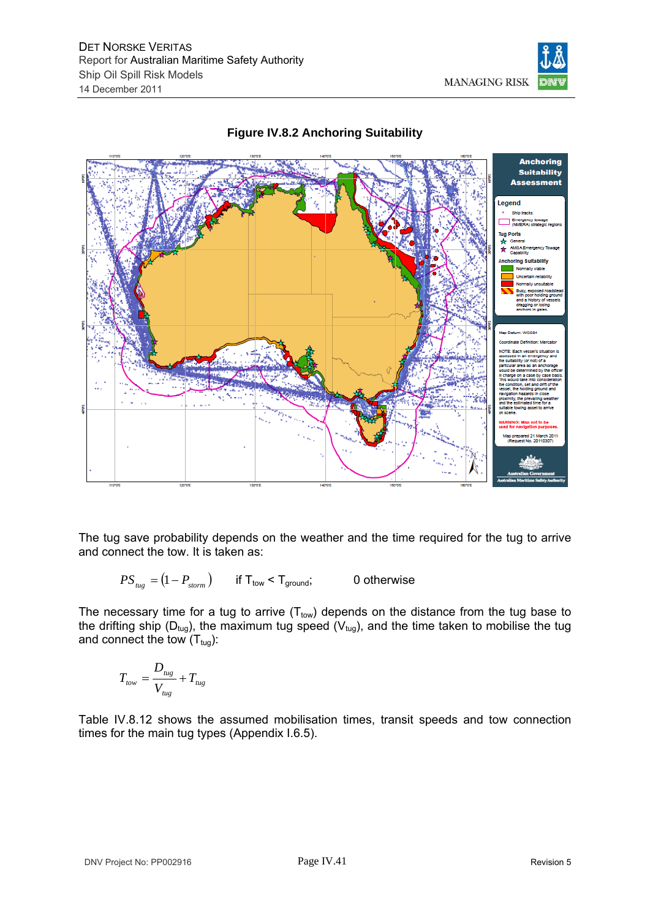**Figure IV.8.2 Anchoring Suitability**

The tug save probability depends on the weather and the time required for the tug to arrive and connect the tow. It is taken as:

$$PS_{tug} = (1 - P_{storm}) \quad \text{if } T_{tow} < T_{ground}; \qquad 0 \text{ otherwise}$$

The necessary time for a tug to arrive ($T_{tow}$) depends on the distance from the tug base to the drifting ship ($D_{tug}$), the maximum tug speed ($V_{tug}$), and the time taken to mobilise the tug and connect the tow ($T_{tug}$):

$$T_{tow} = \frac{D_{tug}}{V_{tug}} + T_{tug}$$

Table IV.8.12 shows the assumed mobilisation times, transit speeds and tow connection times for the main tug types (Appendix I.6.5).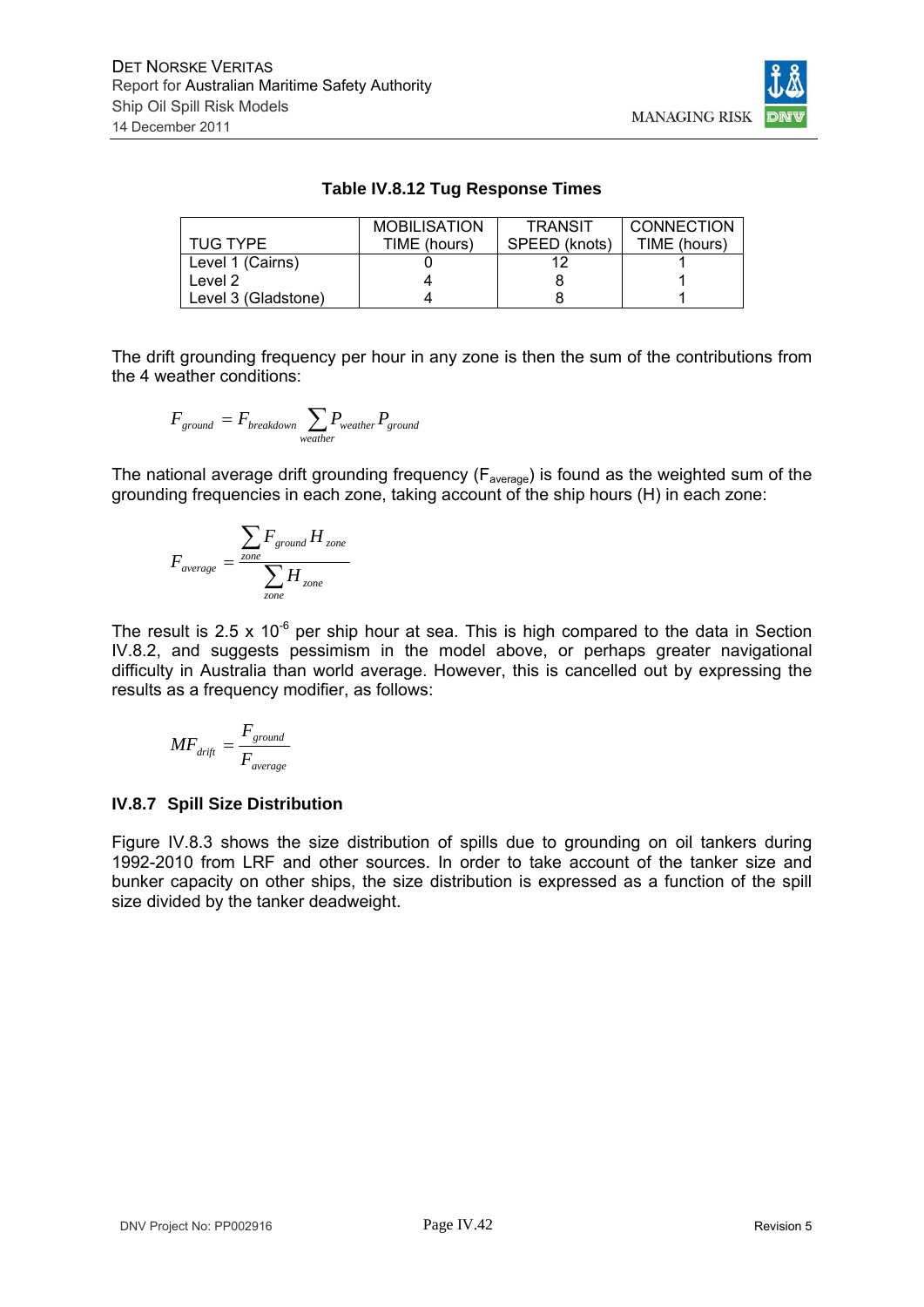**Table IV.8.12 Tug Response Times**

| TUG TYPE | MOBILISATION TIME (hours) | TRANSIT SPEED (knots) | CONNECTION TIME (hours) |
|---|---|---|---|
| Level 1 (Cairns) | 0 | 12 | 1 |
| Level 2 | 4 | 8 | 1 |
| Level 3 (Gladstone) | 4 | 8 | 1 |

The drift grounding frequency per hour in any zone is then the sum of the contributions from the 4 weather conditions:

$$F_{ground} = F_{breakdown} \sum_{weather} P_{weather} P_{ground}$$

The national average drift grounding frequency ($F_{average}$) is found as the weighted sum of the grounding frequencies in each zone, taking account of the ship hours (H) in each zone:

$$F_{average} = \frac{\sum_{zone} F_{ground} H_{zone}}{\sum_{zone} H_{zone}}$$

The result is 2.5 x $10^{-6}$ per ship hour at sea. This is high compared to the data in Section IV.8.2, and suggests pessimism in the model above, or perhaps greater navigational difficulty in Australia than world average. However, this is cancelled out by expressing the results as a frequency modifier, as follows:

$$MF_{drift} = \frac{F_{ground}}{F_{average}}$$

### IV.8.7 Spill Size Distribution

Figure IV.8.3 shows the size distribution of spills due to grounding on oil tankers during 1992-2010 from LRF and other sources. In order to take account of the tanker size and bunker capacity on other ships, the size distribution is expressed as a function of the spill size divided by the tanker deadweight.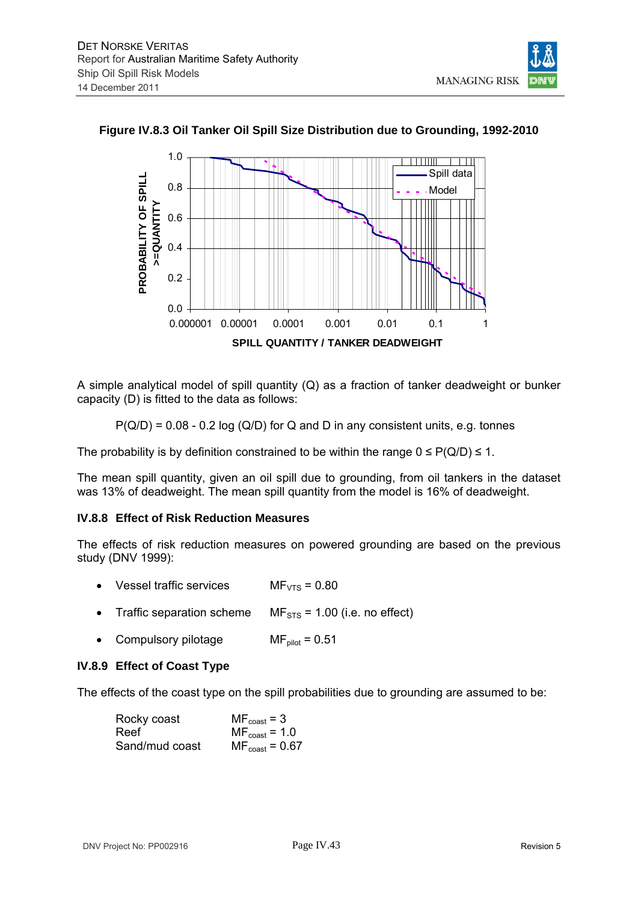**Figure IV.8.3 Oil Tanker Oil Spill Size Distribution due to Grounding, 1992-2010**

A simple analytical model of spill quantity (Q) as a fraction of tanker deadweight or bunker capacity (D) is fitted to the data as follows:

$$P(Q/D) = 0.08 - 0.2 \log (Q/D) \text{ for Q and D in any consistent units, e.g. tonnes}$$

The probability is by definition constrained to be within the range $0 \leq P(Q/D) \leq 1$.

The mean spill quantity, given an oil spill due to grounding, from oil tankers in the dataset was 13% of deadweight. The mean spill quantity from the model is 16% of deadweight.

### IV.8.8 Effect of Risk Reduction Measures

The effects of risk reduction measures on powered grounding are based on the previous study (DNV 1999):

- Vessel traffic services $MF_{VTS} = 0.80$
- Traffic separation scheme $MF_{STS} = 1.00$ (i.e. no effect)
- Compulsory pilotage $MF_{pilot} = 0.51$

### IV.8.9 Effect of Coast Type

The effects of the coast type on the spill probabilities due to grounding are assumed to be:

| | |
|---|---|
| Rocky coast | $MF_{coast} = 3$ |
| Reef | $MF_{coast} = 1.0$ |
| Sand/mud coast | $MF_{coast} = 0.67$ |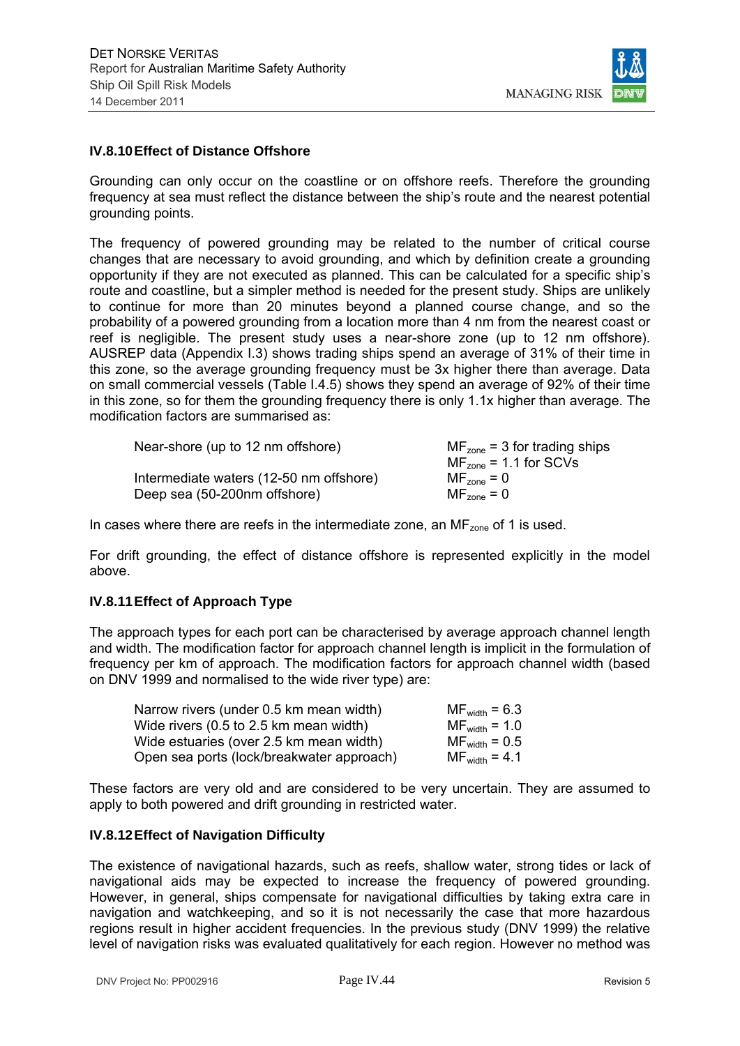### IV.8.10 Effect of Distance Offshore

Grounding can only occur on the coastline or on offshore reefs. Therefore the grounding frequency at sea must reflect the distance between the ship's route and the nearest potential grounding points.

The frequency of powered grounding may be related to the number of critical course changes that are necessary to avoid grounding, and which by definition create a grounding opportunity if they are not executed as planned. This can be calculated for a specific ship's route and coastline, but a simpler method is needed for the present study. Ships are unlikely to continue for more than 20 minutes beyond a planned course change, and so the probability of a powered grounding from a location more than 4 nm from the nearest coast or reef is negligible. The present study uses a near-shore zone (up to 12 nm offshore). AUSREP data (Appendix I.3) shows trading ships spend an average of 31% of their time in this zone, so the average grounding frequency must be 3x higher there than average. Data on small commercial vessels (Table I.4.5) shows they spend an average of 92% of their time in this zone, so for them the grounding frequency there is only 1.1x higher than average. The modification factors are summarised as:

| | |
|---|---|
| Near-shore (up to 12 nm offshore) | $MF_{zone}$ = 3 for trading ships |
| | $MF_{zone}$ = 1.1 for SCVs |
| Intermediate waters (12-50 nm offshore) | $MF_{zone}$ = 0 |
| Deep sea (50-200nm offshore) | $MF_{zone}$ = 0 |

In cases where there are reefs in the intermediate zone, an $MF_{zone}$ of 1 is used.

For drift grounding, the effect of distance offshore is represented explicitly in the model above.

### IV.8.11 Effect of Approach Type

The approach types for each port can be characterised by average approach channel length and width. The modification factor for approach channel length is implicit in the formulation of frequency per km of approach. The modification factors for approach channel width (based on DNV 1999 and normalised to the wide river type) are:

| | |
|---|---|
| Narrow rivers (under 0.5 km mean width) | $MF_{width}$ = 6.3 |
| Wide rivers (0.5 to 2.5 km mean width) | $MF_{width}$ = 1.0 |
| Wide estuaries (over 2.5 km mean width) | $MF_{width}$ = 0.5 |
| Open sea ports (lock/breakwater approach) | $MF_{width}$ = 4.1 |

These factors are very old and are considered to be very uncertain. They are assumed to apply to both powered and drift grounding in restricted water.

### IV.8.12 Effect of Navigation Difficulty

The existence of navigational hazards, such as reefs, shallow water, strong tides or lack of navigational aids may be expected to increase the frequency of powered grounding. However, in general, ships compensate for navigational difficulties by taking extra care in navigation and watchkeeping, and so it is not necessarily the case that more hazardous regions result in higher accident frequencies. In the previous study (DNV 1999) the relative level of navigation risks was evaluated qualitatively for each region. However no method was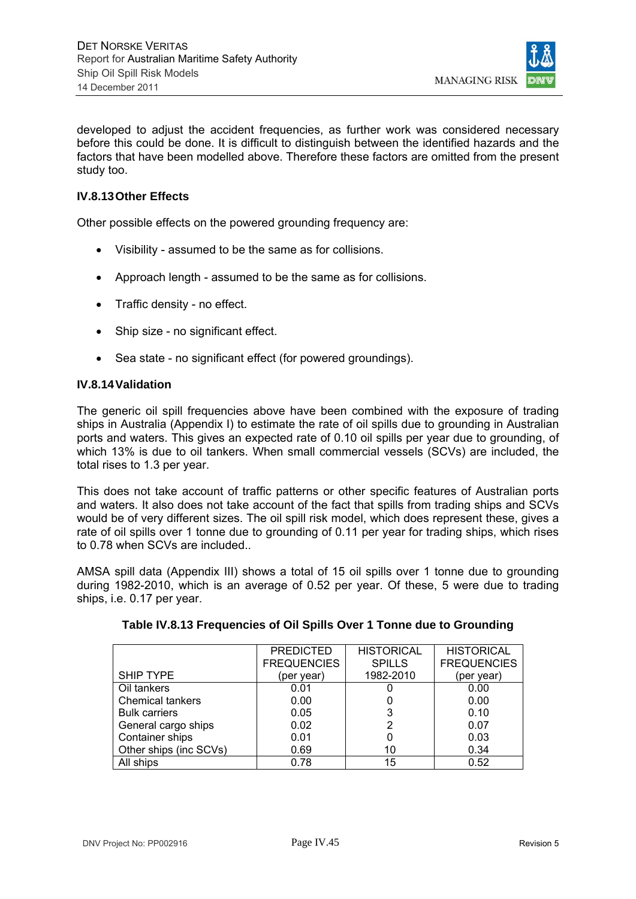developed to adjust the accident frequencies, as further work was considered necessary before this could be done. It is difficult to distinguish between the identified hazards and the factors that have been modelled above. Therefore these factors are omitted from the present study too.

### IV.8.13 Other Effects

Other possible effects on the powered grounding frequency are:

- Visibility - assumed to be the same as for collisions.
- Approach length - assumed to be the same as for collisions.
- Traffic density - no effect.
- Ship size - no significant effect.
- Sea state - no significant effect (for powered groundings).

### IV.8.14 Validation

The generic oil spill frequencies above have been combined with the exposure of trading ships in Australia (Appendix I) to estimate the rate of oil spills due to grounding in Australian ports and waters. This gives an expected rate of 0.10 oil spills per year due to grounding, of which 13% is due to oil tankers. When small commercial vessels (SCVs) are included, the total rises to 1.3 per year.

This does not take account of traffic patterns or other specific features of Australian ports and waters. It also does not take account of the fact that spills from trading ships and SCVs would be of very different sizes. The oil spill risk model, which does represent these, gives a rate of oil spills over 1 tonne due to grounding of 0.11 per year for trading ships, which rises to 0.78 when SCVs are included..

AMSA spill data (Appendix III) shows a total of 15 oil spills over 1 tonne due to grounding during 1982-2010, which is an average of 0.52 per year. Of these, 5 were due to trading ships, i.e. 0.17 per year.

**Table IV.8.13 Frequencies of Oil Spills Over 1 Tonne due to Grounding**

| SHIP TYPE | PREDICTED FREQUENCIES (per year) | HISTORICAL SPILLS 1982-2010 | HISTORICAL FREQUENCIES (per year) |
|---|---|---|---|
| Oil tankers | 0.01 | 0 | 0.00 |
| Chemical tankers | 0.00 | 0 | 0.00 |
| Bulk carriers | 0.05 | 3 | 0.10 |
| General cargo ships | 0.02 | 2 | 0.07 |
| Container ships | 0.01 | 0 | 0.03 |
| Other ships (inc SCVs) | 0.69 | 10 | 0.34 |
| All ships | 0.78 | 15 | 0.52 |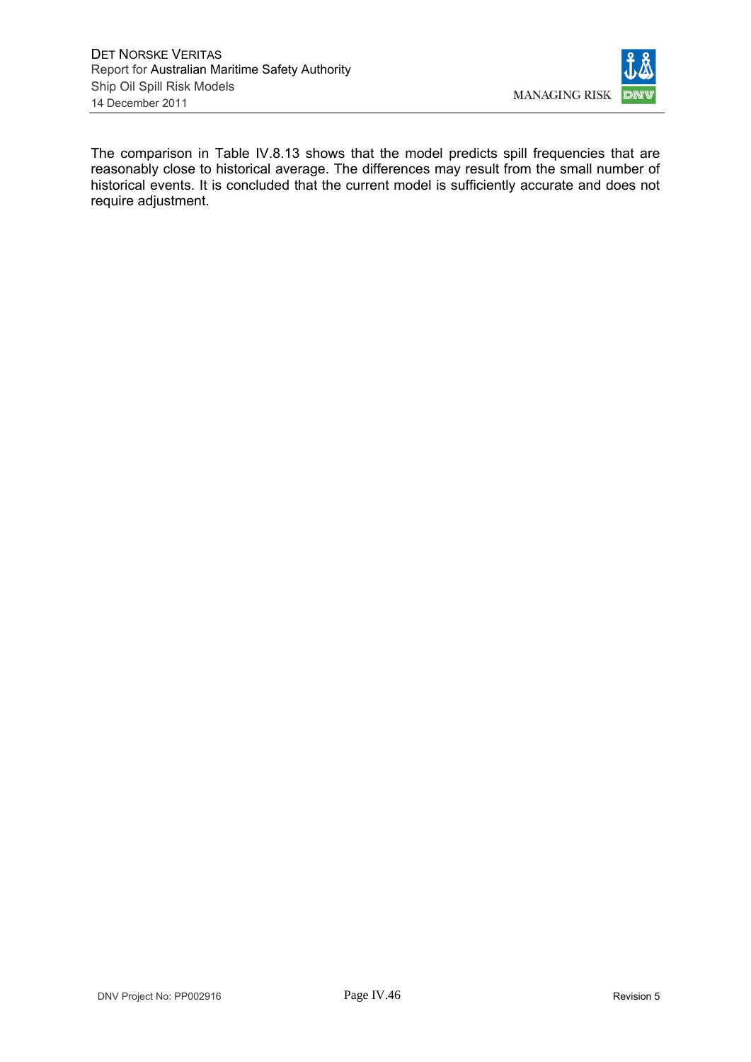The comparison in Table IV.8.13 shows that the model predicts spill frequencies that are reasonably close to historical average. The differences may result from the small number of historical events. It is concluded that the current model is sufficiently accurate and does not require adjustment.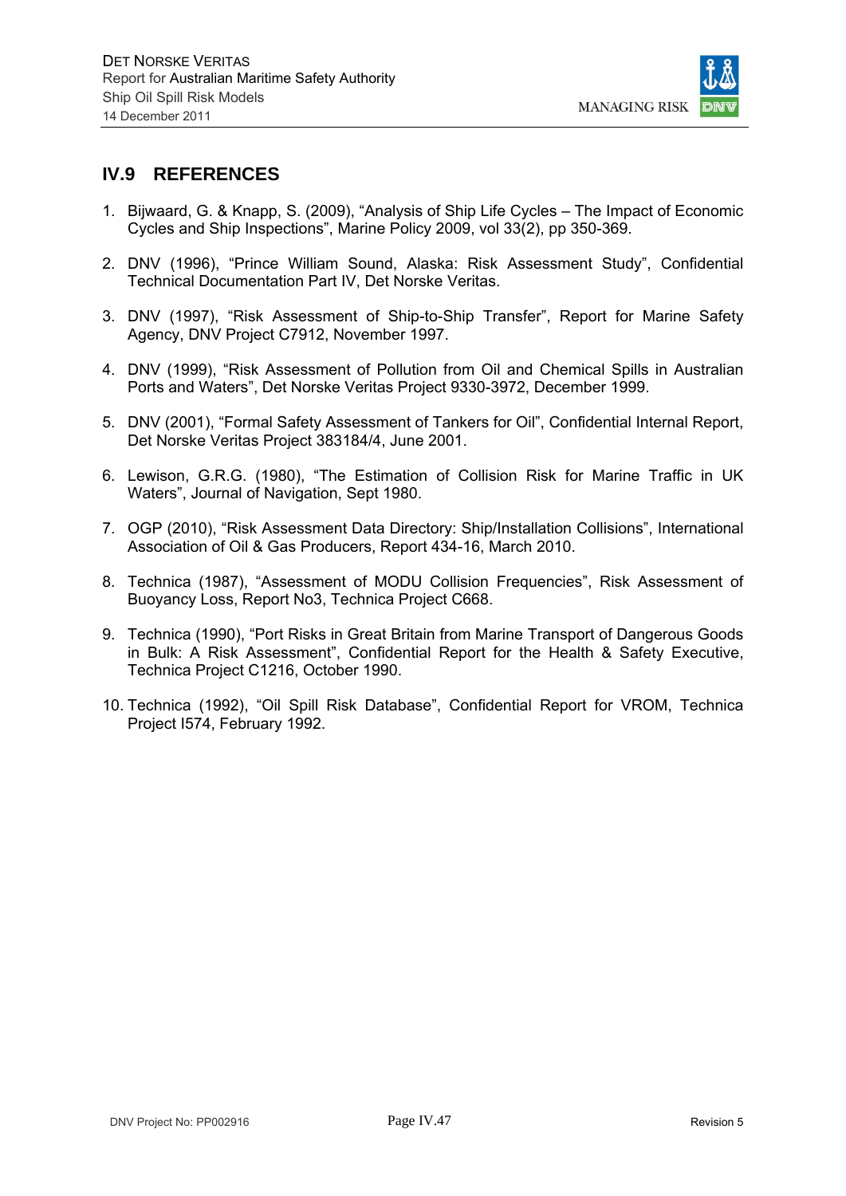## IV.9 REFERENCES

1. Bijwaard, G. & Knapp, S. (2009), "Analysis of Ship Life Cycles – The Impact of Economic Cycles and Ship Inspections", Marine Policy 2009, vol 33(2), pp 350-369.

2. DNV (1996), "Prince William Sound, Alaska: Risk Assessment Study", Confidential Technical Documentation Part IV, Det Norske Veritas.

3. DNV (1997), "Risk Assessment of Ship-to-Ship Transfer", Report for Marine Safety Agency, DNV Project C7912, November 1997.

4. DNV (1999), "Risk Assessment of Pollution from Oil and Chemical Spills in Australian Ports and Waters", Det Norske Veritas Project 9330-3972, December 1999.

5. DNV (2001), "Formal Safety Assessment of Tankers for Oil", Confidential Internal Report, Det Norske Veritas Project 383184/4, June 2001.

6. Lewison, G.R.G. (1980), "The Estimation of Collision Risk for Marine Traffic in UK Waters", Journal of Navigation, Sept 1980.

7. OGP (2010), "Risk Assessment Data Directory: Ship/Installation Collisions", International Association of Oil & Gas Producers, Report 434-16, March 2010.

8. Technica (1987), "Assessment of MODU Collision Frequencies", Risk Assessment of Buoyancy Loss, Report No3, Technica Project C668.

9. Technica (1990), "Port Risks in Great Britain from Marine Transport of Dangerous Goods in Bulk: A Risk Assessment", Confidential Report for the Health & Safety Executive, Technica Project C1216, October 1990.

10. Technica (1992), "Oil Spill Risk Database", Confidential Report for VROM, Technica Project I574, February 1992.